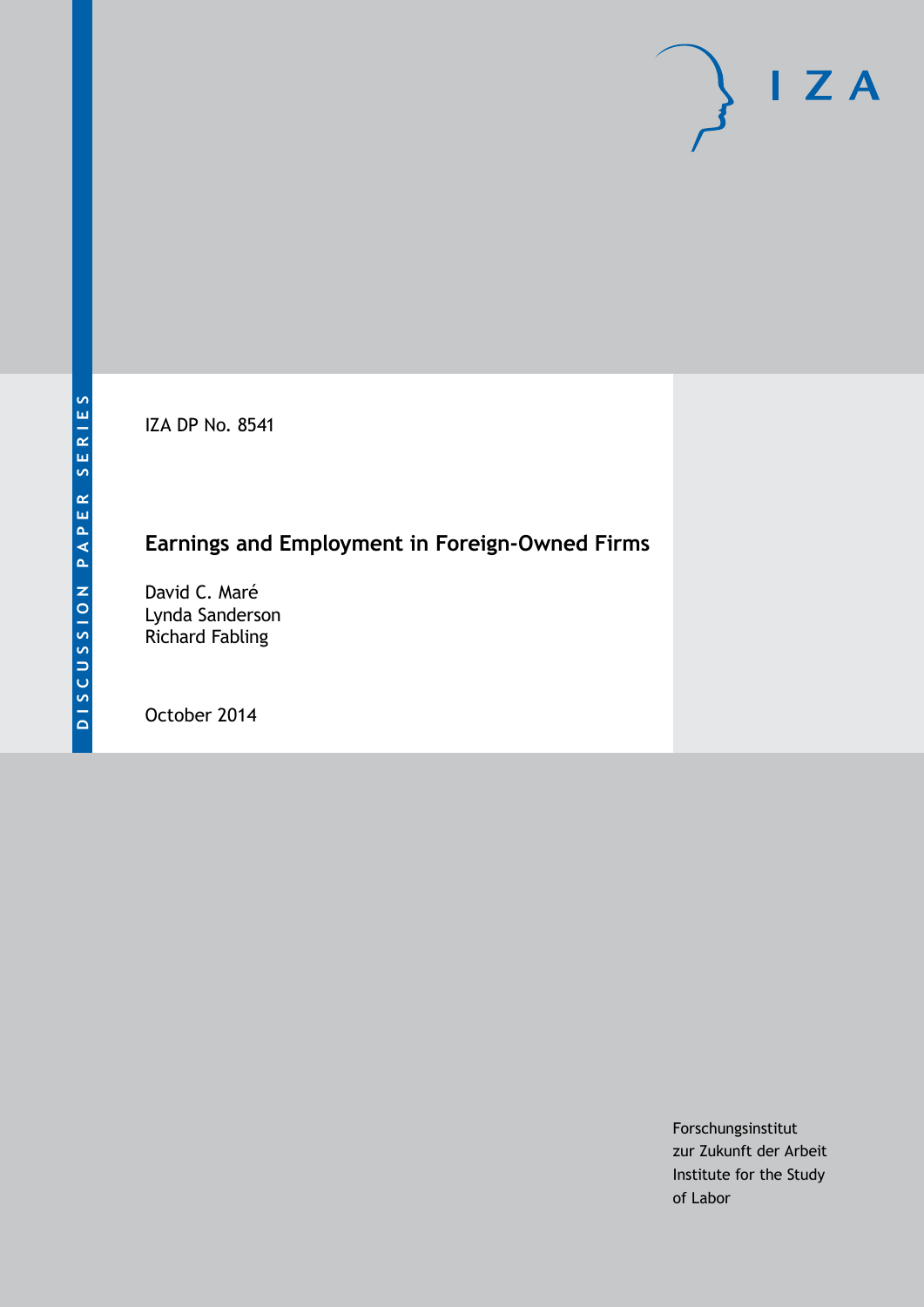DISCUSSION PAPER SERIES

IZA DP No. 8541

# Earnings and Employment in Foreign-Owned Firms

David C. Maré
Lynda Sanderson
Richard Fabling

October 2014

Forschungsinstitut
zur Zukunft der Arbeit
Institute for the Study
of Labor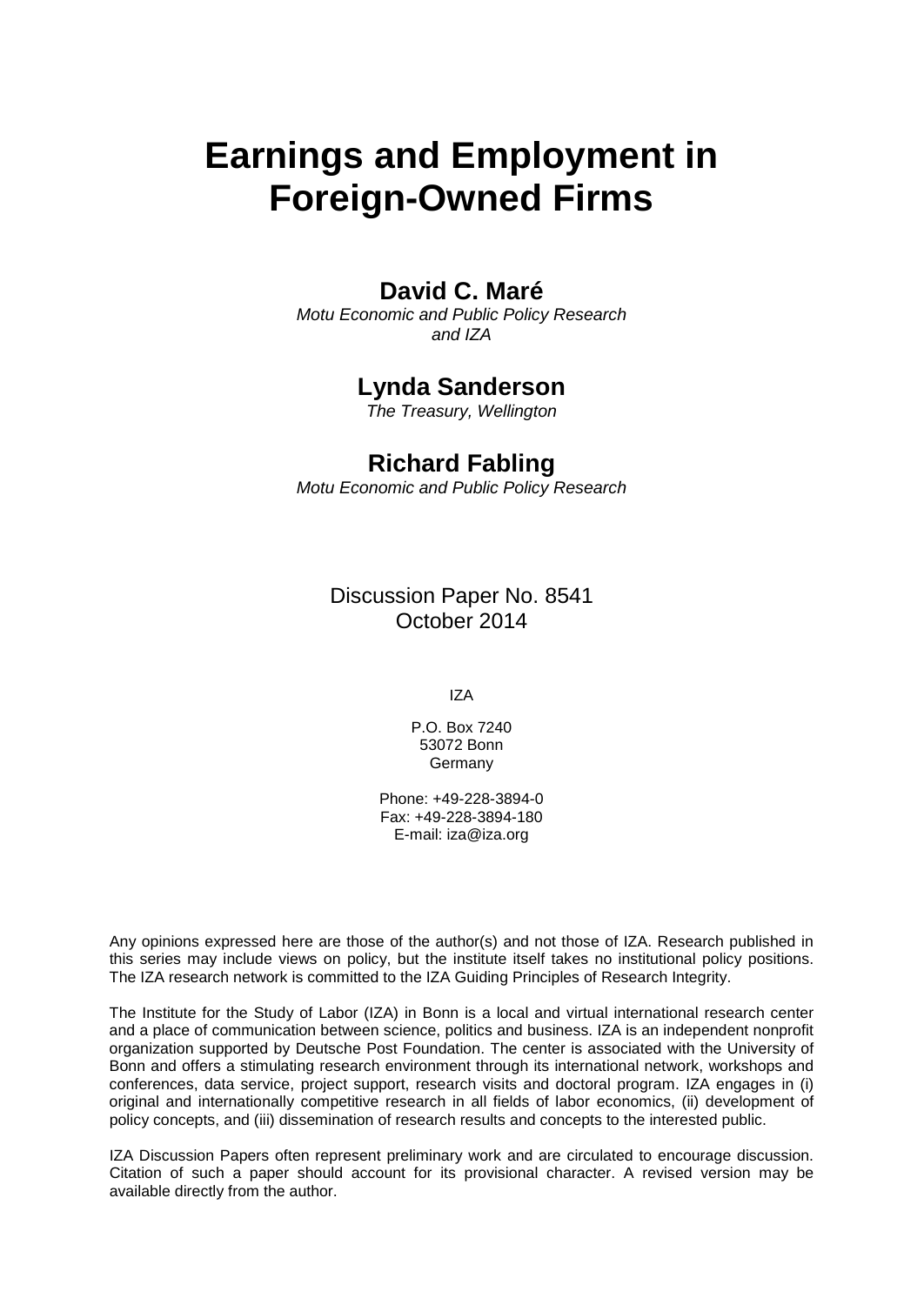# Earnings and Employment in Foreign-Owned Firms

## David C. Maré

*Motu Economic and Public Policy Research and IZA*

## Lynda Sanderson

*The Treasury, Wellington*

## Richard Fabling

*Motu Economic and Public Policy Research*

Discussion Paper No. 8541
October 2014

IZA

P.O. Box 7240
53072 Bonn
Germany

Phone: +49-228-3894-0
Fax: +49-228-3894-180
E-mail: iza@iza.org

Any opinions expressed here are those of the author(s) and not those of IZA. Research published in this series may include views on policy, but the institute itself takes no institutional policy positions. The IZA research network is committed to the IZA Guiding Principles of Research Integrity.

The Institute for the Study of Labor (IZA) in Bonn is a local and virtual international research center and a place of communication between science, politics and business. IZA is an independent nonprofit organization supported by Deutsche Post Foundation. The center is associated with the University of Bonn and offers a stimulating research environment through its international network, workshops and conferences, data service, project support, research visits and doctoral program. IZA engages in (i) original and internationally competitive research in all fields of labor economics, (ii) development of policy concepts, and (iii) dissemination of research results and concepts to the interested public.

IZA Discussion Papers often represent preliminary work and are circulated to encourage discussion. Citation of such a paper should account for its provisional character. A revised version may be available directly from the author.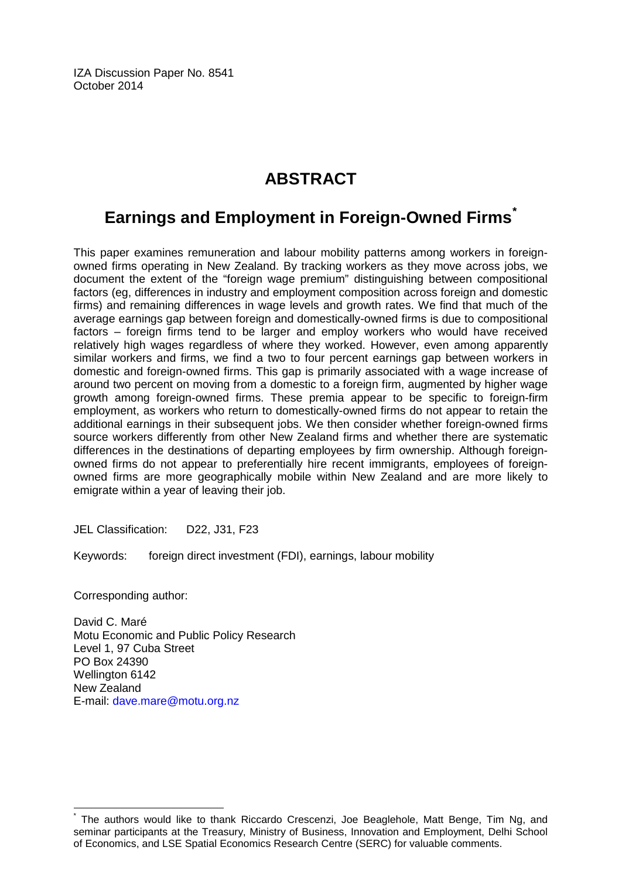IZA Discussion Paper No. 8541
October 2014

# ABSTRACT

## Earnings and Employment in Foreign-Owned Firms[*]

This paper examines remuneration and labour mobility patterns among workers in foreign-owned firms operating in New Zealand. By tracking workers as they move across jobs, we document the extent of the "foreign wage premium" distinguishing between compositional factors (eg, differences in industry and employment composition across foreign and domestic firms) and remaining differences in wage levels and growth rates. We find that much of the average earnings gap between foreign and domestically-owned firms is due to compositional factors – foreign firms tend to be larger and employ workers who would have received relatively high wages regardless of where they worked. However, even among apparently similar workers and firms, we find a two to four percent earnings gap between workers in domestic and foreign-owned firms. This gap is primarily associated with a wage increase of around two percent on moving from a domestic to a foreign firm, augmented by higher wage growth among foreign-owned firms. These premia appear to be specific to foreign-firm employment, as workers who return to domestically-owned firms do not appear to retain the additional earnings in their subsequent jobs. We then consider whether foreign-owned firms source workers differently from other New Zealand firms and whether there are systematic differences in the destinations of departing employees by firm ownership. Although foreign-owned firms do not appear to preferentially hire recent immigrants, employees of foreign-owned firms are more geographically mobile within New Zealand and are more likely to emigrate within a year of leaving their job.

JEL Classification: D22, J31, F23

Keywords: foreign direct investment (FDI), earnings, labour mobility

Corresponding author:

David C. Maré
Motu Economic and Public Policy Research
Level 1, 97 Cuba Street
PO Box 24390
Wellington 6142
New Zealand
E-mail: dave.mare@motu.org.nz

[*] The authors would like to thank Riccardo Crescenzi, Joe Beaglehole, Matt Benge, Tim Ng, and seminar participants at the Treasury, Ministry of Business, Innovation and Employment, Delhi School of Economics, and LSE Spatial Economics Research Centre (SERC) for valuable comments.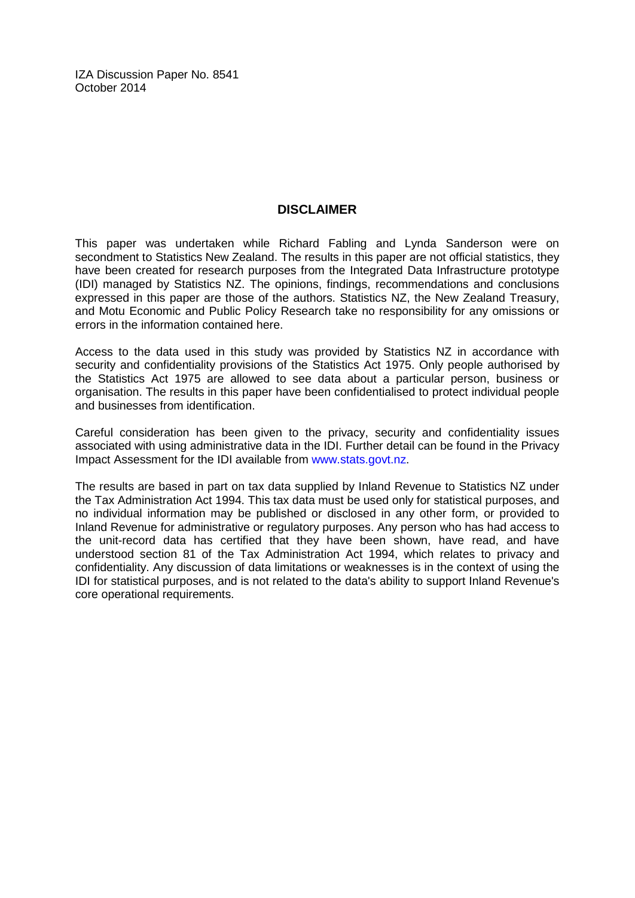IZA Discussion Paper No. 8541
October 2014

## DISCLAIMER

This paper was undertaken while Richard Fabling and Lynda Sanderson were on secondment to Statistics New Zealand. The results in this paper are not official statistics, they have been created for research purposes from the Integrated Data Infrastructure prototype (IDI) managed by Statistics NZ. The opinions, findings, recommendations and conclusions expressed in this paper are those of the authors. Statistics NZ, the New Zealand Treasury, and Motu Economic and Public Policy Research take no responsibility for any omissions or errors in the information contained here.

Access to the data used in this study was provided by Statistics NZ in accordance with security and confidentiality provisions of the Statistics Act 1975. Only people authorised by the Statistics Act 1975 are allowed to see data about a particular person, business or organisation. The results in this paper have been confidentialised to protect individual people and businesses from identification.

Careful consideration has been given to the privacy, security and confidentiality issues associated with using administrative data in the IDI. Further detail can be found in the Privacy Impact Assessment for the IDI available from www.stats.govt.nz.

The results are based in part on tax data supplied by Inland Revenue to Statistics NZ under the Tax Administration Act 1994. This tax data must be used only for statistical purposes, and no individual information may be published or disclosed in any other form, or provided to Inland Revenue for administrative or regulatory purposes. Any person who has had access to the unit-record data has certified that they have been shown, have read, and have understood section 81 of the Tax Administration Act 1994, which relates to privacy and confidentiality. Any discussion of data limitations or weaknesses is in the context of using the IDI for statistical purposes, and is not related to the data's ability to support Inland Revenue's core operational requirements.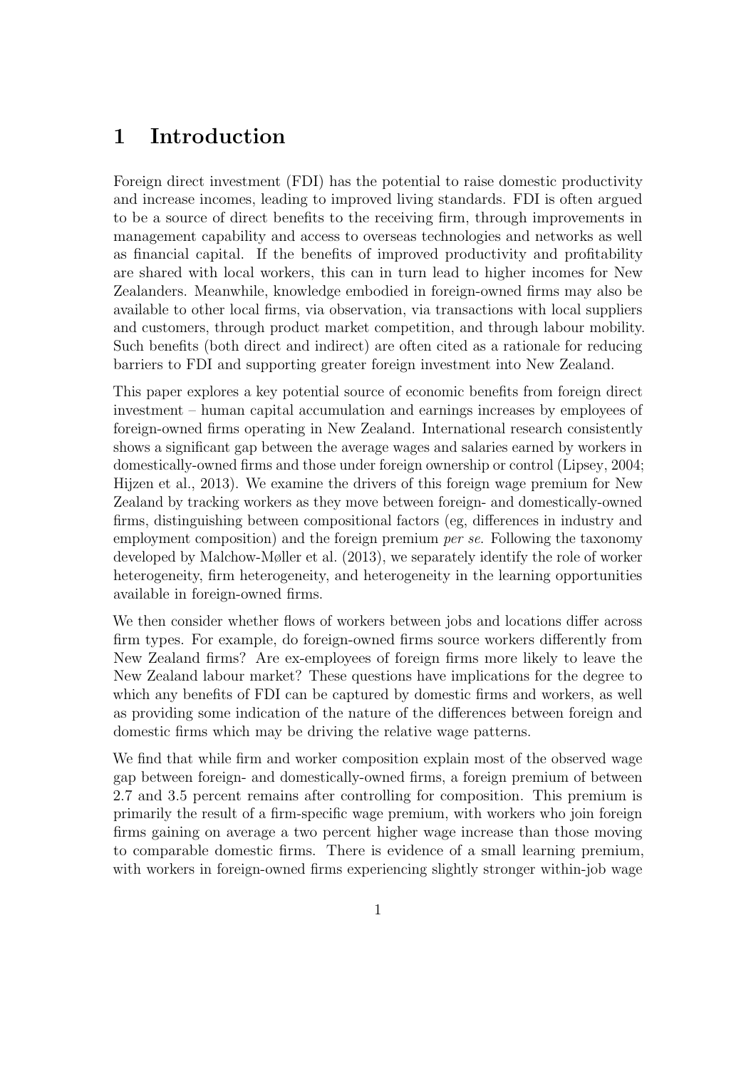# 1 Introduction

Foreign direct investment (FDI) has the potential to raise domestic productivity and increase incomes, leading to improved living standards. FDI is often argued to be a source of direct benefits to the receiving firm, through improvements in management capability and access to overseas technologies and networks as well as financial capital. If the benefits of improved productivity and profitability are shared with local workers, this can in turn lead to higher incomes for New Zealanders. Meanwhile, knowledge embodied in foreign-owned firms may also be available to other local firms, via observation, via transactions with local suppliers and customers, through product market competition, and through labour mobility. Such benefits (both direct and indirect) are often cited as a rationale for reducing barriers to FDI and supporting greater foreign investment into New Zealand.

This paper explores a key potential source of economic benefits from foreign direct investment – human capital accumulation and earnings increases by employees of foreign-owned firms operating in New Zealand. International research consistently shows a significant gap between the average wages and salaries earned by workers in domestically-owned firms and those under foreign ownership or control (Lipsey, 2004; Hijzen et al., 2013). We examine the drivers of this foreign wage premium for New Zealand by tracking workers as they move between foreign- and domestically-owned firms, distinguishing between compositional factors (eg, differences in industry and employment composition) and the foreign premium *per se*. Following the taxonomy developed by Malchow-Møller et al. (2013), we separately identify the role of worker heterogeneity, firm heterogeneity, and heterogeneity in the learning opportunities available in foreign-owned firms.

We then consider whether flows of workers between jobs and locations differ across firm types. For example, do foreign-owned firms source workers differently from New Zealand firms? Are ex-employees of foreign firms more likely to leave the New Zealand labour market? These questions have implications for the degree to which any benefits of FDI can be captured by domestic firms and workers, as well as providing some indication of the nature of the differences between foreign and domestic firms which may be driving the relative wage patterns.

We find that while firm and worker composition explain most of the observed wage gap between foreign- and domestically-owned firms, a foreign premium of between 2.7 and 3.5 percent remains after controlling for composition. This premium is primarily the result of a firm-specific wage premium, with workers who join foreign firms gaining on average a two percent higher wage increase than those moving to comparable domestic firms. There is evidence of a small learning premium, with workers in foreign-owned firms experiencing slightly stronger within-job wage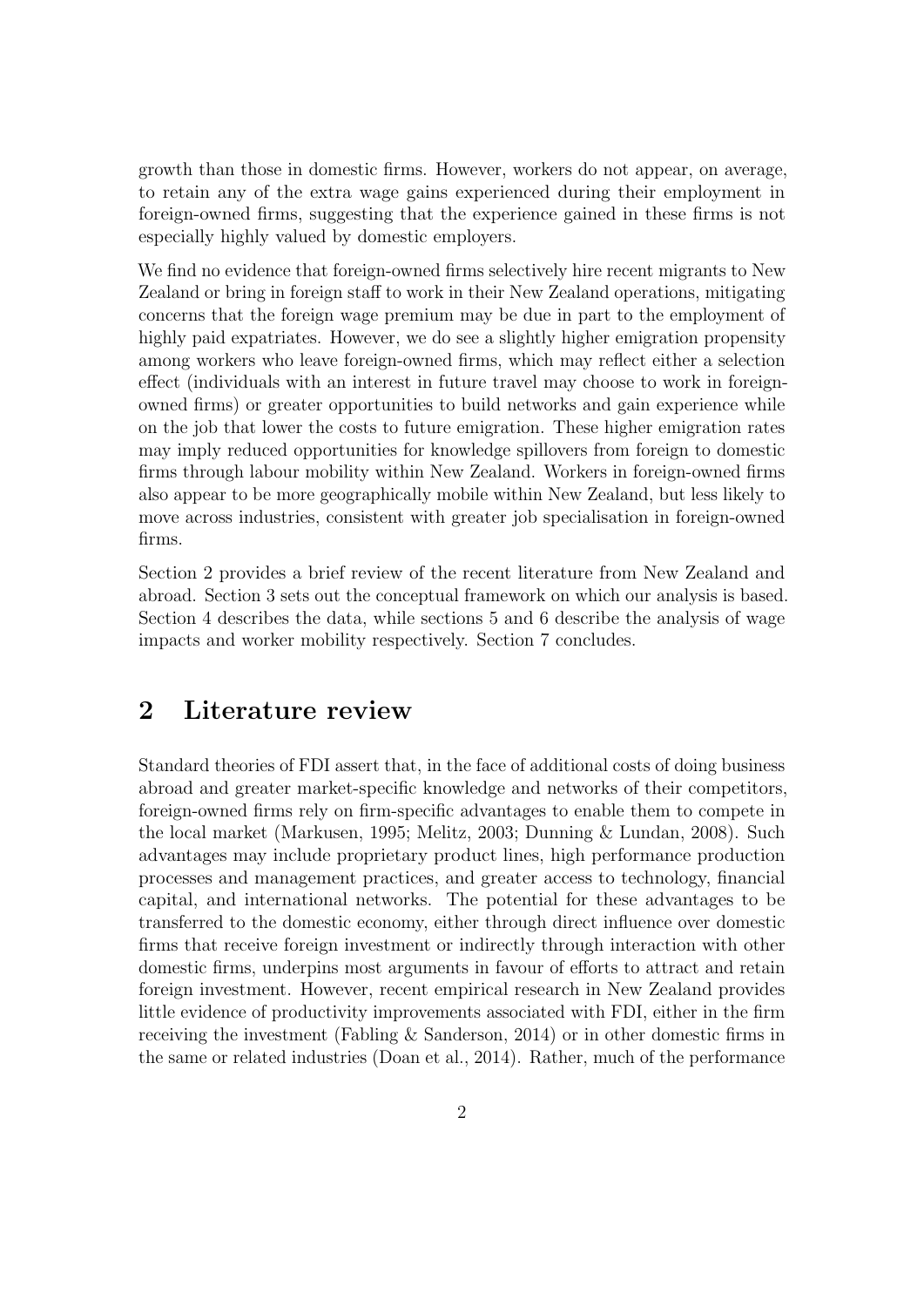growth than those in domestic firms. However, workers do not appear, on average, to retain any of the extra wage gains experienced during their employment in foreign-owned firms, suggesting that the experience gained in these firms is not especially highly valued by domestic employers.

We find no evidence that foreign-owned firms selectively hire recent migrants to New Zealand or bring in foreign staff to work in their New Zealand operations, mitigating concerns that the foreign wage premium may be due in part to the employment of highly paid expatriates. However, we do see a slightly higher emigration propensity among workers who leave foreign-owned firms, which may reflect either a selection effect (individuals with an interest in future travel may choose to work in foreign-owned firms) or greater opportunities to build networks and gain experience while on the job that lower the costs to future emigration. These higher emigration rates may imply reduced opportunities for knowledge spillovers from foreign to domestic firms through labour mobility within New Zealand. Workers in foreign-owned firms also appear to be more geographically mobile within New Zealand, but less likely to move across industries, consistent with greater job specialisation in foreign-owned firms.

Section 2 provides a brief review of the recent literature from New Zealand and abroad. Section 3 sets out the conceptual framework on which our analysis is based. Section 4 describes the data, while sections 5 and 6 describe the analysis of wage impacts and worker mobility respectively. Section 7 concludes.

## 2 Literature review

Standard theories of FDI assert that, in the face of additional costs of doing business abroad and greater market-specific knowledge and networks of their competitors, foreign-owned firms rely on firm-specific advantages to enable them to compete in the local market (Markusen, 1995; Melitz, 2003; Dunning & Lundan, 2008). Such advantages may include proprietary product lines, high performance production processes and management practices, and greater access to technology, financial capital, and international networks. The potential for these advantages to be transferred to the domestic economy, either through direct influence over domestic firms that receive foreign investment or indirectly through interaction with other domestic firms, underpins most arguments in favour of efforts to attract and retain foreign investment. However, recent empirical research in New Zealand provides little evidence of productivity improvements associated with FDI, either in the firm receiving the investment (Fabling & Sanderson, 2014) or in other domestic firms in the same or related industries (Doan et al., 2014). Rather, much of the performance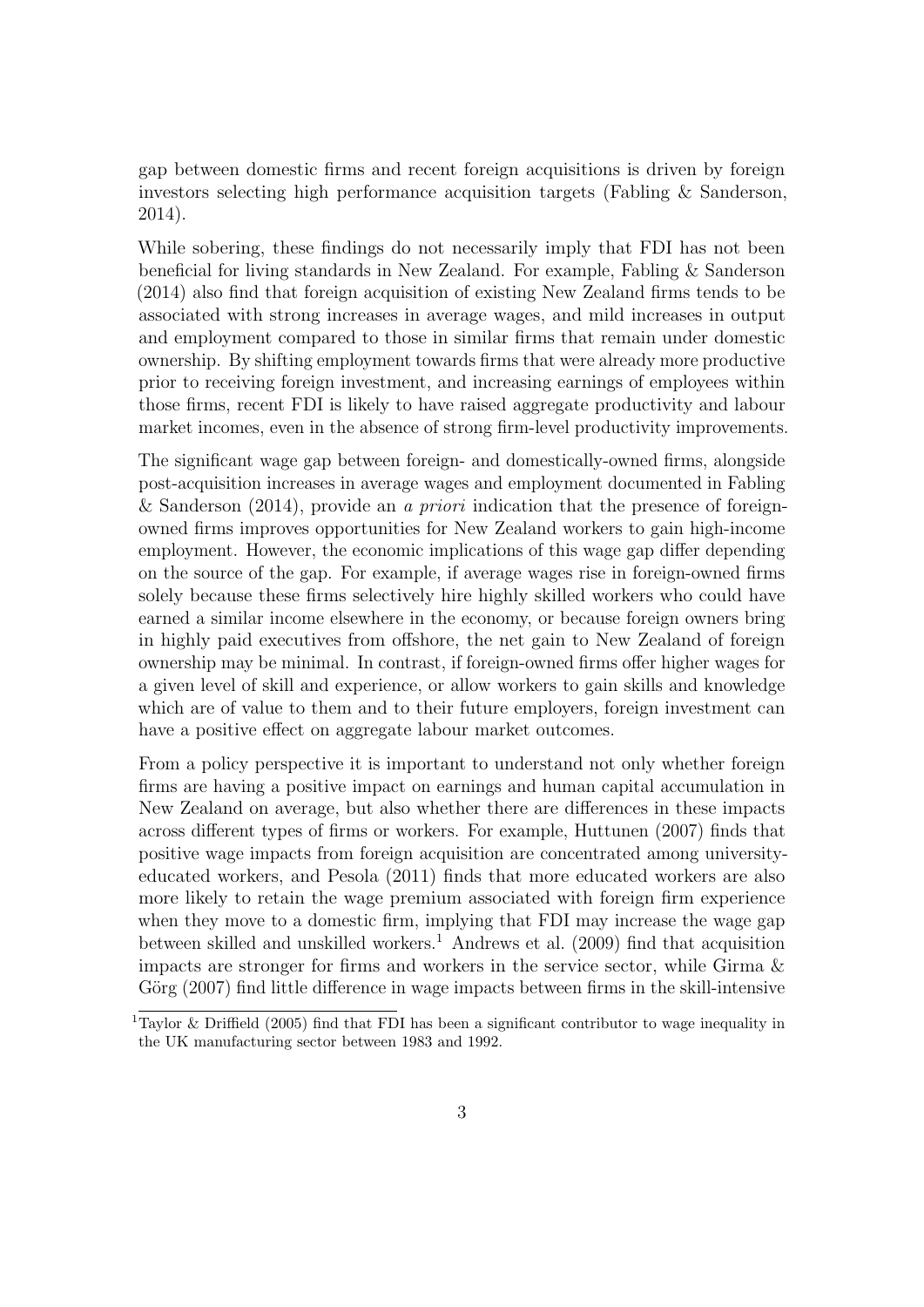gap between domestic firms and recent foreign acquisitions is driven by foreign investors selecting high performance acquisition targets (Fabling & Sanderson, 2014).

While sobering, these findings do not necessarily imply that FDI has not been beneficial for living standards in New Zealand. For example, Fabling & Sanderson (2014) also find that foreign acquisition of existing New Zealand firms tends to be associated with strong increases in average wages, and mild increases in output and employment compared to those in similar firms that remain under domestic ownership. By shifting employment towards firms that were already more productive prior to receiving foreign investment, and increasing earnings of employees within those firms, recent FDI is likely to have raised aggregate productivity and labour market incomes, even in the absence of strong firm-level productivity improvements.

The significant wage gap between foreign- and domestically-owned firms, alongside post-acquisition increases in average wages and employment documented in Fabling & Sanderson (2014), provide an *a priori* indication that the presence of foreign-owned firms improves opportunities for New Zealand workers to gain high-income employment. However, the economic implications of this wage gap differ depending on the source of the gap. For example, if average wages rise in foreign-owned firms solely because these firms selectively hire highly skilled workers who could have earned a similar income elsewhere in the economy, or because foreign owners bring in highly paid executives from offshore, the net gain to New Zealand of foreign ownership may be minimal. In contrast, if foreign-owned firms offer higher wages for a given level of skill and experience, or allow workers to gain skills and knowledge which are of value to them and to their future employers, foreign investment can have a positive effect on aggregate labour market outcomes.

From a policy perspective it is important to understand not only whether foreign firms are having a positive impact on earnings and human capital accumulation in New Zealand on average, but also whether there are differences in these impacts across different types of firms or workers. For example, Huttunen (2007) finds that positive wage impacts from foreign acquisition are concentrated among university-educated workers, and Pesola (2011) finds that more educated workers are also more likely to retain the wage premium associated with foreign firm experience when they move to a domestic firm, implying that FDI may increase the wage gap between skilled and unskilled workers.[1] Andrews et al. (2009) find that acquisition impacts are stronger for firms and workers in the service sector, while Girma & Görg (2007) find little difference in wage impacts between firms in the skill-intensive

[1] Taylor & Driffield (2005) find that FDI has been a significant contributor to wage inequality in the UK manufacturing sector between 1983 and 1992.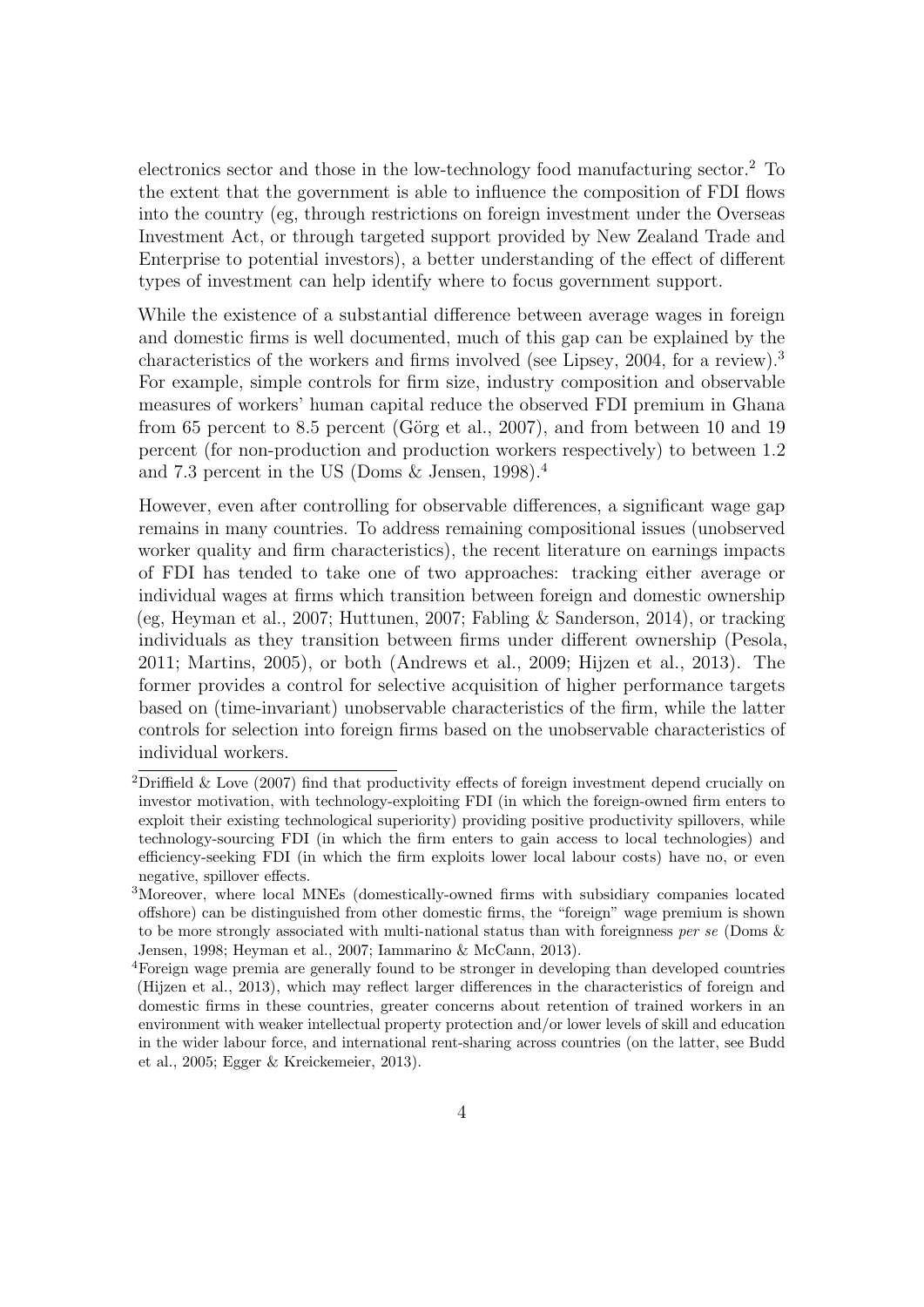electronics sector and those in the low-technology food manufacturing sector.[2] To the extent that the government is able to influence the composition of FDI flows into the country (eg, through restrictions on foreign investment under the Overseas Investment Act, or through targeted support provided by New Zealand Trade and Enterprise to potential investors), a better understanding of the effect of different types of investment can help identify where to focus government support.

While the existence of a substantial difference between average wages in foreign and domestic firms is well documented, much of this gap can be explained by the characteristics of the workers and firms involved (see Lipsey, 2004, for a review).[3] For example, simple controls for firm size, industry composition and observable measures of workers' human capital reduce the observed FDI premium in Ghana from 65 percent to 8.5 percent (Görg et al., 2007), and from between 10 and 19 percent (for non-production and production workers respectively) to between 1.2 and 7.3 percent in the US (Doms & Jensen, 1998).[4]

However, even after controlling for observable differences, a significant wage gap remains in many countries. To address remaining compositional issues (unobserved worker quality and firm characteristics), the recent literature on earnings impacts of FDI has tended to take one of two approaches: tracking either average or individual wages at firms which transition between foreign and domestic ownership (eg, Heyman et al., 2007; Huttunen, 2007; Fabling & Sanderson, 2014), or tracking individuals as they transition between firms under different ownership (Pesola, 2011; Martins, 2005), or both (Andrews et al., 2009; Hijzen et al., 2013). The former provides a control for selective acquisition of higher performance targets based on (time-invariant) unobservable characteristics of the firm, while the latter controls for selection into foreign firms based on the unobservable characteristics of individual workers.

[2] Driffield & Love (2007) find that productivity effects of foreign investment depend crucially on investor motivation, with technology-exploiting FDI (in which the foreign-owned firm enters to exploit their existing technological superiority) providing positive productivity spillovers, while technology-sourcing FDI (in which the firm enters to gain access to local technologies) and efficiency-seeking FDI (in which the firm exploits lower local labour costs) have no, or even negative, spillover effects.

[3] Moreover, where local MNEs (domestically-owned firms with subsidiary companies located offshore) can be distinguished from other domestic firms, the "foreign" wage premium is shown to be more strongly associated with multi-national status than with foreignness *per se* (Doms & Jensen, 1998; Heyman et al., 2007; Iammarino & McCann, 2013).

[4] Foreign wage premia are generally found to be stronger in developing than developed countries (Hijzen et al., 2013), which may reflect larger differences in the characteristics of foreign and domestic firms in these countries, greater concerns about retention of trained workers in an environment with weaker intellectual property protection and/or lower levels of skill and education in the wider labour force, and international rent-sharing across countries (on the latter, see Budd et al., 2005; Egger & Kreickemeier, 2013).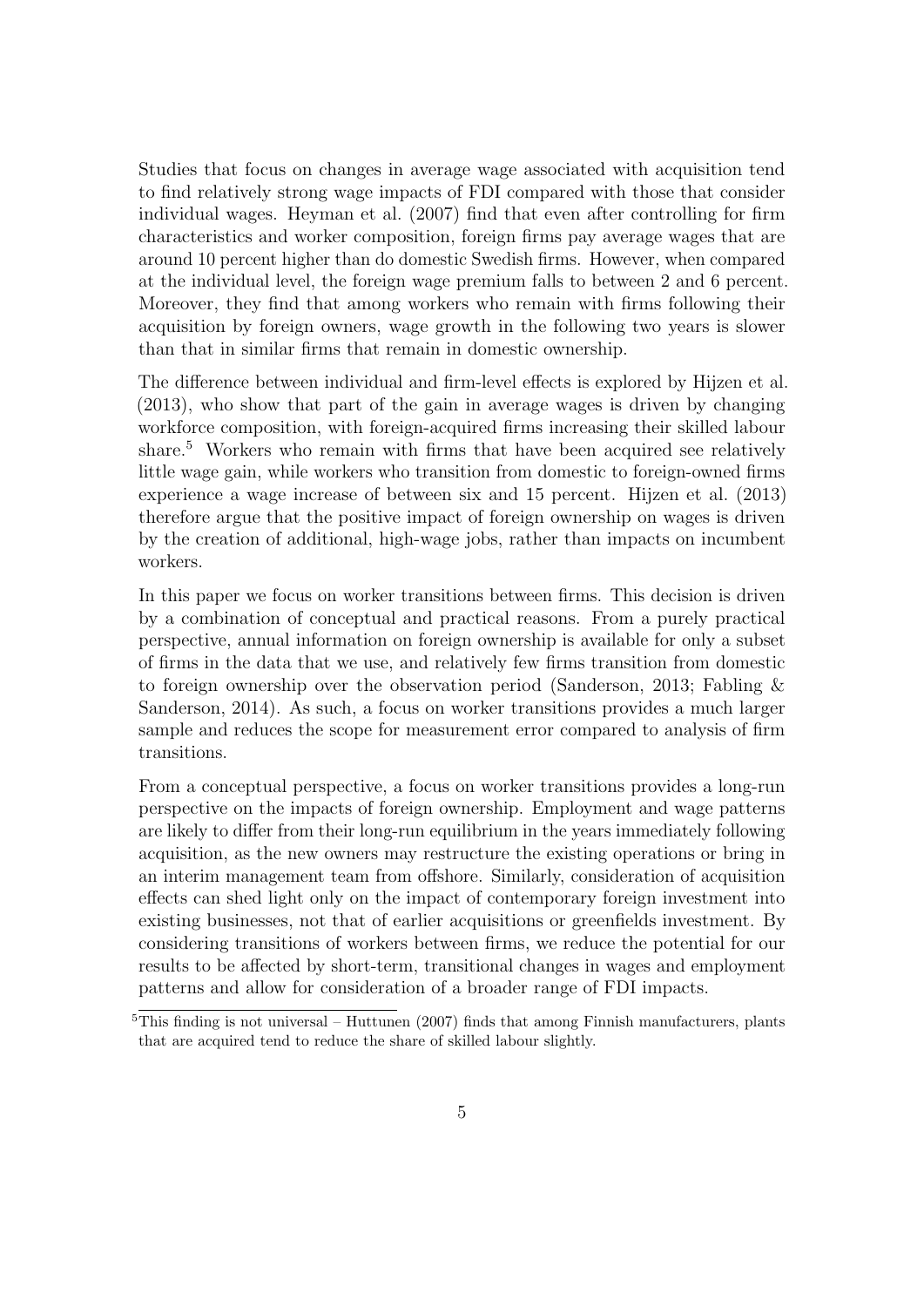Studies that focus on changes in average wage associated with acquisition tend to find relatively strong wage impacts of FDI compared with those that consider individual wages. Heyman et al. (2007) find that even after controlling for firm characteristics and worker composition, foreign firms pay average wages that are around 10 percent higher than do domestic Swedish firms. However, when compared at the individual level, the foreign wage premium falls to between 2 and 6 percent. Moreover, they find that among workers who remain with firms following their acquisition by foreign owners, wage growth in the following two years is slower than that in similar firms that remain in domestic ownership.

The difference between individual and firm-level effects is explored by Hijzen et al. (2013), who show that part of the gain in average wages is driven by changing workforce composition, with foreign-acquired firms increasing their skilled labour share.[5] Workers who remain with firms that have been acquired see relatively little wage gain, while workers who transition from domestic to foreign-owned firms experience a wage increase of between six and 15 percent. Hijzen et al. (2013) therefore argue that the positive impact of foreign ownership on wages is driven by the creation of additional, high-wage jobs, rather than impacts on incumbent workers.

In this paper we focus on worker transitions between firms. This decision is driven by a combination of conceptual and practical reasons. From a purely practical perspective, annual information on foreign ownership is available for only a subset of firms in the data that we use, and relatively few firms transition from domestic to foreign ownership over the observation period (Sanderson, 2013; Fabling & Sanderson, 2014). As such, a focus on worker transitions provides a much larger sample and reduces the scope for measurement error compared to analysis of firm transitions.

From a conceptual perspective, a focus on worker transitions provides a long-run perspective on the impacts of foreign ownership. Employment and wage patterns are likely to differ from their long-run equilibrium in the years immediately following acquisition, as the new owners may restructure the existing operations or bring in an interim management team from offshore. Similarly, consideration of acquisition effects can shed light only on the impact of contemporary foreign investment into existing businesses, not that of earlier acquisitions or greenfields investment. By considering transitions of workers between firms, we reduce the potential for our results to be affected by short-term, transitional changes in wages and employment patterns and allow for consideration of a broader range of FDI impacts.

[5] This finding is not universal – Huttunen (2007) finds that among Finnish manufacturers, plants that are acquired tend to reduce the share of skilled labour slightly.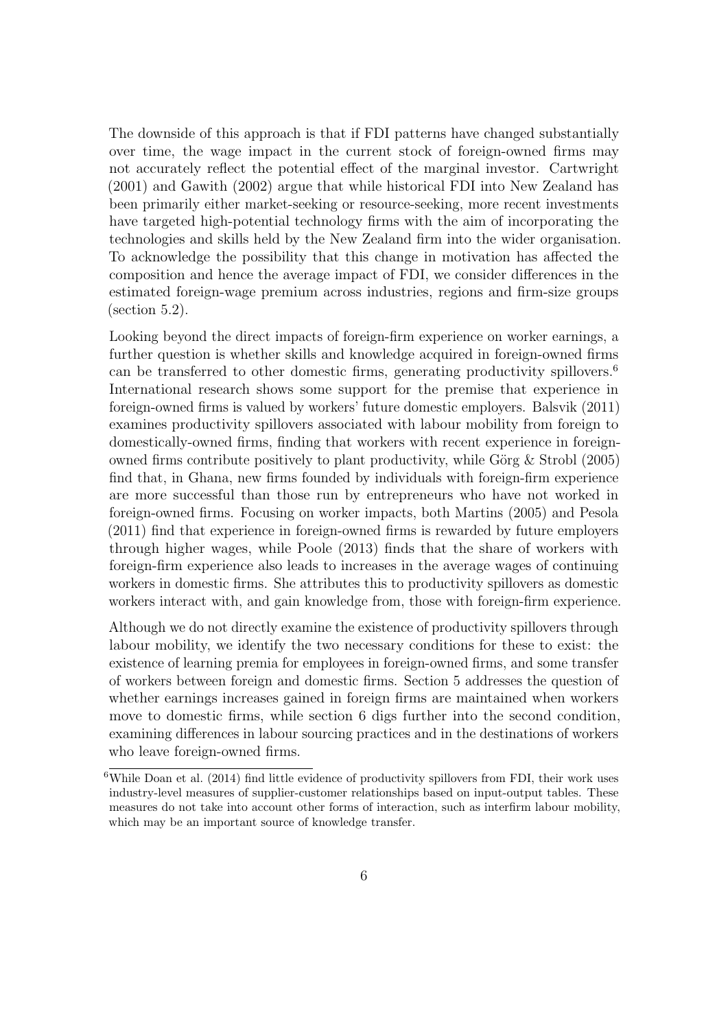The downside of this approach is that if FDI patterns have changed substantially over time, the wage impact in the current stock of foreign-owned firms may not accurately reflect the potential effect of the marginal investor. Cartwright (2001) and Gawith (2002) argue that while historical FDI into New Zealand has been primarily either market-seeking or resource-seeking, more recent investments have targeted high-potential technology firms with the aim of incorporating the technologies and skills held by the New Zealand firm into the wider organisation. To acknowledge the possibility that this change in motivation has affected the composition and hence the average impact of FDI, we consider differences in the estimated foreign-wage premium across industries, regions and firm-size groups (section 5.2).

Looking beyond the direct impacts of foreign-firm experience on worker earnings, a further question is whether skills and knowledge acquired in foreign-owned firms can be transferred to other domestic firms, generating productivity spillovers.[6] International research shows some support for the premise that experience in foreign-owned firms is valued by workers' future domestic employers. Balsvik (2011) examines productivity spillovers associated with labour mobility from foreign to domestically-owned firms, finding that workers with recent experience in foreign-owned firms contribute positively to plant productivity, while Görg & Strobl (2005) find that, in Ghana, new firms founded by individuals with foreign-firm experience are more successful than those run by entrepreneurs who have not worked in foreign-owned firms. Focusing on worker impacts, both Martins (2005) and Pesola (2011) find that experience in foreign-owned firms is rewarded by future employers through higher wages, while Poole (2013) finds that the share of workers with foreign-firm experience also leads to increases in the average wages of continuing workers in domestic firms. She attributes this to productivity spillovers as domestic workers interact with, and gain knowledge from, those with foreign-firm experience.

Although we do not directly examine the existence of productivity spillovers through labour mobility, we identify the two necessary conditions for these to exist: the existence of learning premia for employees in foreign-owned firms, and some transfer of workers between foreign and domestic firms. Section 5 addresses the question of whether earnings increases gained in foreign firms are maintained when workers move to domestic firms, while section 6 digs further into the second condition, examining differences in labour sourcing practices and in the destinations of workers who leave foreign-owned firms.

[6] While Doan et al. (2014) find little evidence of productivity spillovers from FDI, their work uses industry-level measures of supplier-customer relationships based on input-output tables. These measures do not take into account other forms of interaction, such as interfirm labour mobility, which may be an important source of knowledge transfer.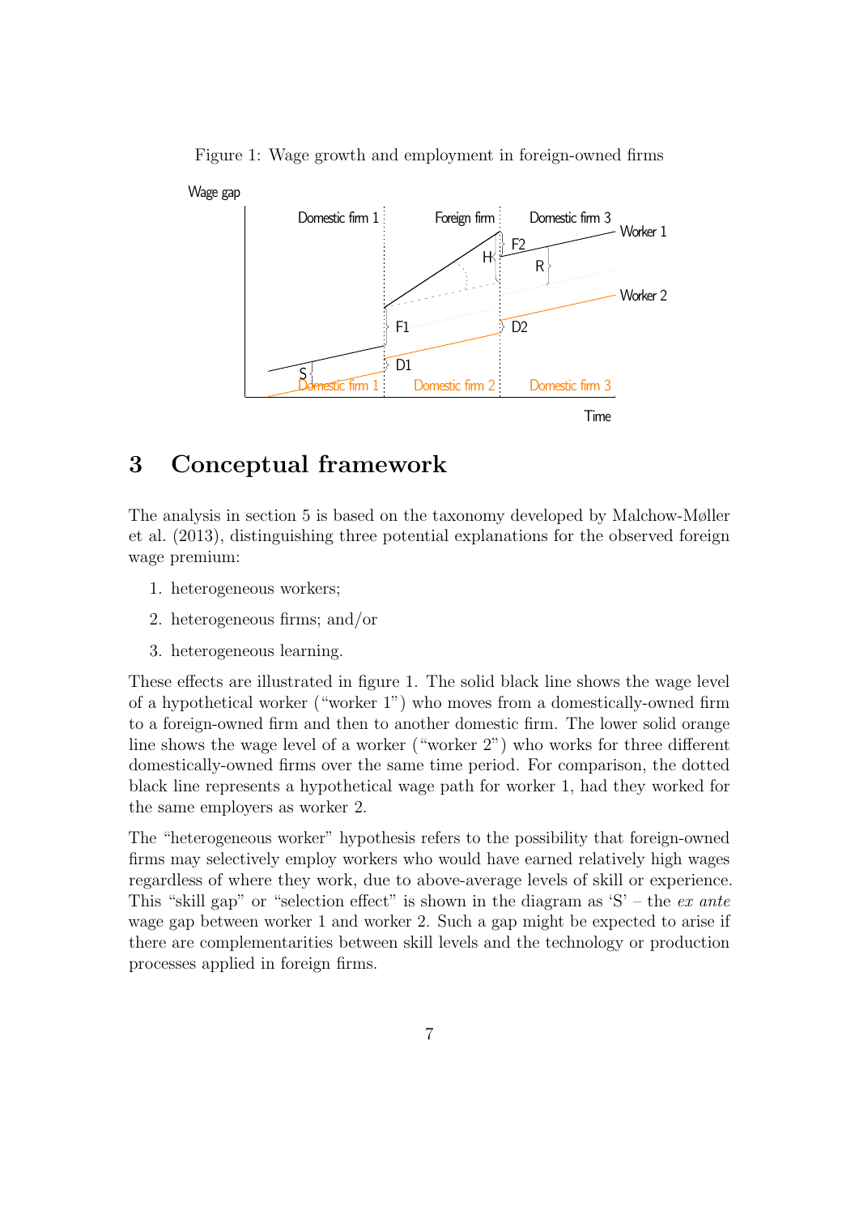Figure 1: Wage growth and employment in foreign-owned firms

## 3 Conceptual framework

The analysis in section 5 is based on the taxonomy developed by Malchow-Møller et al. (2013), distinguishing three potential explanations for the observed foreign wage premium:

1. heterogeneous workers;
2. heterogeneous firms; and/or
3. heterogeneous learning.

These effects are illustrated in figure 1. The solid black line shows the wage level of a hypothetical worker ("worker 1") who moves from a domestically-owned firm to a foreign-owned firm and then to another domestic firm. The lower solid orange line shows the wage level of a worker ("worker 2") who works for three different domestically-owned firms over the same time period. For comparison, the dotted black line represents a hypothetical wage path for worker 1, had they worked for the same employers as worker 2.

The "heterogeneous worker" hypothesis refers to the possibility that foreign-owned firms may selectively employ workers who would have earned relatively high wages regardless of where they work, due to above-average levels of skill or experience. This "skill gap" or "selection effect" is shown in the diagram as 'S' – the *ex ante* wage gap between worker 1 and worker 2. Such a gap might be expected to arise if there are complementarities between skill levels and the technology or production processes applied in foreign firms.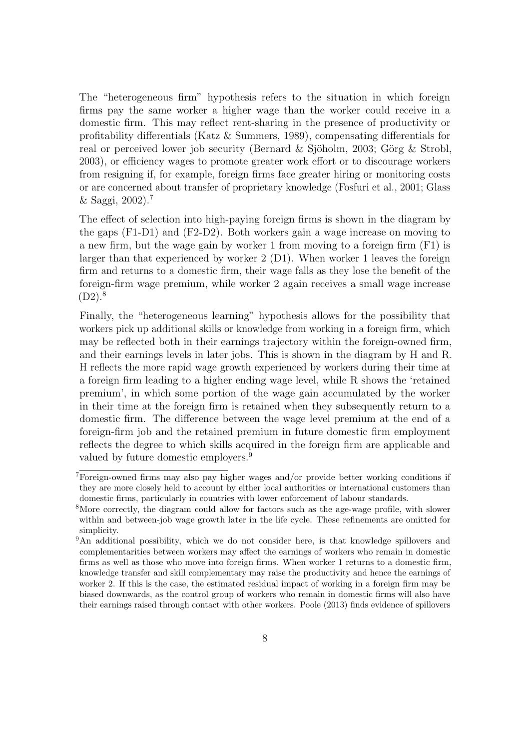The "heterogeneous firm" hypothesis refers to the situation in which foreign firms pay the same worker a higher wage than the worker could receive in a domestic firm. This may reflect rent-sharing in the presence of productivity or profitability differentials (Katz & Summers, 1989), compensating differentials for real or perceived lower job security (Bernard & Sjöholm, 2003; Görg & Strobl, 2003), or efficiency wages to promote greater work effort or to discourage workers from resigning if, for example, foreign firms face greater hiring or monitoring costs or are concerned about transfer of proprietary knowledge (Fosfuri et al., 2001; Glass & Saggi, 2002).[7]

The effect of selection into high-paying foreign firms is shown in the diagram by the gaps (F1-D1) and (F2-D2). Both workers gain a wage increase on moving to a new firm, but the wage gain by worker 1 from moving to a foreign firm (F1) is larger than that experienced by worker 2 (D1). When worker 1 leaves the foreign firm and returns to a domestic firm, their wage falls as they lose the benefit of the foreign-firm wage premium, while worker 2 again receives a small wage increase (D2).[8]

Finally, the "heterogeneous learning" hypothesis allows for the possibility that workers pick up additional skills or knowledge from working in a foreign firm, which may be reflected both in their earnings trajectory within the foreign-owned firm, and their earnings levels in later jobs. This is shown in the diagram by H and R. H reflects the more rapid wage growth experienced by workers during their time at a foreign firm leading to a higher ending wage level, while R shows the 'retained premium', in which some portion of the wage gain accumulated by the worker in their time at the foreign firm is retained when they subsequently return to a domestic firm. The difference between the wage level premium at the end of a foreign-firm job and the retained premium in future domestic firm employment reflects the degree to which skills acquired in the foreign firm are applicable and valued by future domestic employers.[9]

[7] Foreign-owned firms may also pay higher wages and/or provide better working conditions if they are more closely held to account by either local authorities or international customers than domestic firms, particularly in countries with lower enforcement of labour standards.

[8] More correctly, the diagram could allow for factors such as the age-wage profile, with slower within and between-job wage growth later in the life cycle. These refinements are omitted for simplicity.

[9] An additional possibility, which we do not consider here, is that knowledge spillovers and complementarities between workers may affect the earnings of workers who remain in domestic firms as well as those who move into foreign firms. When worker 1 returns to a domestic firm, knowledge transfer and skill complementary may raise the productivity and hence the earnings of worker 2. If this is the case, the estimated residual impact of working in a foreign firm may be biased downwards, as the control group of workers who remain in domestic firms will also have their earnings raised through contact with other workers. Poole (2013) finds evidence of spillovers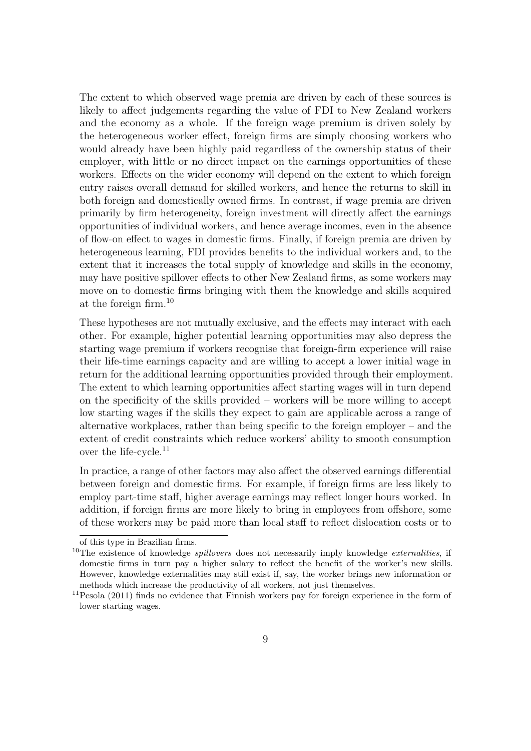The extent to which observed wage premia are driven by each of these sources is likely to affect judgements regarding the value of FDI to New Zealand workers and the economy as a whole. If the foreign wage premium is driven solely by the heterogeneous worker effect, foreign firms are simply choosing workers who would already have been highly paid regardless of the ownership status of their employer, with little or no direct impact on the earnings opportunities of these workers. Effects on the wider economy will depend on the extent to which foreign entry raises overall demand for skilled workers, and hence the returns to skill in both foreign and domestically owned firms. In contrast, if wage premia are driven primarily by firm heterogeneity, foreign investment will directly affect the earnings opportunities of individual workers, and hence average incomes, even in the absence of flow-on effect to wages in domestic firms. Finally, if foreign premia are driven by heterogeneous learning, FDI provides benefits to the individual workers and, to the extent that it increases the total supply of knowledge and skills in the economy, may have positive spillover effects to other New Zealand firms, as some workers may move on to domestic firms bringing with them the knowledge and skills acquired at the foreign firm.[10]

These hypotheses are not mutually exclusive, and the effects may interact with each other. For example, higher potential learning opportunities may also depress the starting wage premium if workers recognise that foreign-firm experience will raise their life-time earnings capacity and are willing to accept a lower initial wage in return for the additional learning opportunities provided through their employment. The extent to which learning opportunities affect starting wages will in turn depend on the specificity of the skills provided – workers will be more willing to accept low starting wages if the skills they expect to gain are applicable across a range of alternative workplaces, rather than being specific to the foreign employer – and the extent of credit constraints which reduce workers' ability to smooth consumption over the life-cycle.[11]

In practice, a range of other factors may also affect the observed earnings differential between foreign and domestic firms. For example, if foreign firms are less likely to employ part-time staff, higher average earnings may reflect longer hours worked. In addition, if foreign firms are more likely to bring in employees from offshore, some of these workers may be paid more than local staff to reflect dislocation costs or to

of this type in Brazilian firms.

[10] The existence of knowledge *spillovers* does not necessarily imply knowledge *externalities*, if domestic firms in turn pay a higher salary to reflect the benefit of the worker's new skills. However, knowledge externalities may still exist if, say, the worker brings new information or methods which increase the productivity of all workers, not just themselves.

[11] Pesola (2011) finds no evidence that Finnish workers pay for foreign experience in the form of lower starting wages.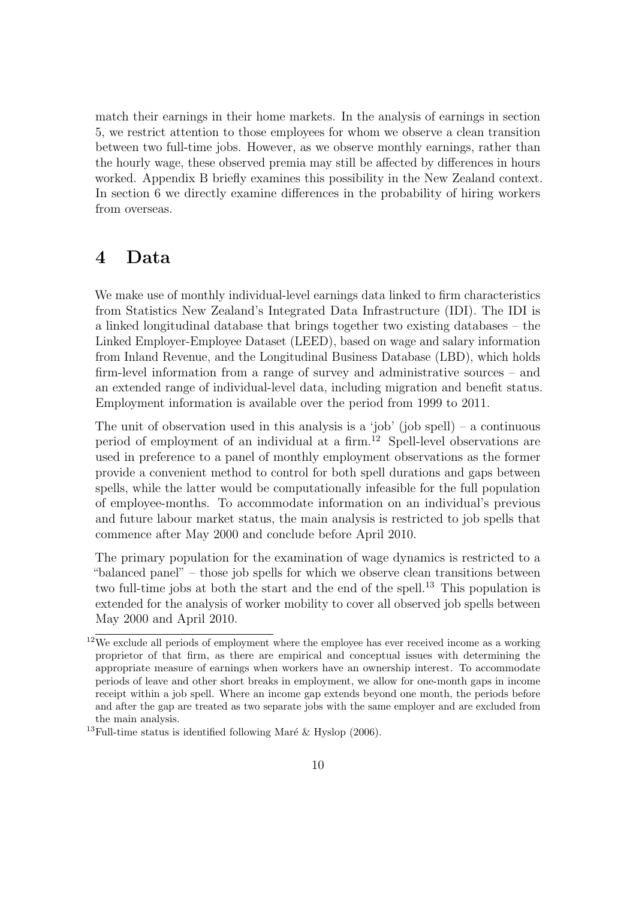match their earnings in their home markets. In the analysis of earnings in section 5, we restrict attention to those employees for whom we observe a clean transition between two full-time jobs. However, as we observe monthly earnings, rather than the hourly wage, these observed premia may still be affected by differences in hours worked. Appendix B briefly examines this possibility in the New Zealand context. In section 6 we directly examine differences in the probability of hiring workers from overseas.

# 4 Data

We make use of monthly individual-level earnings data linked to firm characteristics from Statistics New Zealand's Integrated Data Infrastructure (IDI). The IDI is a linked longitudinal database that brings together two existing databases – the Linked Employer-Employee Dataset (LEED), based on wage and salary information from Inland Revenue, and the Longitudinal Business Database (LBD), which holds firm-level information from a range of survey and administrative sources – and an extended range of individual-level data, including migration and benefit status. Employment information is available over the period from 1999 to 2011.

The unit of observation used in this analysis is a 'job' (job spell) – a continuous period of employment of an individual at a firm.[12] Spell-level observations are used in preference to a panel of monthly employment observations as the former provide a convenient method to control for both spell durations and gaps between spells, while the latter would be computationally infeasible for the full population of employee-months. To accommodate information on an individual's previous and future labour market status, the main analysis is restricted to job spells that commence after May 2000 and conclude before April 2010.

The primary population for the examination of wage dynamics is restricted to a "balanced panel" – those job spells for which we observe clean transitions between two full-time jobs at both the start and the end of the spell.[13] This population is extended for the analysis of worker mobility to cover all observed job spells between May 2000 and April 2010.

[12] We exclude all periods of employment where the employee has ever received income as a working proprietor of that firm, as there are empirical and conceptual issues with determining the appropriate measure of earnings when workers have an ownership interest. To accommodate periods of leave and other short breaks in employment, we allow for one-month gaps in income receipt within a job spell. Where an income gap extends beyond one month, the periods before and after the gap are treated as two separate jobs with the same employer and are excluded from the main analysis.

[13] Full-time status is identified following Maré & Hyslop (2006).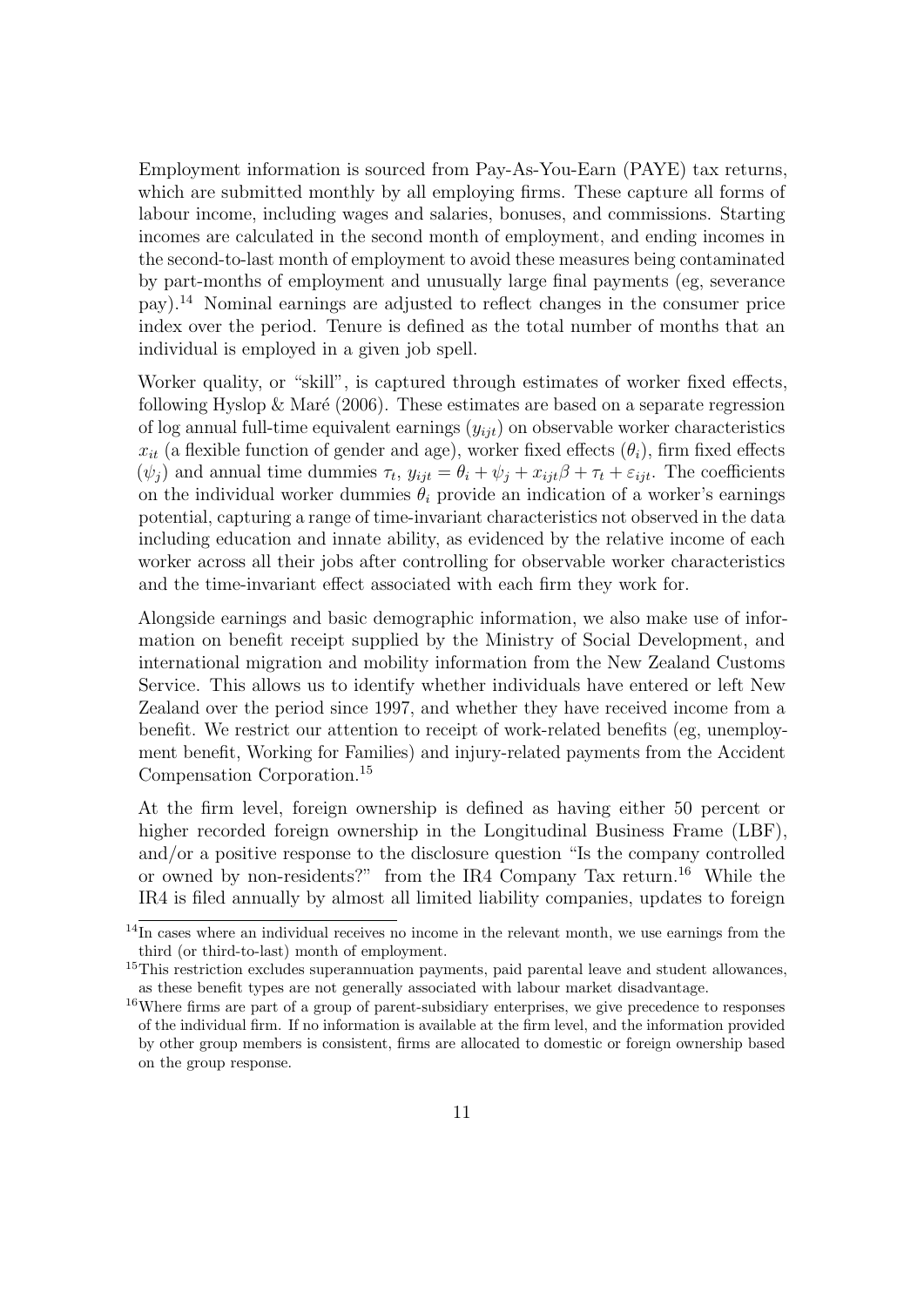Employment information is sourced from Pay-As-You-Earn (PAYE) tax returns, which are submitted monthly by all employing firms. These capture all forms of labour income, including wages and salaries, bonuses, and commissions. Starting incomes are calculated in the second month of employment, and ending incomes in the second-to-last month of employment to avoid these measures being contaminated by part-months of employment and unusually large final payments (eg, severance pay).[14] Nominal earnings are adjusted to reflect changes in the consumer price index over the period. Tenure is defined as the total number of months that an individual is employed in a given job spell.

Worker quality, or "skill", is captured through estimates of worker fixed effects, following Hyslop & Maré (2006). These estimates are based on a separate regression of log annual full-time equivalent earnings ($y_{ijt}$) on observable worker characteristics $x_{it}$ (a flexible function of gender and age), worker fixed effects ($\theta_i$), firm fixed effects ($\psi_j$) and annual time dummies $\tau_t$, $y_{ijt} = \theta_i + \psi_j + x_{ijt}\beta + \tau_t + \varepsilon_{ijt}$. The coefficients on the individual worker dummies $\theta_i$ provide an indication of a worker's earnings potential, capturing a range of time-invariant characteristics not observed in the data including education and innate ability, as evidenced by the relative income of each worker across all their jobs after controlling for observable worker characteristics and the time-invariant effect associated with each firm they work for.

Alongside earnings and basic demographic information, we also make use of information on benefit receipt supplied by the Ministry of Social Development, and international migration and mobility information from the New Zealand Customs Service. This allows us to identify whether individuals have entered or left New Zealand over the period since 1997, and whether they have received income from a benefit. We restrict our attention to receipt of work-related benefits (eg, unemployment benefit, Working for Families) and injury-related payments from the Accident Compensation Corporation.[15]

At the firm level, foreign ownership is defined as having either 50 percent or higher recorded foreign ownership in the Longitudinal Business Frame (LBF), and/or a positive response to the disclosure question "Is the company controlled or owned by non-residents?" from the IR4 Company Tax return.[16] While the IR4 is filed annually by almost all limited liability companies, updates to foreign

[14] In cases where an individual receives no income in the relevant month, we use earnings from the third (or third-to-last) month of employment.

[15] This restriction excludes superannuation payments, paid parental leave and student allowances, as these benefit types are not generally associated with labour market disadvantage.

[16] Where firms are part of a group of parent-subsidiary enterprises, we give precedence to responses of the individual firm. If no information is available at the firm level, and the information provided by other group members is consistent, firms are allocated to domestic or foreign ownership based on the group response.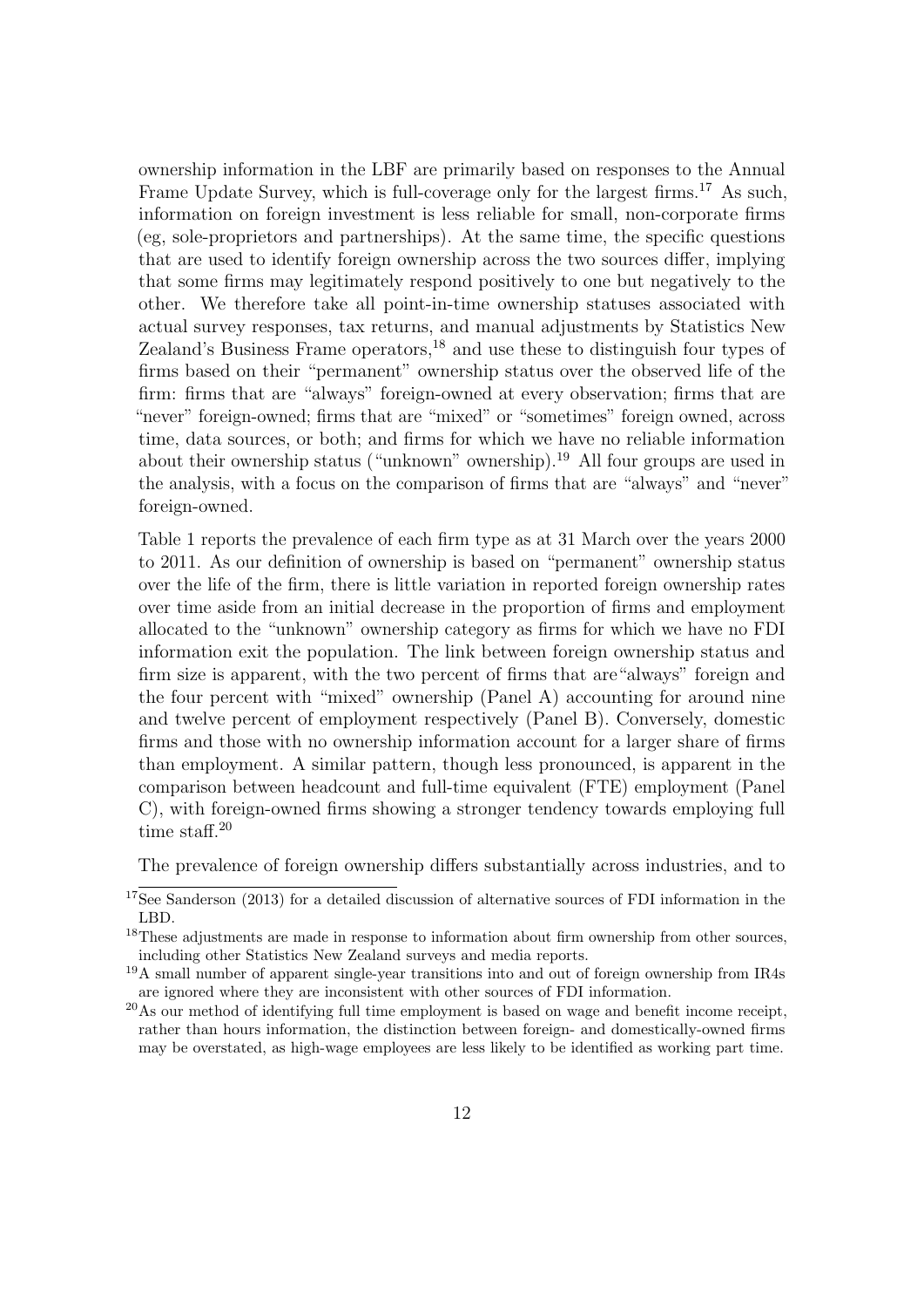ownership information in the LBF are primarily based on responses to the Annual Frame Update Survey, which is full-coverage only for the largest firms.[17] As such, information on foreign investment is less reliable for small, non-corporate firms (eg, sole-proprietors and partnerships). At the same time, the specific questions that are used to identify foreign ownership across the two sources differ, implying that some firms may legitimately respond positively to one but negatively to the other. We therefore take all point-in-time ownership statuses associated with actual survey responses, tax returns, and manual adjustments by Statistics New Zealand's Business Frame operators,[18] and use these to distinguish four types of firms based on their "permanent" ownership status over the observed life of the firm: firms that are "always" foreign-owned at every observation; firms that are "never" foreign-owned; firms that are "mixed" or "sometimes" foreign owned, across time, data sources, or both; and firms for which we have no reliable information about their ownership status ("unknown" ownership).[19] All four groups are used in the analysis, with a focus on the comparison of firms that are "always" and "never" foreign-owned.

Table 1 reports the prevalence of each firm type as at 31 March over the years 2000 to 2011. As our definition of ownership is based on "permanent" ownership status over the life of the firm, there is little variation in reported foreign ownership rates over time aside from an initial decrease in the proportion of firms and employment allocated to the "unknown" ownership category as firms for which we have no FDI information exit the population. The link between foreign ownership status and firm size is apparent, with the two percent of firms that are "always" foreign and the four percent with "mixed" ownership (Panel A) accounting for around nine and twelve percent of employment respectively (Panel B). Conversely, domestic firms and those with no ownership information account for a larger share of firms than employment. A similar pattern, though less pronounced, is apparent in the comparison between headcount and full-time equivalent (FTE) employment (Panel C), with foreign-owned firms showing a stronger tendency towards employing full time staff.[20]

The prevalence of foreign ownership differs substantially across industries, and to

[17] See Sanderson (2013) for a detailed discussion of alternative sources of FDI information in the LBD.

[18] These adjustments are made in response to information about firm ownership from other sources, including other Statistics New Zealand surveys and media reports.

[19] A small number of apparent single-year transitions into and out of foreign ownership from IR4s are ignored where they are inconsistent with other sources of FDI information.

[20] As our method of identifying full time employment is based on wage and benefit income receipt, rather than hours information, the distinction between foreign- and domestically-owned firms may be overstated, as high-wage employees are less likely to be identified as working part time.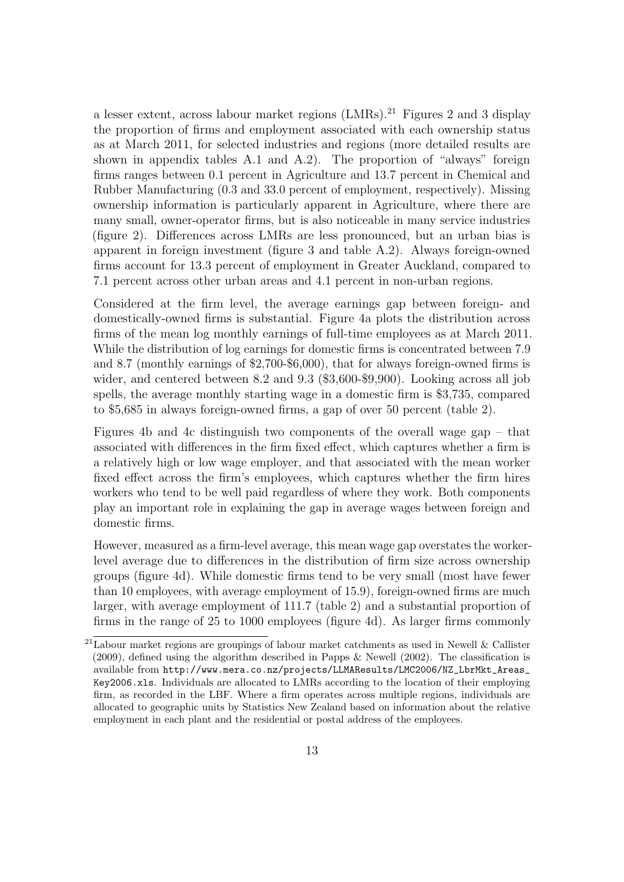a lesser extent, across labour market regions (LMRs).[21] Figures 2 and 3 display the proportion of firms and employment associated with each ownership status as at March 2011, for selected industries and regions (more detailed results are shown in appendix tables A.1 and A.2). The proportion of "always" foreign firms ranges between 0.1 percent in Agriculture and 13.7 percent in Chemical and Rubber Manufacturing (0.3 and 33.0 percent of employment, respectively). Missing ownership information is particularly apparent in Agriculture, where there are many small, owner-operator firms, but is also noticeable in many service industries (figure 2). Differences across LMRs are less pronounced, but an urban bias is apparent in foreign investment (figure 3 and table A.2). Always foreign-owned firms account for 13.3 percent of employment in Greater Auckland, compared to 7.1 percent across other urban areas and 4.1 percent in non-urban regions.

Considered at the firm level, the average earnings gap between foreign- and domestically-owned firms is substantial. Figure 4a plots the distribution across firms of the mean log monthly earnings of full-time employees as at March 2011. While the distribution of log earnings for domestic firms is concentrated between 7.9 and 8.7 (monthly earnings of $2,700-$6,000), that for always foreign-owned firms is wider, and centered between 8.2 and 9.3 ($3,600-$9,900). Looking across all job spells, the average monthly starting wage in a domestic firm is $3,735, compared to $5,685 in always foreign-owned firms, a gap of over 50 percent (table 2).

Figures 4b and 4c distinguish two components of the overall wage gap – that associated with differences in the firm fixed effect, which captures whether a firm is a relatively high or low wage employer, and that associated with the mean worker fixed effect across the firm's employees, which captures whether the firm hires workers who tend to be well paid regardless of where they work. Both components play an important role in explaining the gap in average wages between foreign and domestic firms.

However, measured as a firm-level average, this mean wage gap overstates the worker-level average due to differences in the distribution of firm size across ownership groups (figure 4d). While domestic firms tend to be very small (most have fewer than 10 employees, with average employment of 15.9), foreign-owned firms are much larger, with average employment of 111.7 (table 2) and a substantial proportion of firms in the range of 25 to 1000 employees (figure 4d). As larger firms commonly

[21] Labour market regions are groupings of labour market catchments as used in Newell & Callister (2009), defined using the algorithm described in Papps & Newell (2002). The classification is available from http://www.mera.co.nz/projects/LLMAResults/LMC2006/NZ_LbrMkt_Areas_Key2006.xls. Individuals are allocated to LMRs according to the location of their employing firm, as recorded in the LBF. Where a firm operates across multiple regions, individuals are allocated to geographic units by Statistics New Zealand based on information about the relative employment in each plant and the residential or postal address of the employees.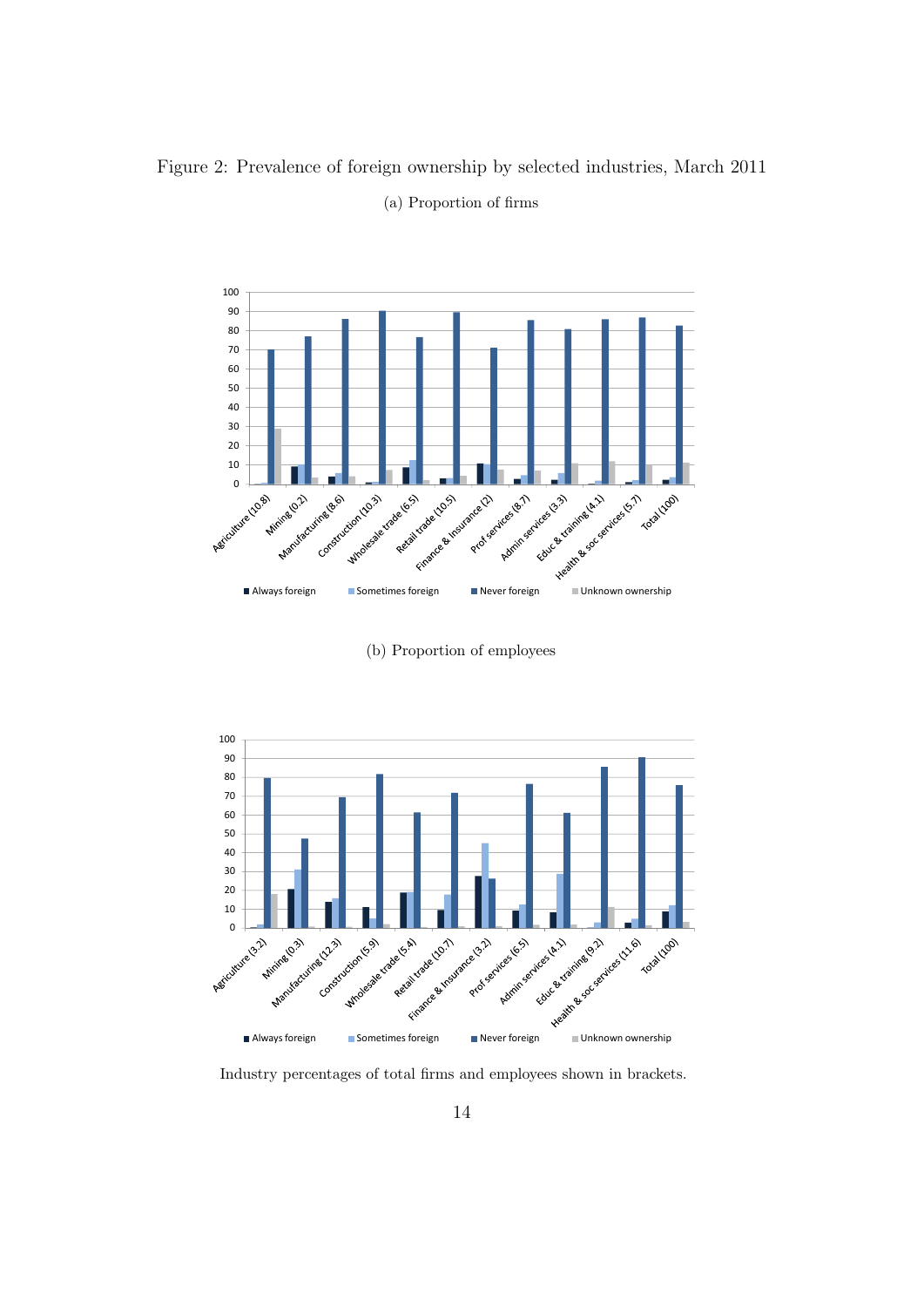Figure 2: Prevalence of foreign ownership by selected industries, March 2011

(a) Proportion of firms

(b) Proportion of employees

Industry percentages of total firms and employees shown in brackets.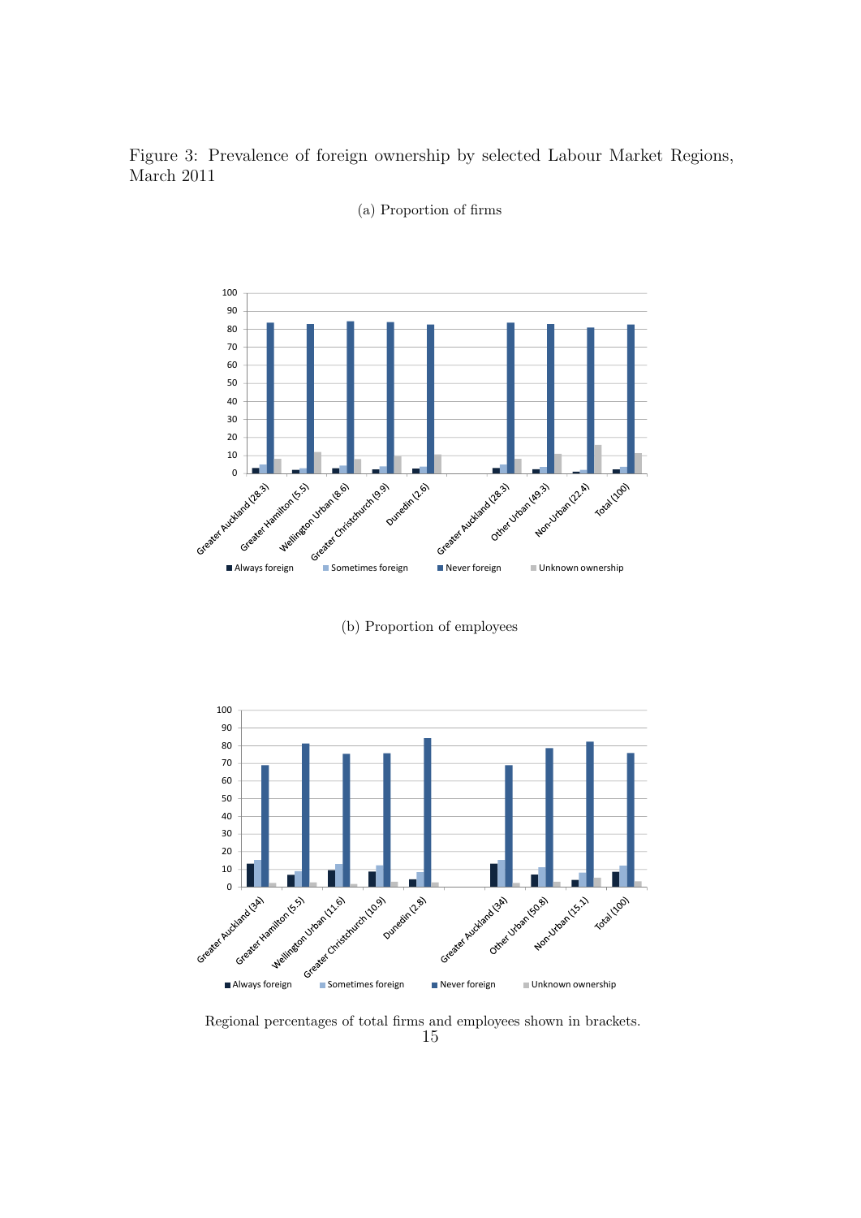Figure 3: Prevalence of foreign ownership by selected Labour Market Regions, March 2011

(a) Proportion of firms

(b) Proportion of employees

Regional percentages of total firms and employees shown in brackets.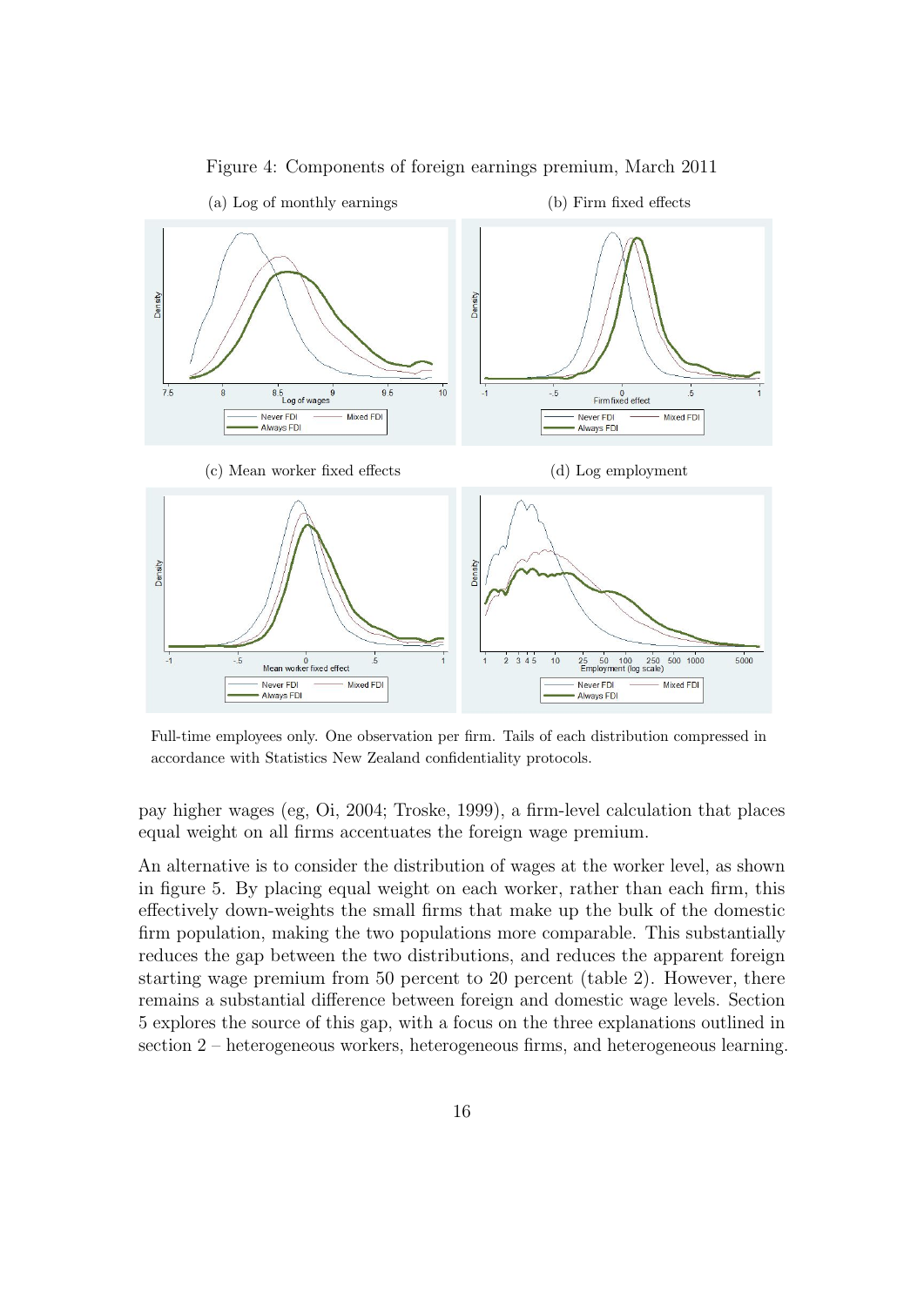Figure 4: Components of foreign earnings premium, March 2011

(a) Log of monthly earnings

(b) Firm fixed effects

(c) Mean worker fixed effects

(d) Log employment

Full-time employees only. One observation per firm. Tails of each distribution compressed in accordance with Statistics New Zealand confidentiality protocols.

pay higher wages (eg, Oi, 2004; Troske, 1999), a firm-level calculation that places equal weight on all firms accentuates the foreign wage premium.

An alternative is to consider the distribution of wages at the worker level, as shown in figure 5. By placing equal weight on each worker, rather than each firm, this effectively down-weights the small firms that make up the bulk of the domestic firm population, making the two populations more comparable. This substantially reduces the gap between the two distributions, and reduces the apparent foreign starting wage premium from 50 percent to 20 percent (table 2). However, there remains a substantial difference between foreign and domestic wage levels. Section 5 explores the source of this gap, with a focus on the three explanations outlined in section 2 – heterogeneous workers, heterogeneous firms, and heterogeneous learning.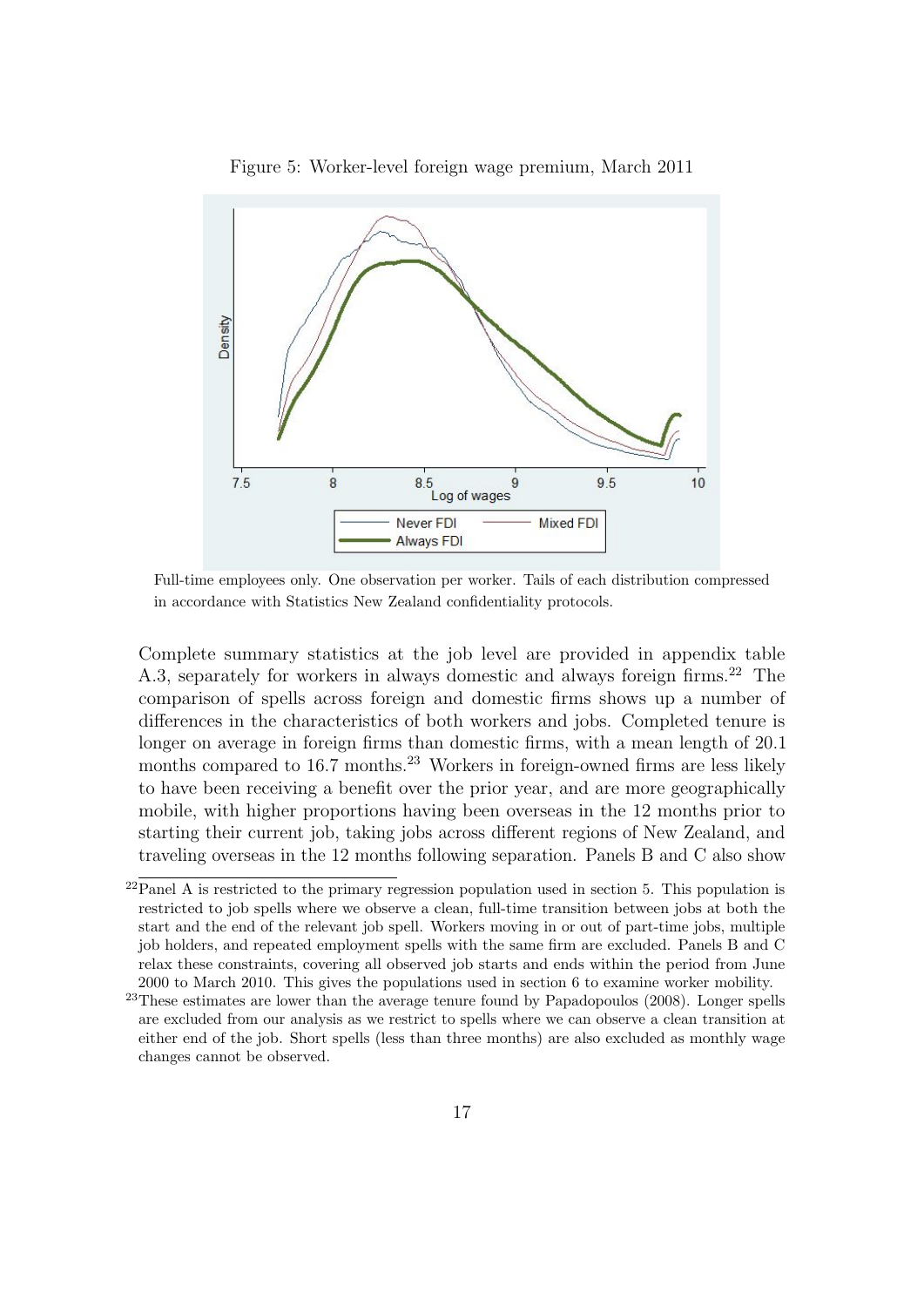Figure 5: Worker-level foreign wage premium, March 2011

Full-time employees only. One observation per worker. Tails of each distribution compressed in accordance with Statistics New Zealand confidentiality protocols.

Complete summary statistics at the job level are provided in appendix table A.3, separately for workers in always domestic and always foreign firms.[22] The comparison of spells across foreign and domestic firms shows up a number of differences in the characteristics of both workers and jobs. Completed tenure is longer on average in foreign firms than domestic firms, with a mean length of 20.1 months compared to 16.7 months.[23] Workers in foreign-owned firms are less likely to have been receiving a benefit over the prior year, and are more geographically mobile, with higher proportions having been overseas in the 12 months prior to starting their current job, taking jobs across different regions of New Zealand, and traveling overseas in the 12 months following separation. Panels B and C also show

[22] Panel A is restricted to the primary regression population used in section 5. This population is restricted to job spells where we observe a clean, full-time transition between jobs at both the start and the end of the relevant job spell. Workers moving in or out of part-time jobs, multiple job holders, and repeated employment spells with the same firm are excluded. Panels B and C relax these constraints, covering all observed job starts and ends within the period from June 2000 to March 2010. This gives the populations used in section 6 to examine worker mobility.

[23] These estimates are lower than the average tenure found by Papadopoulos (2008). Longer spells are excluded from our analysis as we restrict to spells where we can observe a clean transition at either end of the job. Short spells (less than three months) are also excluded as monthly wage changes cannot be observed.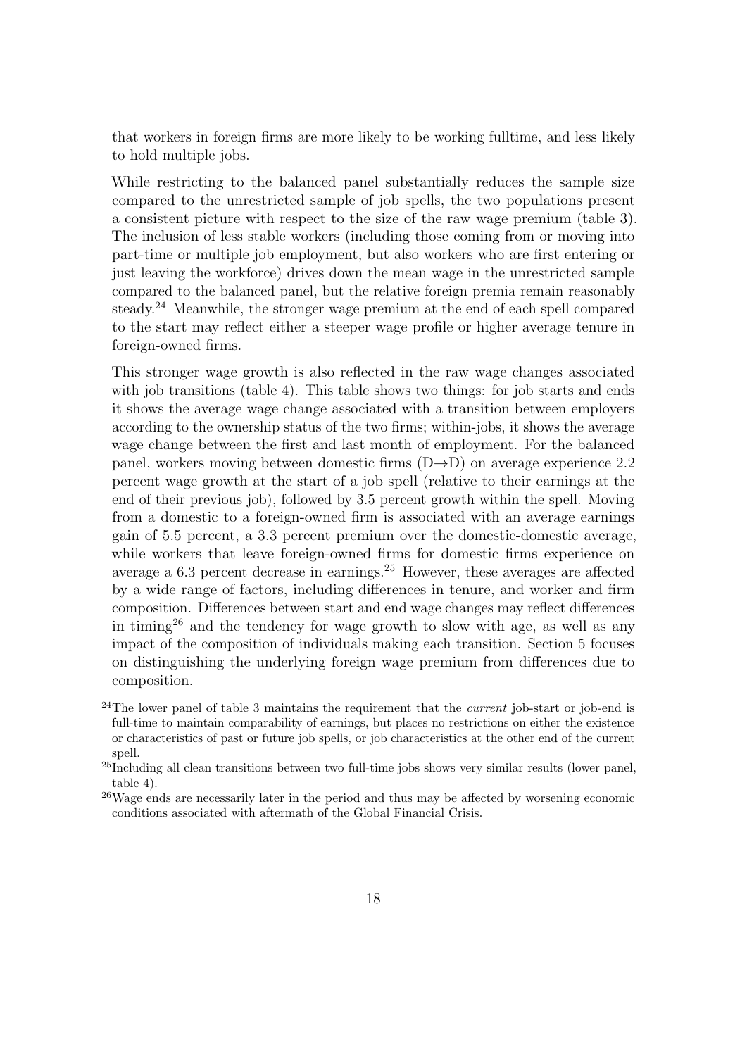that workers in foreign firms are more likely to be working fulltime, and less likely to hold multiple jobs.

While restricting to the balanced panel substantially reduces the sample size compared to the unrestricted sample of job spells, the two populations present a consistent picture with respect to the size of the raw wage premium (table 3). The inclusion of less stable workers (including those coming from or moving into part-time or multiple job employment, but also workers who are first entering or just leaving the workforce) drives down the mean wage in the unrestricted sample compared to the balanced panel, but the relative foreign premia remain reasonably steady.[24] Meanwhile, the stronger wage premium at the end of each spell compared to the start may reflect either a steeper wage profile or higher average tenure in foreign-owned firms.

This stronger wage growth is also reflected in the raw wage changes associated with job transitions (table 4). This table shows two things: for job starts and ends it shows the average wage change associated with a transition between employers according to the ownership status of the two firms; within-jobs, it shows the average wage change between the first and last month of employment. For the balanced panel, workers moving between domestic firms (D→D) on average experience 2.2 percent wage growth at the start of a job spell (relative to their earnings at the end of their previous job), followed by 3.5 percent growth within the spell. Moving from a domestic to a foreign-owned firm is associated with an average earnings gain of 5.5 percent, a 3.3 percent premium over the domestic-domestic average, while workers that leave foreign-owned firms for domestic firms experience on average a 6.3 percent decrease in earnings.[25] However, these averages are affected by a wide range of factors, including differences in tenure, and worker and firm composition. Differences between start and end wage changes may reflect differences in timing[26] and the tendency for wage growth to slow with age, as well as any impact of the composition of individuals making each transition. Section 5 focuses on distinguishing the underlying foreign wage premium from differences due to composition.

[24] The lower panel of table 3 maintains the requirement that the *current* job-start or job-end is full-time to maintain comparability of earnings, but places no restrictions on either the existence or characteristics of past or future job spells, or job characteristics at the other end of the current spell.

[25] Including all clean transitions between two full-time jobs shows very similar results (lower panel, table 4).

[26] Wage ends are necessarily later in the period and thus may be affected by worsening economic conditions associated with aftermath of the Global Financial Crisis.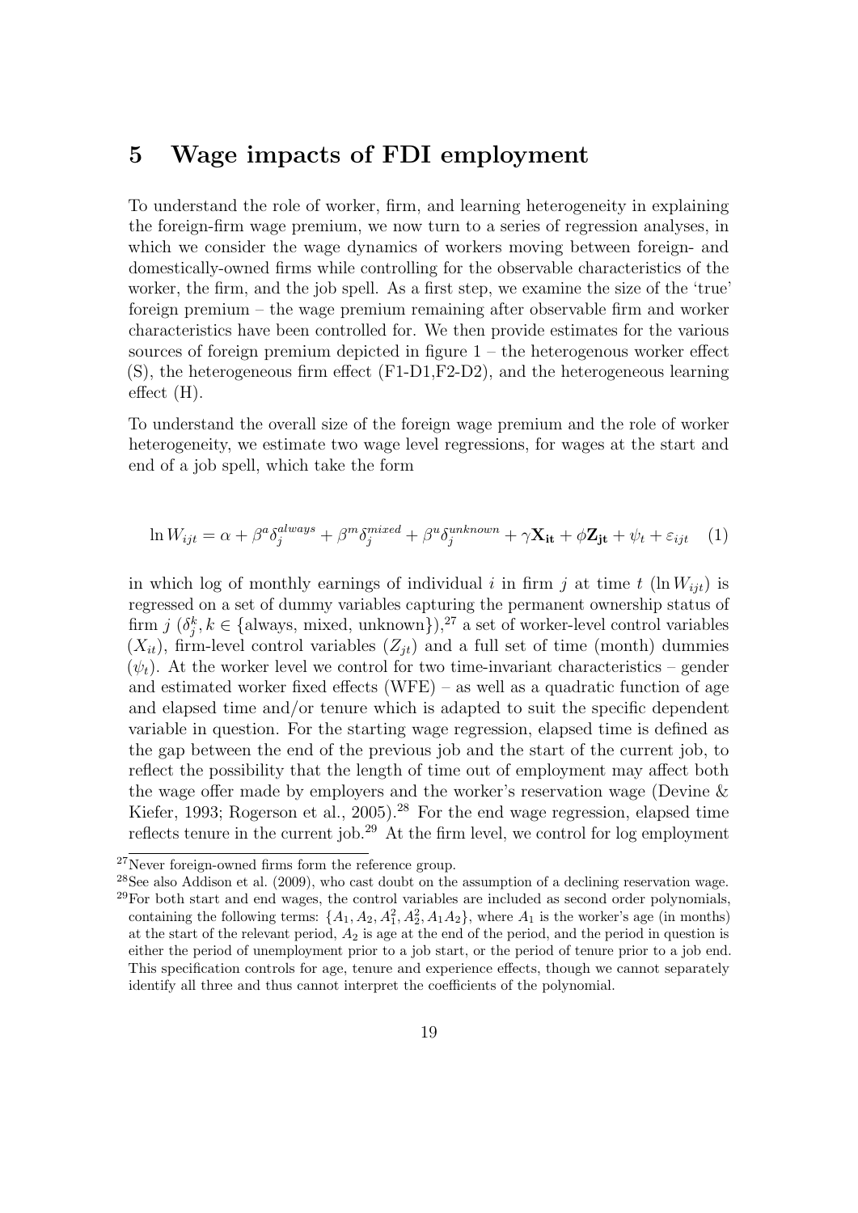# 5 Wage impacts of FDI employment

To understand the role of worker, firm, and learning heterogeneity in explaining the foreign-firm wage premium, we now turn to a series of regression analyses, in which we consider the wage dynamics of workers moving between foreign- and domestically-owned firms while controlling for the observable characteristics of the worker, the firm, and the job spell. As a first step, we examine the size of the 'true' foreign premium – the wage premium remaining after observable firm and worker characteristics have been controlled for. We then provide estimates for the various sources of foreign premium depicted in figure 1 – the heterogenous worker effect (S), the heterogeneous firm effect (F1-D1,F2-D2), and the heterogeneous learning effect (H).

To understand the overall size of the foreign wage premium and the role of worker heterogeneity, we estimate two wage level regressions, for wages at the start and end of a job spell, which take the form

$$\ln W_{ijt} = \alpha + \beta^a \delta_j^{always} + \beta^m \delta_j^{mixed} + \beta^u \delta_j^{unknown} + \gamma \mathbf{X_{it}} + \phi \mathbf{Z_{jt}} + \psi_t + \varepsilon_{ijt} \quad (1)$$

in which log of monthly earnings of individual $i$ in firm $j$ at time $t$ ($\ln W_{ijt}$) is regressed on a set of dummy variables capturing the permanent ownership status of firm $j$ ($\delta_j^k, k \in \{\text{always, mixed, unknown}\}$),[27] a set of worker-level control variables ($X_{it}$), firm-level control variables ($Z_{jt}$) and a full set of time (month) dummies ($\psi_t$). At the worker level we control for two time-invariant characteristics – gender and estimated worker fixed effects (WFE) – as well as a quadratic function of age and elapsed time and/or tenure which is adapted to suit the specific dependent variable in question. For the starting wage regression, elapsed time is defined as the gap between the end of the previous job and the start of the current job, to reflect the possibility that the length of time out of employment may affect both the wage offer made by employers and the worker's reservation wage (Devine & Kiefer, 1993; Rogerson et al., 2005).[28] For the end wage regression, elapsed time reflects tenure in the current job.[29] At the firm level, we control for log employment

[27] Never foreign-owned firms form the reference group.

[28] See also Addison et al. (2009), who cast doubt on the assumption of a declining reservation wage.

[29] For both start and end wages, the control variables are included as second order polynomials, containing the following terms: $\{A_1, A_2, A_1^2, A_2^2, A_1 A_2\}$, where $A_1$ is the worker's age (in months) at the start of the relevant period, $A_2$ is age at the end of the period, and the period in question is either the period of unemployment prior to a job start, or the period of tenure prior to a job end. This specification controls for age, tenure and experience effects, though we cannot separately identify all three and thus cannot interpret the coefficients of the polynomial.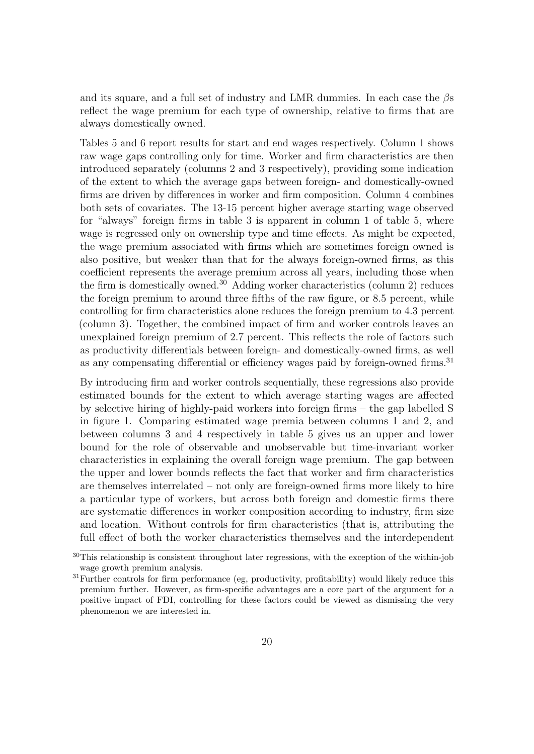and its square, and a full set of industry and LMR dummies. In each case the $\beta$s reflect the wage premium for each type of ownership, relative to firms that are always domestically owned.

Tables 5 and 6 report results for start and end wages respectively. Column 1 shows raw wage gaps controlling only for time. Worker and firm characteristics are then introduced separately (columns 2 and 3 respectively), providing some indication of the extent to which the average gaps between foreign- and domestically-owned firms are driven by differences in worker and firm composition. Column 4 combines both sets of covariates. The 13-15 percent higher average starting wage observed for "always" foreign firms in table 3 is apparent in column 1 of table 5, where wage is regressed only on ownership type and time effects. As might be expected, the wage premium associated with firms which are sometimes foreign owned is also positive, but weaker than that for the always foreign-owned firms, as this coefficient represents the average premium across all years, including those when the firm is domestically owned.[30] Adding worker characteristics (column 2) reduces the foreign premium to around three fifths of the raw figure, or 8.5 percent, while controlling for firm characteristics alone reduces the foreign premium to 4.3 percent (column 3). Together, the combined impact of firm and worker controls leaves an unexplained foreign premium of 2.7 percent. This reflects the role of factors such as productivity differentials between foreign- and domestically-owned firms, as well as any compensating differential or efficiency wages paid by foreign-owned firms.[31]

By introducing firm and worker controls sequentially, these regressions also provide estimated bounds for the extent to which average starting wages are affected by selective hiring of highly-paid workers into foreign firms – the gap labelled S in figure 1. Comparing estimated wage premia between columns 1 and 2, and between columns 3 and 4 respectively in table 5 gives us an upper and lower bound for the role of observable and unobservable but time-invariant worker characteristics in explaining the overall foreign wage premium. The gap between the upper and lower bounds reflects the fact that worker and firm characteristics are themselves interrelated – not only are foreign-owned firms more likely to hire a particular type of workers, but across both foreign and domestic firms there are systematic differences in worker composition according to industry, firm size and location. Without controls for firm characteristics (that is, attributing the full effect of both the worker characteristics themselves and the interdependent

[30] This relationship is consistent throughout later regressions, with the exception of the within-job wage growth premium analysis.

[31] Further controls for firm performance (eg, productivity, profitability) would likely reduce this premium further. However, as firm-specific advantages are a core part of the argument for a positive impact of FDI, controlling for these factors could be viewed as dismissing the very phenomenon we are interested in.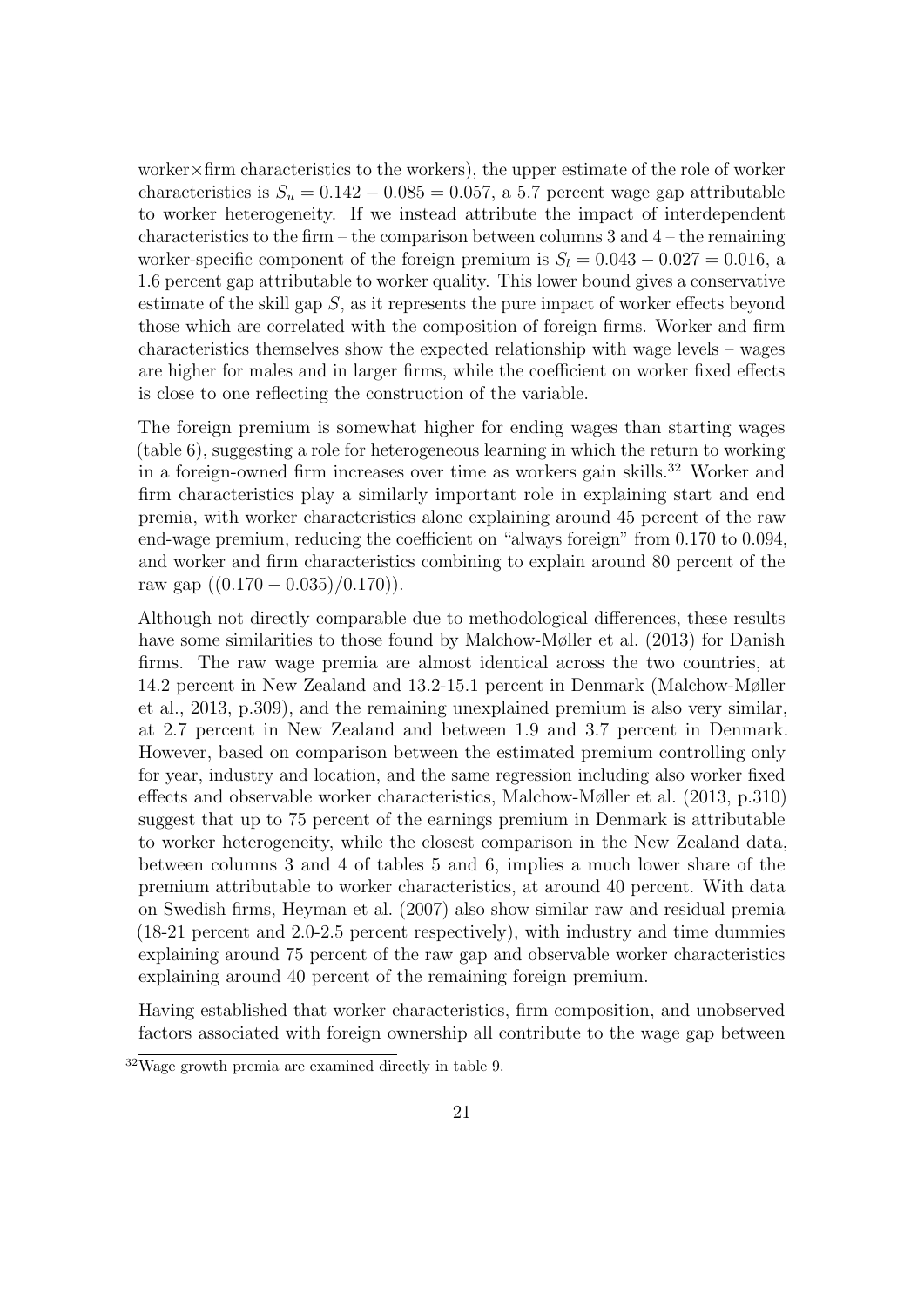worker×firm characteristics to the workers), the upper estimate of the role of worker characteristics is $S_u = 0.142 - 0.085 = 0.057$, a 5.7 percent wage gap attributable to worker heterogeneity. If we instead attribute the impact of interdependent characteristics to the firm – the comparison between columns 3 and 4 – the remaining worker-specific component of the foreign premium is $S_l = 0.043 - 0.027 = 0.016$, a 1.6 percent gap attributable to worker quality. This lower bound gives a conservative estimate of the skill gap $S$, as it represents the pure impact of worker effects beyond those which are correlated with the composition of foreign firms. Worker and firm characteristics themselves show the expected relationship with wage levels – wages are higher for males and in larger firms, while the coefficient on worker fixed effects is close to one reflecting the construction of the variable.

The foreign premium is somewhat higher for ending wages than starting wages (table 6), suggesting a role for heterogeneous learning in which the return to working in a foreign-owned firm increases over time as workers gain skills.[32] Worker and firm characteristics play a similarly important role in explaining start and end premia, with worker characteristics alone explaining around 45 percent of the raw end-wage premium, reducing the coefficient on "always foreign" from 0.170 to 0.094, and worker and firm characteristics combining to explain around 80 percent of the raw gap $((0.170 - 0.035)/0.170)$).

Although not directly comparable due to methodological differences, these results have some similarities to those found by Malchow-Møller et al. (2013) for Danish firms. The raw wage premia are almost identical across the two countries, at 14.2 percent in New Zealand and 13.2-15.1 percent in Denmark (Malchow-Møller et al., 2013, p.309), and the remaining unexplained premium is also very similar, at 2.7 percent in New Zealand and between 1.9 and 3.7 percent in Denmark. However, based on comparison between the estimated premium controlling only for year, industry and location, and the same regression including also worker fixed effects and observable worker characteristics, Malchow-Møller et al. (2013, p.310) suggest that up to 75 percent of the earnings premium in Denmark is attributable to worker heterogeneity, while the closest comparison in the New Zealand data, between columns 3 and 4 of tables 5 and 6, implies a much lower share of the premium attributable to worker characteristics, at around 40 percent. With data on Swedish firms, Heyman et al. (2007) also show similar raw and residual premia (18-21 percent and 2.0-2.5 percent respectively), with industry and time dummies explaining around 75 percent of the raw gap and observable worker characteristics explaining around 40 percent of the remaining foreign premium.

Having established that worker characteristics, firm composition, and unobserved factors associated with foreign ownership all contribute to the wage gap between

[32] Wage growth premia are examined directly in table 9.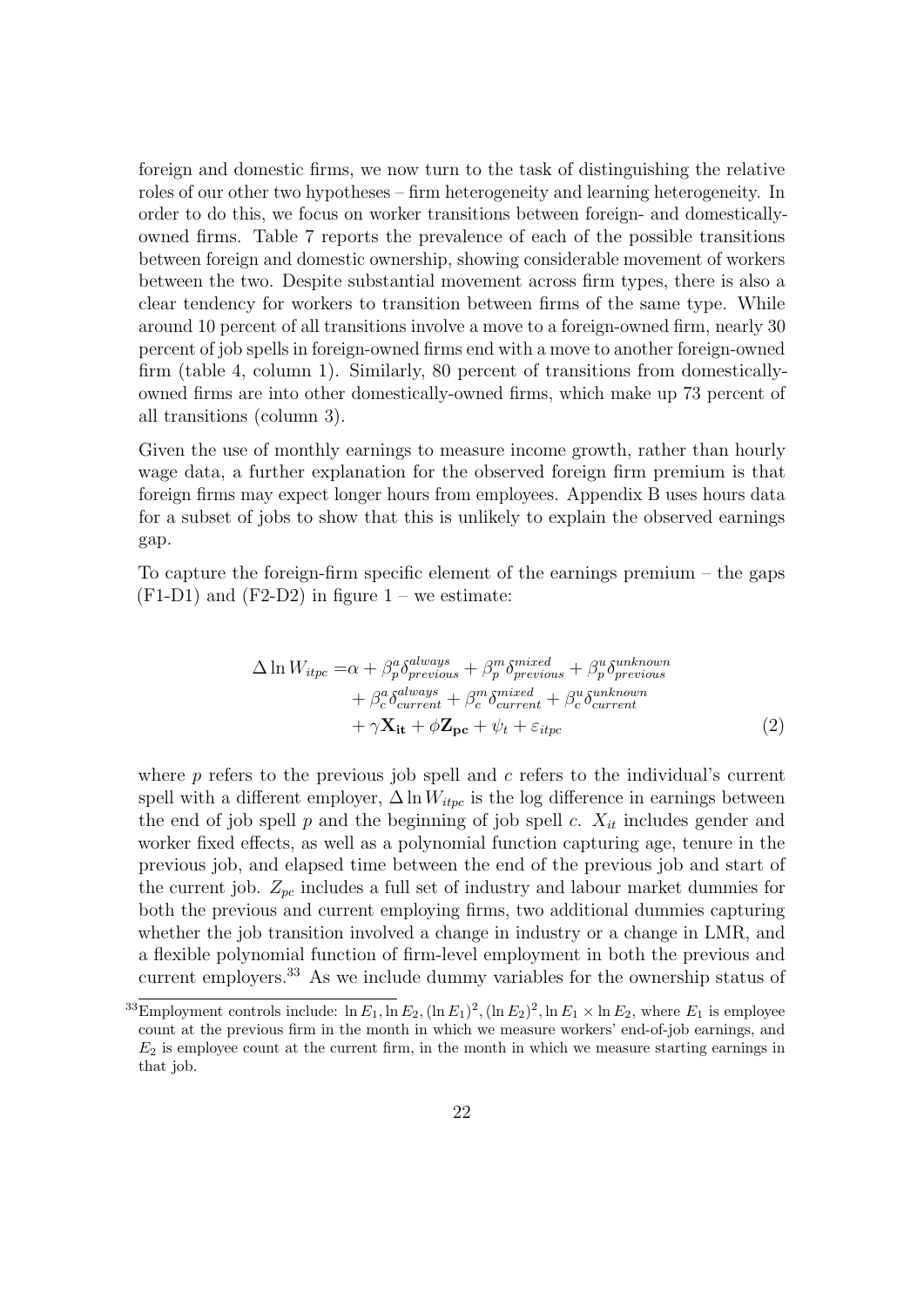foreign and domestic firms, we now turn to the task of distinguishing the relative roles of our other two hypotheses – firm heterogeneity and learning heterogeneity. In order to do this, we focus on worker transitions between foreign- and domestically-owned firms. Table 7 reports the prevalence of each of the possible transitions between foreign and domestic ownership, showing considerable movement of workers between the two. Despite substantial movement across firm types, there is also a clear tendency for workers to transition between firms of the same type. While around 10 percent of all transitions involve a move to a foreign-owned firm, nearly 30 percent of job spells in foreign-owned firms end with a move to another foreign-owned firm (table 4, column 1). Similarly, 80 percent of transitions from domestically-owned firms are into other domestically-owned firms, which make up 73 percent of all transitions (column 3).

Given the use of monthly earnings to measure income growth, rather than hourly wage data, a further explanation for the observed foreign firm premium is that foreign firms may expect longer hours from employees. Appendix B uses hours data for a subset of jobs to show that this is unlikely to explain the observed earnings gap.

To capture the foreign-firm specific element of the earnings premium – the gaps (F1-D1) and (F2-D2) in figure 1 – we estimate:

$$
\begin{aligned}
\Delta \ln W_{itpc} =& \alpha + \beta_p^a \delta_{previous}^{always} + \beta_p^m \delta_{previous}^{mixed} + \beta_p^u \delta_{previous}^{unknown} \\
&+ \beta_c^a \delta_{current}^{always} + \beta_c^m \delta_{current}^{mixed} + \beta_c^u \delta_{current}^{unknown} \\
&+ \gamma \mathbf{X_{it}} + \phi \mathbf{Z_{pc}} + \psi_t + \varepsilon_{itpc} \qquad (2)
\end{aligned}
$$

where $p$ refers to the previous job spell and $c$ refers to the individual's current spell with a different employer, $\Delta \ln W_{itpc}$ is the log difference in earnings between the end of job spell $p$ and the beginning of job spell $c$. $X_{it}$ includes gender and worker fixed effects, as well as a polynomial function capturing age, tenure in the previous job, and elapsed time between the end of the previous job and start of the current job. $Z_{pc}$ includes a full set of industry and labour market dummies for both the previous and current employing firms, two additional dummies capturing whether the job transition involved a change in industry or a change in LMR, and a flexible polynomial function of firm-level employment in both the previous and current employers.[33] As we include dummy variables for the ownership status of

[33] Employment controls include: $\ln E_1, \ln E_2, (\ln E_1)^2, (\ln E_2)^2, \ln E_1 \times \ln E_2$, where $E_1$ is employee count at the previous firm in the month in which we measure workers' end-of-job earnings, and $E_2$ is employee count at the current firm, in the month in which we measure starting earnings in that job.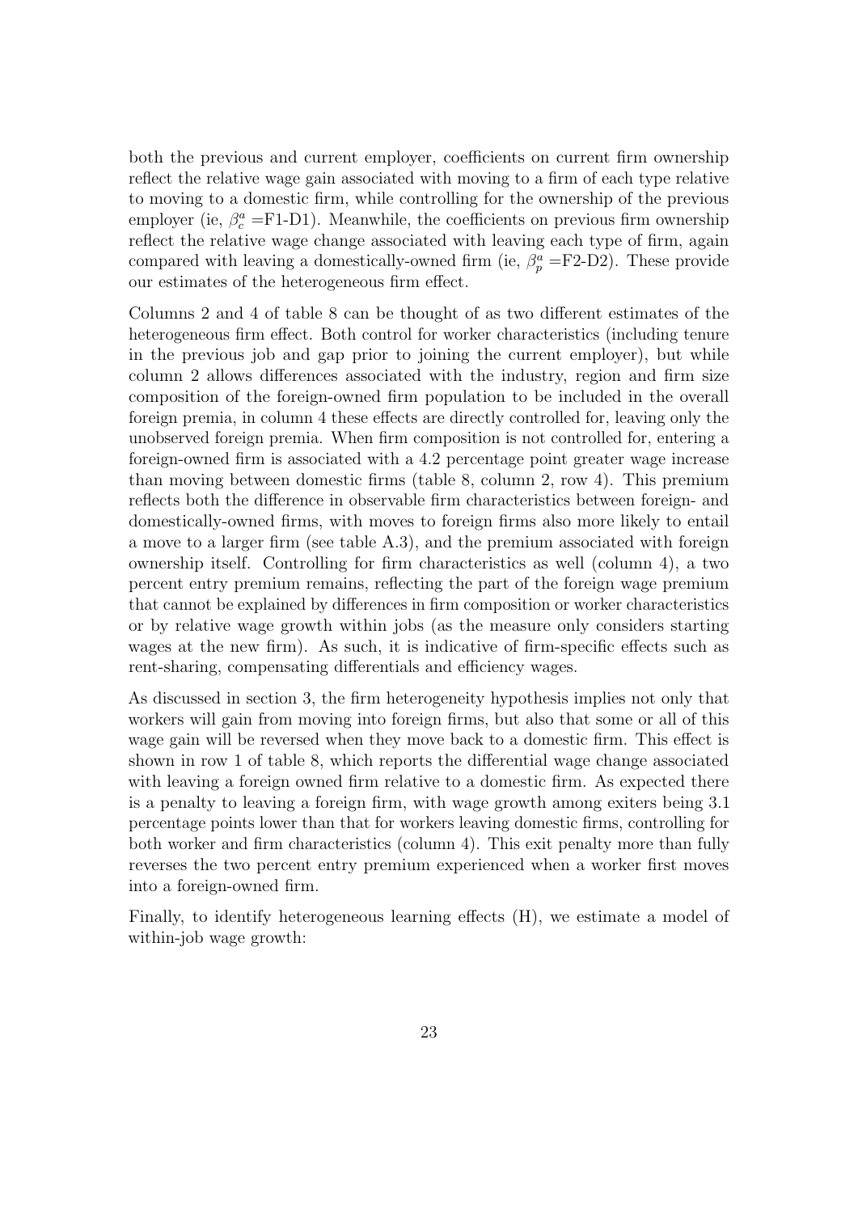both the previous and current employer, coefficients on current firm ownership reflect the relative wage gain associated with moving to a firm of each type relative to moving to a domestic firm, while controlling for the ownership of the previous employer (ie, $\beta_c^a$ =F1-D1). Meanwhile, the coefficients on previous firm ownership reflect the relative wage change associated with leaving each type of firm, again compared with leaving a domestically-owned firm (ie, $\beta_p^a$ =F2-D2). These provide our estimates of the heterogeneous firm effect.

Columns 2 and 4 of table 8 can be thought of as two different estimates of the heterogeneous firm effect. Both control for worker characteristics (including tenure in the previous job and gap prior to joining the current employer), but while column 2 allows differences associated with the industry, region and firm size composition of the foreign-owned firm population to be included in the overall foreign premia, in column 4 these effects are directly controlled for, leaving only the unobserved foreign premia. When firm composition is not controlled for, entering a foreign-owned firm is associated with a 4.2 percentage point greater wage increase than moving between domestic firms (table 8, column 2, row 4). This premium reflects both the difference in observable firm characteristics between foreign- and domestically-owned firms, with moves to foreign firms also more likely to entail a move to a larger firm (see table A.3), and the premium associated with foreign ownership itself. Controlling for firm characteristics as well (column 4), a two percent entry premium remains, reflecting the part of the foreign wage premium that cannot be explained by differences in firm composition or worker characteristics or by relative wage growth within jobs (as the measure only considers starting wages at the new firm). As such, it is indicative of firm-specific effects such as rent-sharing, compensating differentials and efficiency wages.

As discussed in section 3, the firm heterogeneity hypothesis implies not only that workers will gain from moving into foreign firms, but also that some or all of this wage gain will be reversed when they move back to a domestic firm. This effect is shown in row 1 of table 8, which reports the differential wage change associated with leaving a foreign owned firm relative to a domestic firm. As expected there is a penalty to leaving a foreign firm, with wage growth among exiters being 3.1 percentage points lower than that for workers leaving domestic firms, controlling for both worker and firm characteristics (column 4). This exit penalty more than fully reverses the two percent entry premium experienced when a worker first moves into a foreign-owned firm.

Finally, to identify heterogeneous learning effects (H), we estimate a model of within-job wage growth: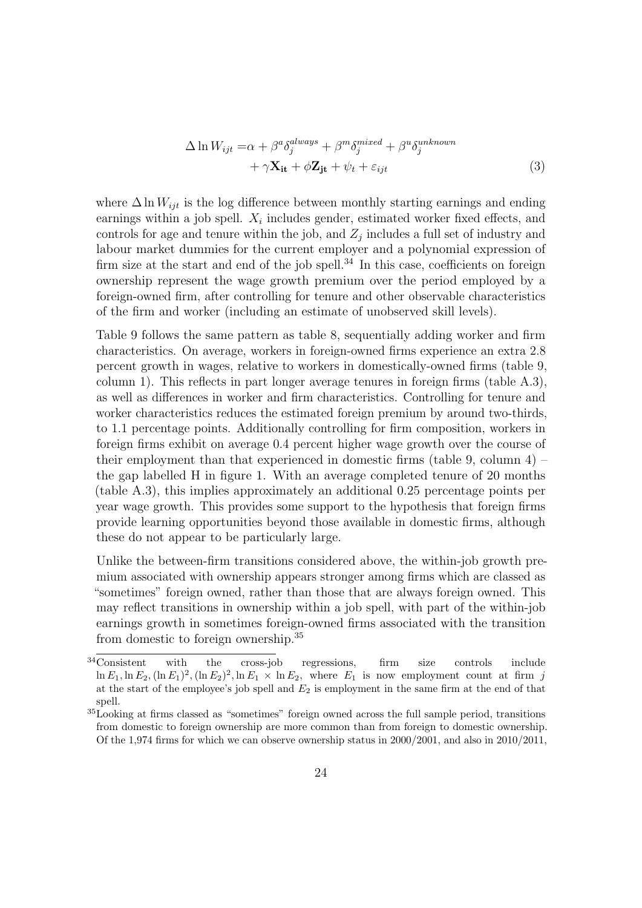$$
\begin{aligned}
\Delta \ln W_{ijt} =& \alpha + \beta^a \delta_j^{always} + \beta^m \delta_j^{mixed} + \beta^u \delta_j^{unknown} \\
&+ \gamma \mathbf{X_{it}} + \phi \mathbf{Z_{jt}} + \psi_t + \varepsilon_{ijt}
\end{aligned} \tag{3}
$$

where $\Delta \ln W_{ijt}$ is the log difference between monthly starting earnings and ending earnings within a job spell. $X_i$ includes gender, estimated worker fixed effects, and controls for age and tenure within the job, and $Z_j$ includes a full set of industry and labour market dummies for the current employer and a polynomial expression of firm size at the start and end of the job spell.[34] In this case, coefficients on foreign ownership represent the wage growth premium over the period employed by a foreign-owned firm, after controlling for tenure and other observable characteristics of the firm and worker (including an estimate of unobserved skill levels).

Table 9 follows the same pattern as table 8, sequentially adding worker and firm characteristics. On average, workers in foreign-owned firms experience an extra 2.8 percent growth in wages, relative to workers in domestically-owned firms (table 9, column 1). This reflects in part longer average tenures in foreign firms (table A.3), as well as differences in worker and firm characteristics. Controlling for tenure and worker characteristics reduces the estimated foreign premium by around two-thirds, to 1.1 percentage points. Additionally controlling for firm composition, workers in foreign firms exhibit on average 0.4 percent higher wage growth over the course of their employment than that experienced in domestic firms (table 9, column 4) – the gap labelled H in figure 1. With an average completed tenure of 20 months (table A.3), this implies approximately an additional 0.25 percentage points per year wage growth. This provides some support to the hypothesis that foreign firms provide learning opportunities beyond those available in domestic firms, although these do not appear to be particularly large.

Unlike the between-firm transitions considered above, the within-job growth premium associated with ownership appears stronger among firms which are classed as "sometimes" foreign owned, rather than those that are always foreign owned. This may reflect transitions in ownership within a job spell, with part of the within-job earnings growth in sometimes foreign-owned firms associated with the transition from domestic to foreign ownership.[35]

[34] Consistent with the cross-job regressions, firm size controls include $\ln E_1, \ln E_2, (\ln E_1)^2, (\ln E_2)^2, \ln E_1 \times \ln E_2$, where $E_1$ is now employment count at firm $j$ at the start of the employee's job spell and $E_2$ is employment in the same firm at the end of that spell.

[35] Looking at firms classed as "sometimes" foreign owned across the full sample period, transitions from domestic to foreign ownership are more common than from foreign to domestic ownership. Of the 1,974 firms for which we can observe ownership status in 2000/2001, and also in 2010/2011,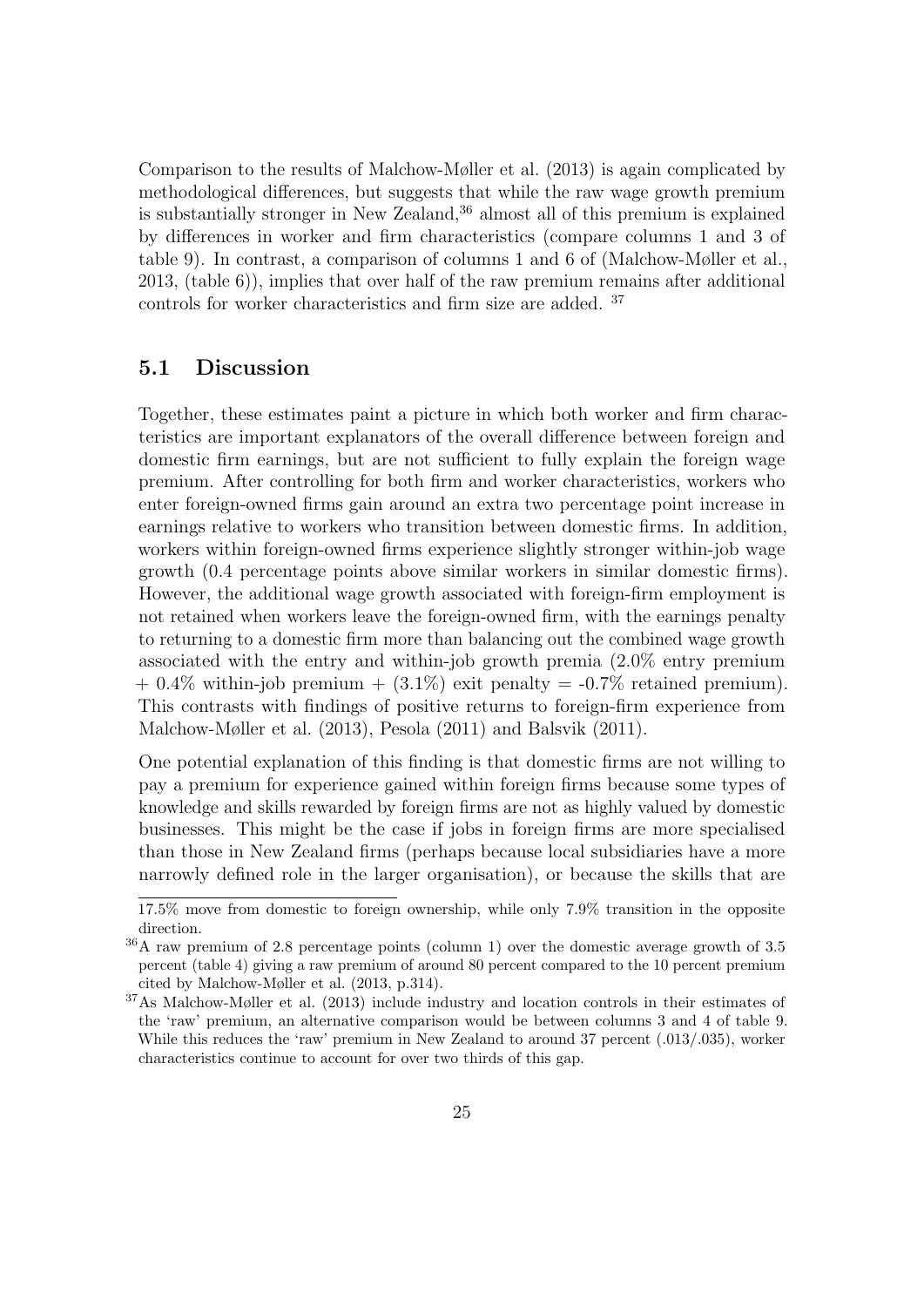Comparison to the results of Malchow-Møller et al. (2013) is again complicated by methodological differences, but suggests that while the raw wage growth premium is substantially stronger in New Zealand,[36] almost all of this premium is explained by differences in worker and firm characteristics (compare columns 1 and 3 of table 9). In contrast, a comparison of columns 1 and 6 of (Malchow-Møller et al., 2013, (table 6)), implies that over half of the raw premium remains after additional controls for worker characteristics and firm size are added. [37]

## 5.1 Discussion

Together, these estimates paint a picture in which both worker and firm characteristics are important explanators of the overall difference between foreign and domestic firm earnings, but are not sufficient to fully explain the foreign wage premium. After controlling for both firm and worker characteristics, workers who enter foreign-owned firms gain around an extra two percentage point increase in earnings relative to workers who transition between domestic firms. In addition, workers within foreign-owned firms experience slightly stronger within-job wage growth (0.4 percentage points above similar workers in similar domestic firms). However, the additional wage growth associated with foreign-firm employment is not retained when workers leave the foreign-owned firm, with the earnings penalty to returning to a domestic firm more than balancing out the combined wage growth associated with the entry and within-job growth premia (2.0% entry premium + 0.4% within-job premium + (3.1%) exit penalty = -0.7% retained premium). This contrasts with findings of positive returns to foreign-firm experience from Malchow-Møller et al. (2013), Pesola (2011) and Balsvik (2011).

One potential explanation of this finding is that domestic firms are not willing to pay a premium for experience gained within foreign firms because some types of knowledge and skills rewarded by foreign firms are not as highly valued by domestic businesses. This might be the case if jobs in foreign firms are more specialised than those in New Zealand firms (perhaps because local subsidiaries have a more narrowly defined role in the larger organisation), or because the skills that are

17.5% move from domestic to foreign ownership, while only 7.9% transition in the opposite direction.

[36] A raw premium of 2.8 percentage points (column 1) over the domestic average growth of 3.5 percent (table 4) giving a raw premium of around 80 percent compared to the 10 percent premium cited by Malchow-Møller et al. (2013, p.314).

[37] As Malchow-Møller et al. (2013) include industry and location controls in their estimates of the 'raw' premium, an alternative comparison would be between columns 3 and 4 of table 9. While this reduces the 'raw' premium in New Zealand to around 37 percent (.013/.035), worker characteristics continue to account for over two thirds of this gap.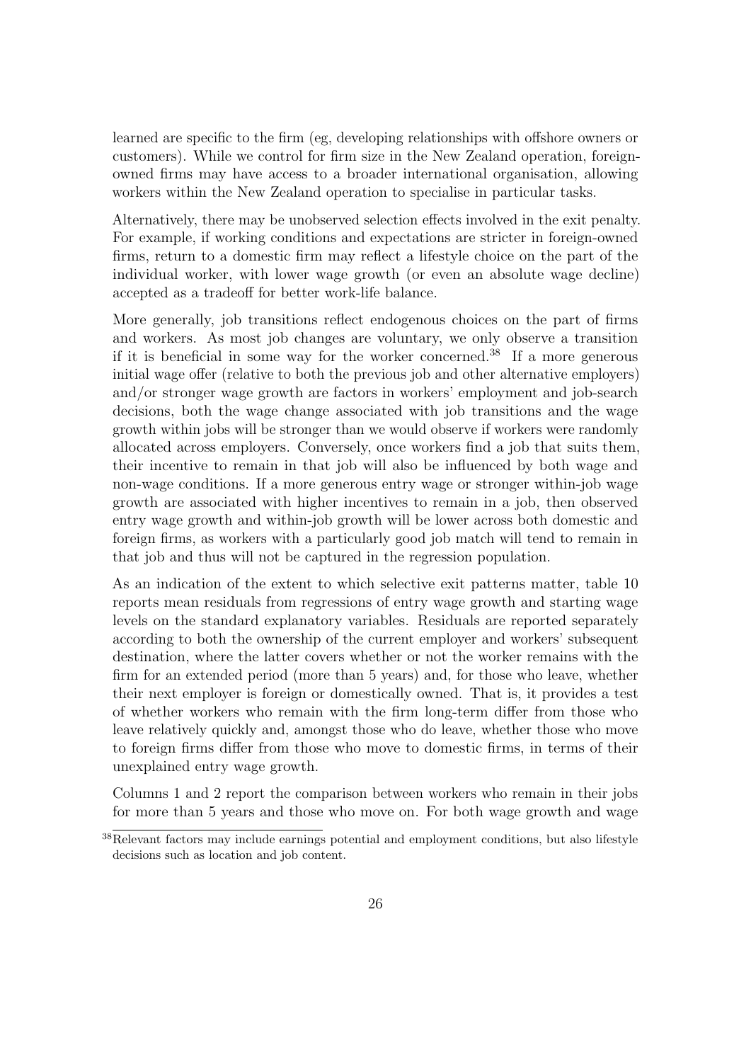learned are specific to the firm (eg, developing relationships with offshore owners or customers). While we control for firm size in the New Zealand operation, foreign-owned firms may have access to a broader international organisation, allowing workers within the New Zealand operation to specialise in particular tasks.

Alternatively, there may be unobserved selection effects involved in the exit penalty. For example, if working conditions and expectations are stricter in foreign-owned firms, return to a domestic firm may reflect a lifestyle choice on the part of the individual worker, with lower wage growth (or even an absolute wage decline) accepted as a tradeoff for better work-life balance.

More generally, job transitions reflect endogenous choices on the part of firms and workers. As most job changes are voluntary, we only observe a transition if it is beneficial in some way for the worker concerned.[38] If a more generous initial wage offer (relative to both the previous job and other alternative employers) and/or stronger wage growth are factors in workers' employment and job-search decisions, both the wage change associated with job transitions and the wage growth within jobs will be stronger than we would observe if workers were randomly allocated across employers. Conversely, once workers find a job that suits them, their incentive to remain in that job will also be influenced by both wage and non-wage conditions. If a more generous entry wage or stronger within-job wage growth are associated with higher incentives to remain in a job, then observed entry wage growth and within-job growth will be lower across both domestic and foreign firms, as workers with a particularly good job match will tend to remain in that job and thus will not be captured in the regression population.

As an indication of the extent to which selective exit patterns matter, table 10 reports mean residuals from regressions of entry wage growth and starting wage levels on the standard explanatory variables. Residuals are reported separately according to both the ownership of the current employer and workers' subsequent destination, where the latter covers whether or not the worker remains with the firm for an extended period (more than 5 years) and, for those who leave, whether their next employer is foreign or domestically owned. That is, it provides a test of whether workers who remain with the firm long-term differ from those who leave relatively quickly and, amongst those who do leave, whether those who move to foreign firms differ from those who move to domestic firms, in terms of their unexplained entry wage growth.

Columns 1 and 2 report the comparison between workers who remain in their jobs for more than 5 years and those who move on. For both wage growth and wage

[38] Relevant factors may include earnings potential and employment conditions, but also lifestyle decisions such as location and job content.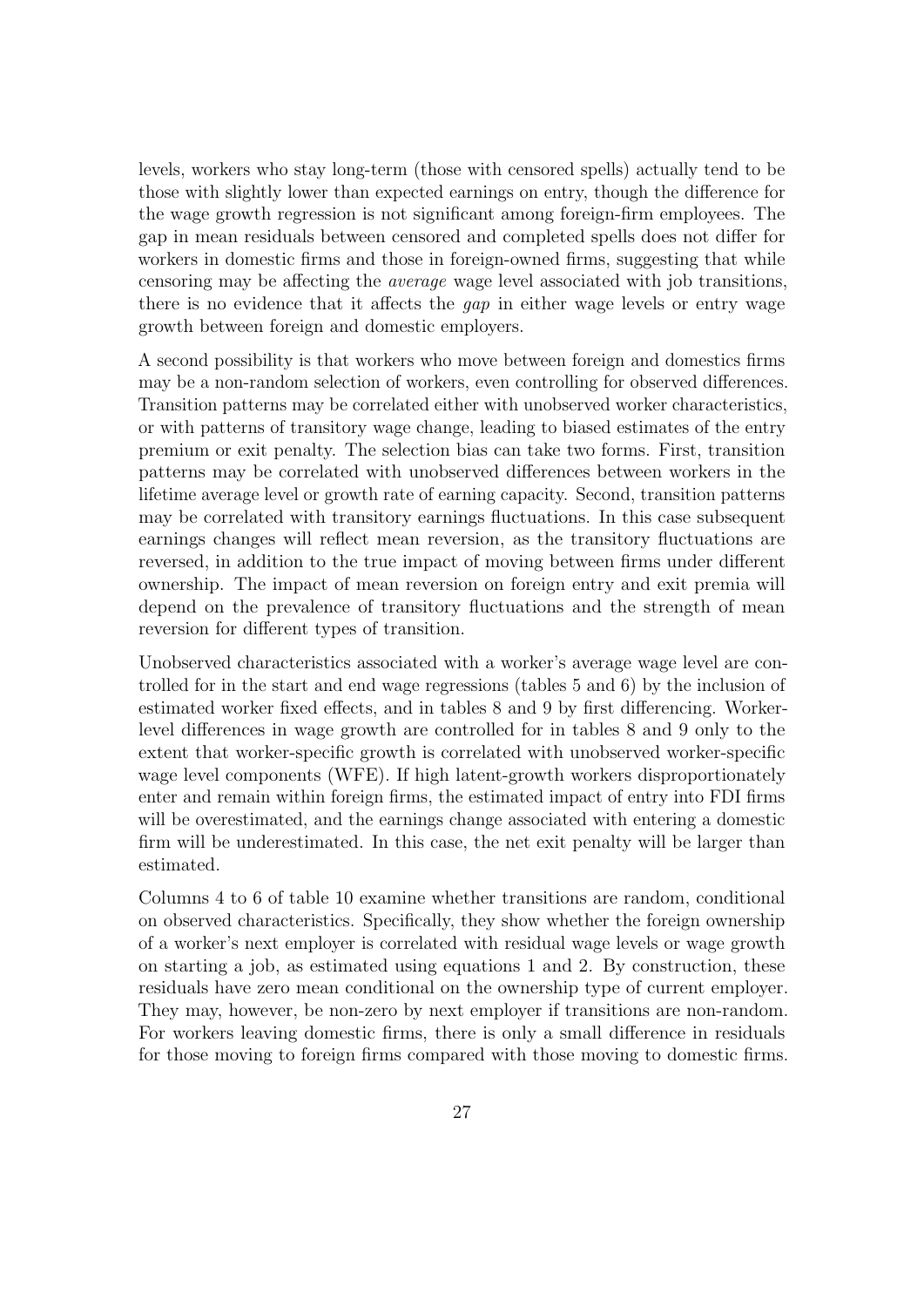levels, workers who stay long-term (those with censored spells) actually tend to be those with slightly lower than expected earnings on entry, though the difference for the wage growth regression is not significant among foreign-firm employees. The gap in mean residuals between censored and completed spells does not differ for workers in domestic firms and those in foreign-owned firms, suggesting that while censoring may be affecting the *average* wage level associated with job transitions, there is no evidence that it affects the *gap* in either wage levels or entry wage growth between foreign and domestic employers.

A second possibility is that workers who move between foreign and domestics firms may be a non-random selection of workers, even controlling for observed differences. Transition patterns may be correlated either with unobserved worker characteristics, or with patterns of transitory wage change, leading to biased estimates of the entry premium or exit penalty. The selection bias can take two forms. First, transition patterns may be correlated with unobserved differences between workers in the lifetime average level or growth rate of earning capacity. Second, transition patterns may be correlated with transitory earnings fluctuations. In this case subsequent earnings changes will reflect mean reversion, as the transitory fluctuations are reversed, in addition to the true impact of moving between firms under different ownership. The impact of mean reversion on foreign entry and exit premia will depend on the prevalence of transitory fluctuations and the strength of mean reversion for different types of transition.

Unobserved characteristics associated with a worker's average wage level are controlled for in the start and end wage regressions (tables 5 and 6) by the inclusion of estimated worker fixed effects, and in tables 8 and 9 by first differencing. Worker-level differences in wage growth are controlled for in tables 8 and 9 only to the extent that worker-specific growth is correlated with unobserved worker-specific wage level components (WFE). If high latent-growth workers disproportionately enter and remain within foreign firms, the estimated impact of entry into FDI firms will be overestimated, and the earnings change associated with entering a domestic firm will be underestimated. In this case, the net exit penalty will be larger than estimated.

Columns 4 to 6 of table 10 examine whether transitions are random, conditional on observed characteristics. Specifically, they show whether the foreign ownership of a worker's next employer is correlated with residual wage levels or wage growth on starting a job, as estimated using equations 1 and 2. By construction, these residuals have zero mean conditional on the ownership type of current employer. They may, however, be non-zero by next employer if transitions are non-random. For workers leaving domestic firms, there is only a small difference in residuals for those moving to foreign firms compared with those moving to domestic firms.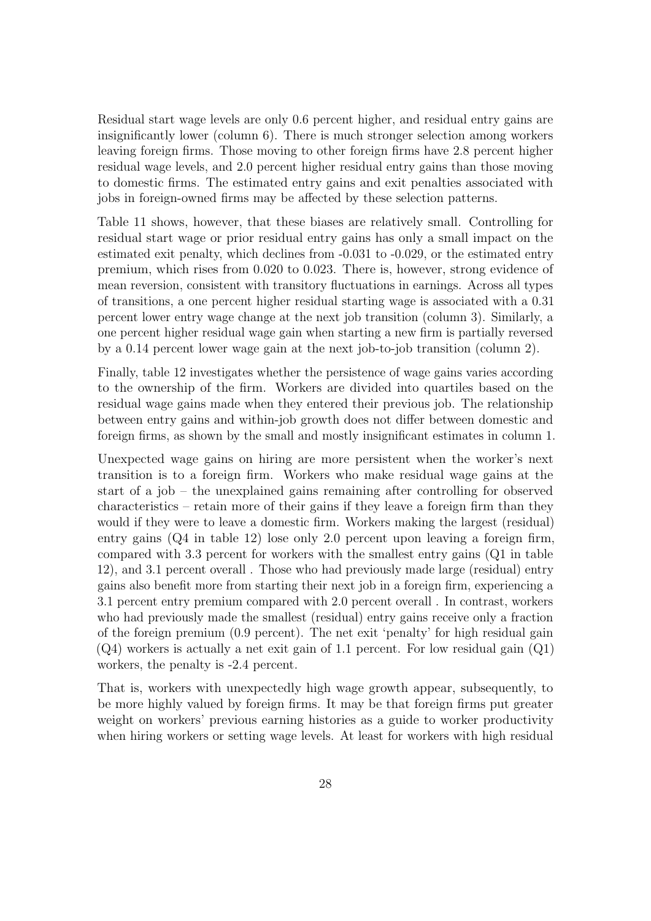Residual start wage levels are only 0.6 percent higher, and residual entry gains are insignificantly lower (column 6). There is much stronger selection among workers leaving foreign firms. Those moving to other foreign firms have 2.8 percent higher residual wage levels, and 2.0 percent higher residual entry gains than those moving to domestic firms. The estimated entry gains and exit penalties associated with jobs in foreign-owned firms may be affected by these selection patterns.

Table 11 shows, however, that these biases are relatively small. Controlling for residual start wage or prior residual entry gains has only a small impact on the estimated exit penalty, which declines from -0.031 to -0.029, or the estimated entry premium, which rises from 0.020 to 0.023. There is, however, strong evidence of mean reversion, consistent with transitory fluctuations in earnings. Across all types of transitions, a one percent higher residual starting wage is associated with a 0.31 percent lower entry wage change at the next job transition (column 3). Similarly, a one percent higher residual wage gain when starting a new firm is partially reversed by a 0.14 percent lower wage gain at the next job-to-job transition (column 2).

Finally, table 12 investigates whether the persistence of wage gains varies according to the ownership of the firm. Workers are divided into quartiles based on the residual wage gains made when they entered their previous job. The relationship between entry gains and within-job growth does not differ between domestic and foreign firms, as shown by the small and mostly insignificant estimates in column 1.

Unexpected wage gains on hiring are more persistent when the worker's next transition is to a foreign firm. Workers who make residual wage gains at the start of a job – the unexplained gains remaining after controlling for observed characteristics – retain more of their gains if they leave a foreign firm than they would if they were to leave a domestic firm. Workers making the largest (residual) entry gains (Q4 in table 12) lose only 2.0 percent upon leaving a foreign firm, compared with 3.3 percent for workers with the smallest entry gains (Q1 in table 12), and 3.1 percent overall . Those who had previously made large (residual) entry gains also benefit more from starting their next job in a foreign firm, experiencing a 3.1 percent entry premium compared with 2.0 percent overall . In contrast, workers who had previously made the smallest (residual) entry gains receive only a fraction of the foreign premium (0.9 percent). The net exit 'penalty' for high residual gain (Q4) workers is actually a net exit gain of 1.1 percent. For low residual gain (Q1) workers, the penalty is -2.4 percent.

That is, workers with unexpectedly high wage growth appear, subsequently, to be more highly valued by foreign firms. It may be that foreign firms put greater weight on workers' previous earning histories as a guide to worker productivity when hiring workers or setting wage levels. At least for workers with high residual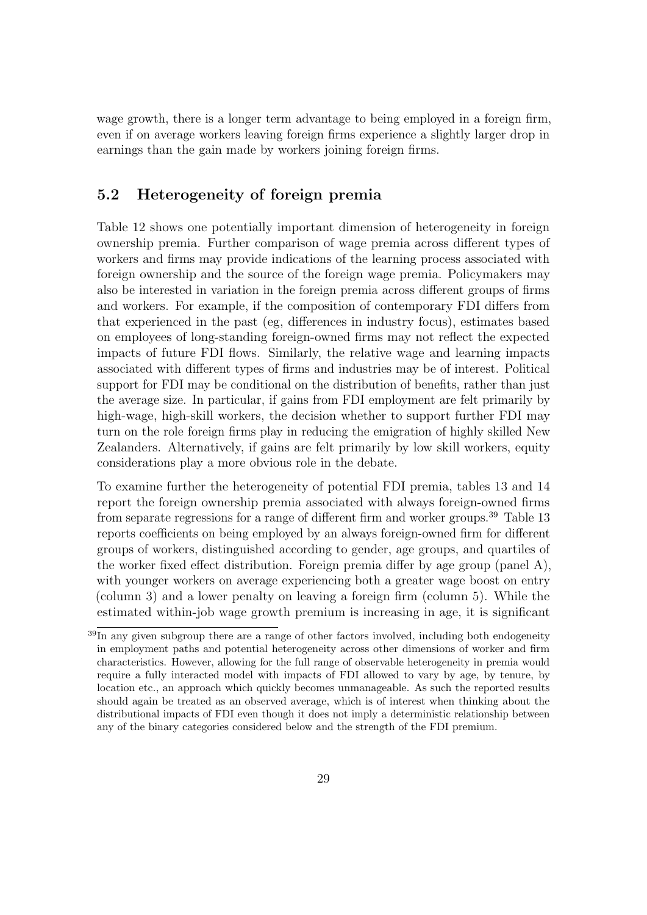wage growth, there is a longer term advantage to being employed in a foreign firm, even if on average workers leaving foreign firms experience a slightly larger drop in earnings than the gain made by workers joining foreign firms.

## 5.2 Heterogeneity of foreign premia

Table 12 shows one potentially important dimension of heterogeneity in foreign ownership premia. Further comparison of wage premia across different types of workers and firms may provide indications of the learning process associated with foreign ownership and the source of the foreign wage premia. Policymakers may also be interested in variation in the foreign premia across different groups of firms and workers. For example, if the composition of contemporary FDI differs from that experienced in the past (eg, differences in industry focus), estimates based on employees of long-standing foreign-owned firms may not reflect the expected impacts of future FDI flows. Similarly, the relative wage and learning impacts associated with different types of firms and industries may be of interest. Political support for FDI may be conditional on the distribution of benefits, rather than just the average size. In particular, if gains from FDI employment are felt primarily by high-wage, high-skill workers, the decision whether to support further FDI may turn on the role foreign firms play in reducing the emigration of highly skilled New Zealanders. Alternatively, if gains are felt primarily by low skill workers, equity considerations play a more obvious role in the debate.

To examine further the heterogeneity of potential FDI premia, tables 13 and 14 report the foreign ownership premia associated with always foreign-owned firms from separate regressions for a range of different firm and worker groups.[39] Table 13 reports coefficients on being employed by an always foreign-owned firm for different groups of workers, distinguished according to gender, age groups, and quartiles of the worker fixed effect distribution. Foreign premia differ by age group (panel A), with younger workers on average experiencing both a greater wage boost on entry (column 3) and a lower penalty on leaving a foreign firm (column 5). While the estimated within-job wage growth premium is increasing in age, it is significant

[39] In any given subgroup there are a range of other factors involved, including both endogeneity in employment paths and potential heterogeneity across other dimensions of worker and firm characteristics. However, allowing for the full range of observable heterogeneity in premia would require a fully interacted model with impacts of FDI allowed to vary by age, by tenure, by location etc., an approach which quickly becomes unmanageable. As such the reported results should again be treated as an observed average, which is of interest when thinking about the distributional impacts of FDI even though it does not imply a deterministic relationship between any of the binary categories considered below and the strength of the FDI premium.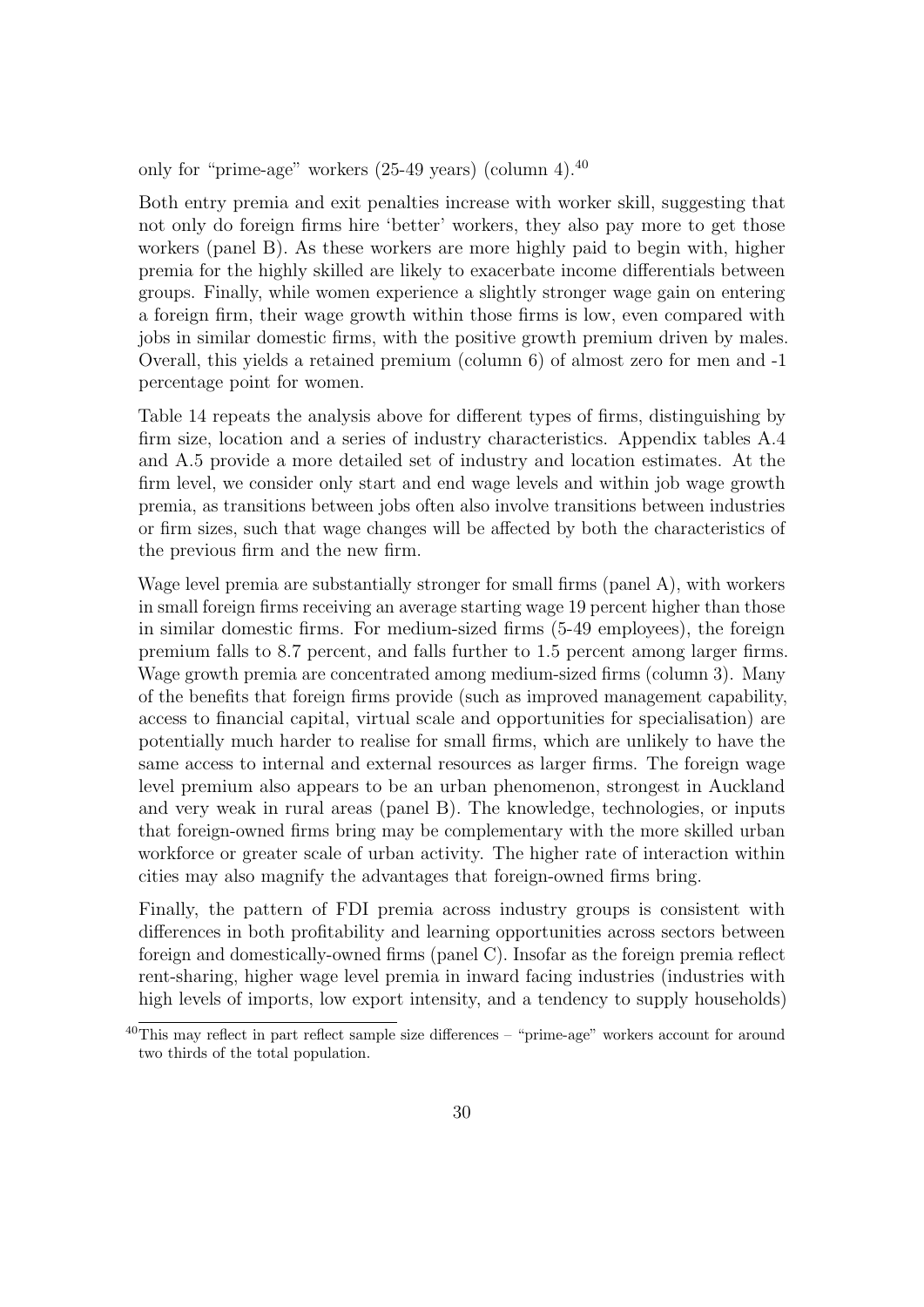only for "prime-age" workers (25-49 years) (column 4).[40]

Both entry premia and exit penalties increase with worker skill, suggesting that not only do foreign firms hire 'better' workers, they also pay more to get those workers (panel B). As these workers are more highly paid to begin with, higher premia for the highly skilled are likely to exacerbate income differentials between groups. Finally, while women experience a slightly stronger wage gain on entering a foreign firm, their wage growth within those firms is low, even compared with jobs in similar domestic firms, with the positive growth premium driven by males. Overall, this yields a retained premium (column 6) of almost zero for men and -1 percentage point for women.

Table 14 repeats the analysis above for different types of firms, distinguishing by firm size, location and a series of industry characteristics. Appendix tables A.4 and A.5 provide a more detailed set of industry and location estimates. At the firm level, we consider only start and end wage levels and within job wage growth premia, as transitions between jobs often also involve transitions between industries or firm sizes, such that wage changes will be affected by both the characteristics of the previous firm and the new firm.

Wage level premia are substantially stronger for small firms (panel A), with workers in small foreign firms receiving an average starting wage 19 percent higher than those in similar domestic firms. For medium-sized firms (5-49 employees), the foreign premium falls to 8.7 percent, and falls further to 1.5 percent among larger firms. Wage growth premia are concentrated among medium-sized firms (column 3). Many of the benefits that foreign firms provide (such as improved management capability, access to financial capital, virtual scale and opportunities for specialisation) are potentially much harder to realise for small firms, which are unlikely to have the same access to internal and external resources as larger firms. The foreign wage level premium also appears to be an urban phenomenon, strongest in Auckland and very weak in rural areas (panel B). The knowledge, technologies, or inputs that foreign-owned firms bring may be complementary with the more skilled urban workforce or greater scale of urban activity. The higher rate of interaction within cities may also magnify the advantages that foreign-owned firms bring.

Finally, the pattern of FDI premia across industry groups is consistent with differences in both profitability and learning opportunities across sectors between foreign and domestically-owned firms (panel C). Insofar as the foreign premia reflect rent-sharing, higher wage level premia in inward facing industries (industries with high levels of imports, low export intensity, and a tendency to supply households)

[40] This may reflect in part reflect sample size differences – "prime-age" workers account for around two thirds of the total population.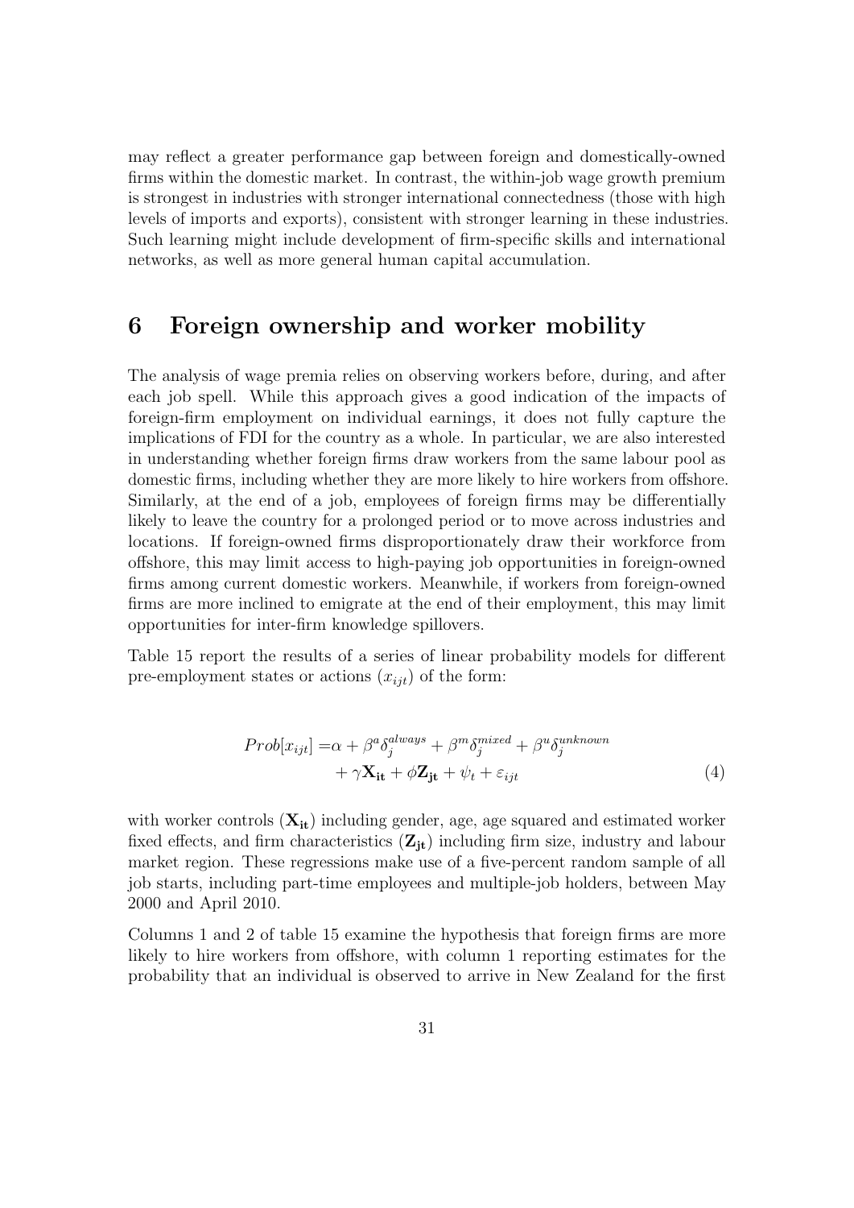may reflect a greater performance gap between foreign and domestically-owned firms within the domestic market. In contrast, the within-job wage growth premium is strongest in industries with stronger international connectedness (those with high levels of imports and exports), consistent with stronger learning in these industries. Such learning might include development of firm-specific skills and international networks, as well as more general human capital accumulation.

# 6 Foreign ownership and worker mobility

The analysis of wage premia relies on observing workers before, during, and after each job spell. While this approach gives a good indication of the impacts of foreign-firm employment on individual earnings, it does not fully capture the implications of FDI for the country as a whole. In particular, we are also interested in understanding whether foreign firms draw workers from the same labour pool as domestic firms, including whether they are more likely to hire workers from offshore. Similarly, at the end of a job, employees of foreign firms may be differentially likely to leave the country for a prolonged period or to move across industries and locations. If foreign-owned firms disproportionately draw their workforce from offshore, this may limit access to high-paying job opportunities in foreign-owned firms among current domestic workers. Meanwhile, if workers from foreign-owned firms are more inclined to emigrate at the end of their employment, this may limit opportunities for inter-firm knowledge spillovers.

Table 15 report the results of a series of linear probability models for different pre-employment states or actions ($x_{ijt}$) of the form:

$$
\begin{aligned}
Prob[x_{ijt}] = & \alpha + \beta^{a}\delta_j^{always} + \beta^{m}\delta_j^{mixed} + \beta^{u}\delta_j^{unknown} \\
& + \gamma\mathbf{X_{it}} + \phi\mathbf{Z_{jt}} + \psi_t + \varepsilon_{ijt}
\end{aligned} \tag{4}
$$

with worker controls ($\mathbf{X_{it}}$) including gender, age, age squared and estimated worker fixed effects, and firm characteristics ($\mathbf{Z_{jt}}$) including firm size, industry and labour market region. These regressions make use of a five-percent random sample of all job starts, including part-time employees and multiple-job holders, between May 2000 and April 2010.

Columns 1 and 2 of table 15 examine the hypothesis that foreign firms are more likely to hire workers from offshore, with column 1 reporting estimates for the probability that an individual is observed to arrive in New Zealand for the first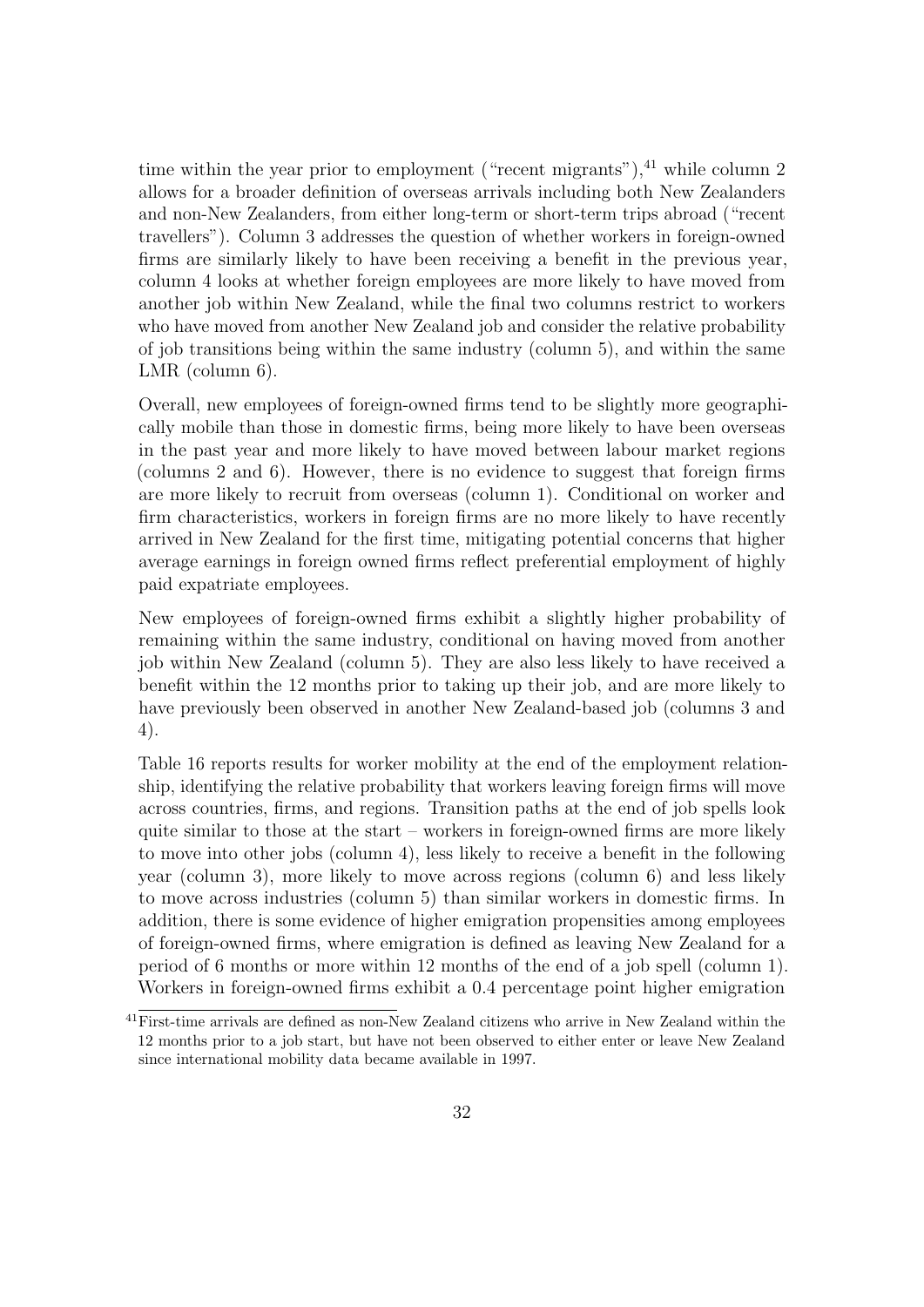time within the year prior to employment ("recent migrants"),[41] while column 2 allows for a broader definition of overseas arrivals including both New Zealanders and non-New Zealanders, from either long-term or short-term trips abroad ("recent travellers"). Column 3 addresses the question of whether workers in foreign-owned firms are similarly likely to have been receiving a benefit in the previous year, column 4 looks at whether foreign employees are more likely to have moved from another job within New Zealand, while the final two columns restrict to workers who have moved from another New Zealand job and consider the relative probability of job transitions being within the same industry (column 5), and within the same LMR (column 6).

Overall, new employees of foreign-owned firms tend to be slightly more geographically mobile than those in domestic firms, being more likely to have been overseas in the past year and more likely to have moved between labour market regions (columns 2 and 6). However, there is no evidence to suggest that foreign firms are more likely to recruit from overseas (column 1). Conditional on worker and firm characteristics, workers in foreign firms are no more likely to have recently arrived in New Zealand for the first time, mitigating potential concerns that higher average earnings in foreign owned firms reflect preferential employment of highly paid expatriate employees.

New employees of foreign-owned firms exhibit a slightly higher probability of remaining within the same industry, conditional on having moved from another job within New Zealand (column 5). They are also less likely to have received a benefit within the 12 months prior to taking up their job, and are more likely to have previously been observed in another New Zealand-based job (columns 3 and 4).

Table 16 reports results for worker mobility at the end of the employment relationship, identifying the relative probability that workers leaving foreign firms will move across countries, firms, and regions. Transition paths at the end of job spells look quite similar to those at the start – workers in foreign-owned firms are more likely to move into other jobs (column 4), less likely to receive a benefit in the following year (column 3), more likely to move across regions (column 6) and less likely to move across industries (column 5) than similar workers in domestic firms. In addition, there is some evidence of higher emigration propensities among employees of foreign-owned firms, where emigration is defined as leaving New Zealand for a period of 6 months or more within 12 months of the end of a job spell (column 1). Workers in foreign-owned firms exhibit a 0.4 percentage point higher emigration

[41] First-time arrivals are defined as non-New Zealand citizens who arrive in New Zealand within the 12 months prior to a job start, but have not been observed to either enter or leave New Zealand since international mobility data became available in 1997.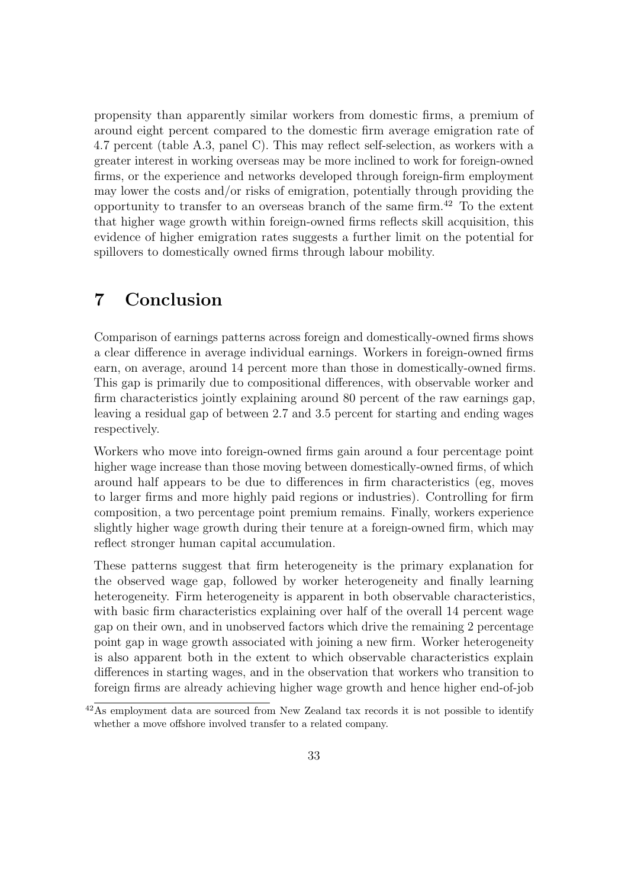propensity than apparently similar workers from domestic firms, a premium of around eight percent compared to the domestic firm average emigration rate of 4.7 percent (table A.3, panel C). This may reflect self-selection, as workers with a greater interest in working overseas may be more inclined to work for foreign-owned firms, or the experience and networks developed through foreign-firm employment may lower the costs and/or risks of emigration, potentially through providing the opportunity to transfer to an overseas branch of the same firm.[42] To the extent that higher wage growth within foreign-owned firms reflects skill acquisition, this evidence of higher emigration rates suggests a further limit on the potential for spillovers to domestically owned firms through labour mobility.

# 7 Conclusion

Comparison of earnings patterns across foreign and domestically-owned firms shows a clear difference in average individual earnings. Workers in foreign-owned firms earn, on average, around 14 percent more than those in domestically-owned firms. This gap is primarily due to compositional differences, with observable worker and firm characteristics jointly explaining around 80 percent of the raw earnings gap, leaving a residual gap of between 2.7 and 3.5 percent for starting and ending wages respectively.

Workers who move into foreign-owned firms gain around a four percentage point higher wage increase than those moving between domestically-owned firms, of which around half appears to be due to differences in firm characteristics (eg, moves to larger firms and more highly paid regions or industries). Controlling for firm composition, a two percentage point premium remains. Finally, workers experience slightly higher wage growth during their tenure at a foreign-owned firm, which may reflect stronger human capital accumulation.

These patterns suggest that firm heterogeneity is the primary explanation for the observed wage gap, followed by worker heterogeneity and finally learning heterogeneity. Firm heterogeneity is apparent in both observable characteristics, with basic firm characteristics explaining over half of the overall 14 percent wage gap on their own, and in unobserved factors which drive the remaining 2 percentage point gap in wage growth associated with joining a new firm. Worker heterogeneity is also apparent both in the extent to which observable characteristics explain differences in starting wages, and in the observation that workers who transition to foreign firms are already achieving higher wage growth and hence higher end-of-job

[42] As employment data are sourced from New Zealand tax records it is not possible to identify whether a move offshore involved transfer to a related company.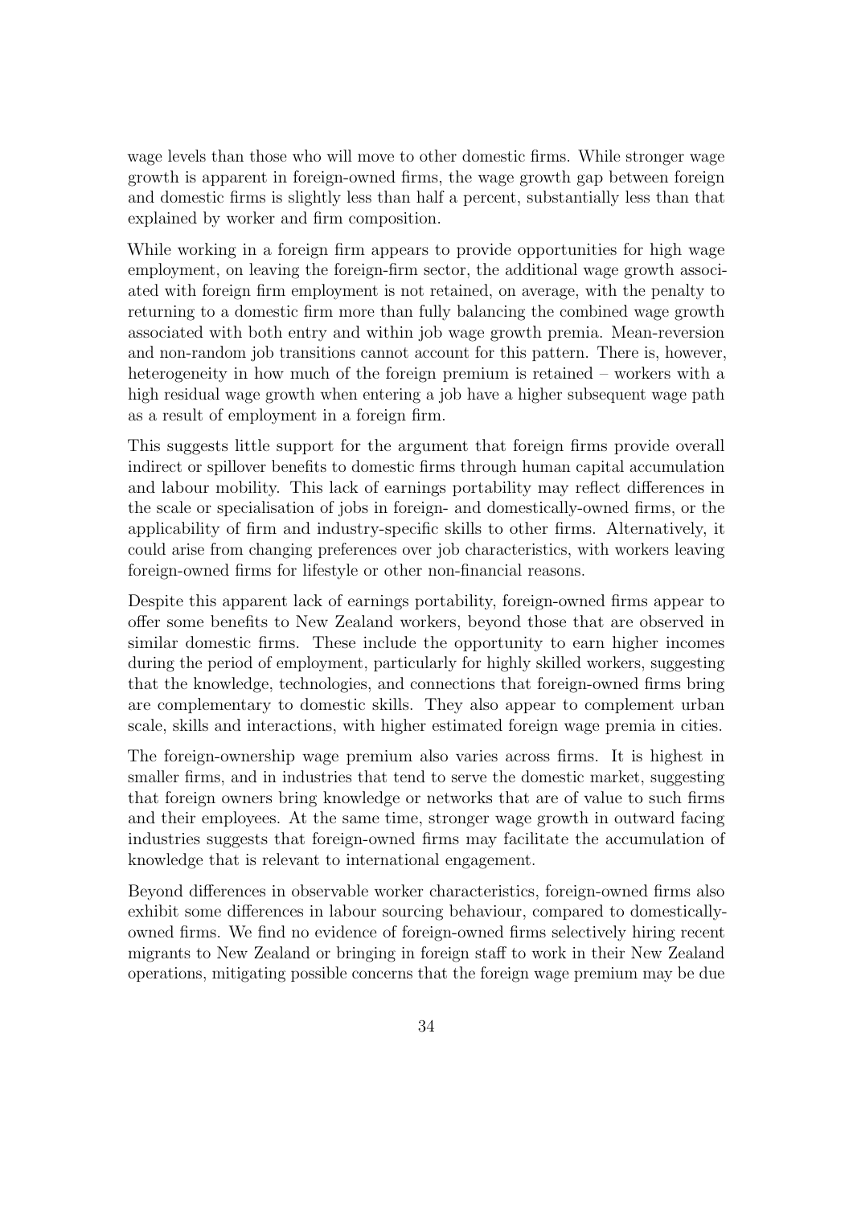wage levels than those who will move to other domestic firms. While stronger wage growth is apparent in foreign-owned firms, the wage growth gap between foreign and domestic firms is slightly less than half a percent, substantially less than that explained by worker and firm composition.

While working in a foreign firm appears to provide opportunities for high wage employment, on leaving the foreign-firm sector, the additional wage growth associated with foreign firm employment is not retained, on average, with the penalty to returning to a domestic firm more than fully balancing the combined wage growth associated with both entry and within job wage growth premia. Mean-reversion and non-random job transitions cannot account for this pattern. There is, however, heterogeneity in how much of the foreign premium is retained – workers with a high residual wage growth when entering a job have a higher subsequent wage path as a result of employment in a foreign firm.

This suggests little support for the argument that foreign firms provide overall indirect or spillover benefits to domestic firms through human capital accumulation and labour mobility. This lack of earnings portability may reflect differences in the scale or specialisation of jobs in foreign- and domestically-owned firms, or the applicability of firm and industry-specific skills to other firms. Alternatively, it could arise from changing preferences over job characteristics, with workers leaving foreign-owned firms for lifestyle or other non-financial reasons.

Despite this apparent lack of earnings portability, foreign-owned firms appear to offer some benefits to New Zealand workers, beyond those that are observed in similar domestic firms. These include the opportunity to earn higher incomes during the period of employment, particularly for highly skilled workers, suggesting that the knowledge, technologies, and connections that foreign-owned firms bring are complementary to domestic skills. They also appear to complement urban scale, skills and interactions, with higher estimated foreign wage premia in cities.

The foreign-ownership wage premium also varies across firms. It is highest in smaller firms, and in industries that tend to serve the domestic market, suggesting that foreign owners bring knowledge or networks that are of value to such firms and their employees. At the same time, stronger wage growth in outward facing industries suggests that foreign-owned firms may facilitate the accumulation of knowledge that is relevant to international engagement.

Beyond differences in observable worker characteristics, foreign-owned firms also exhibit some differences in labour sourcing behaviour, compared to domestically-owned firms. We find no evidence of foreign-owned firms selectively hiring recent migrants to New Zealand or bringing in foreign staff to work in their New Zealand operations, mitigating possible concerns that the foreign wage premium may be due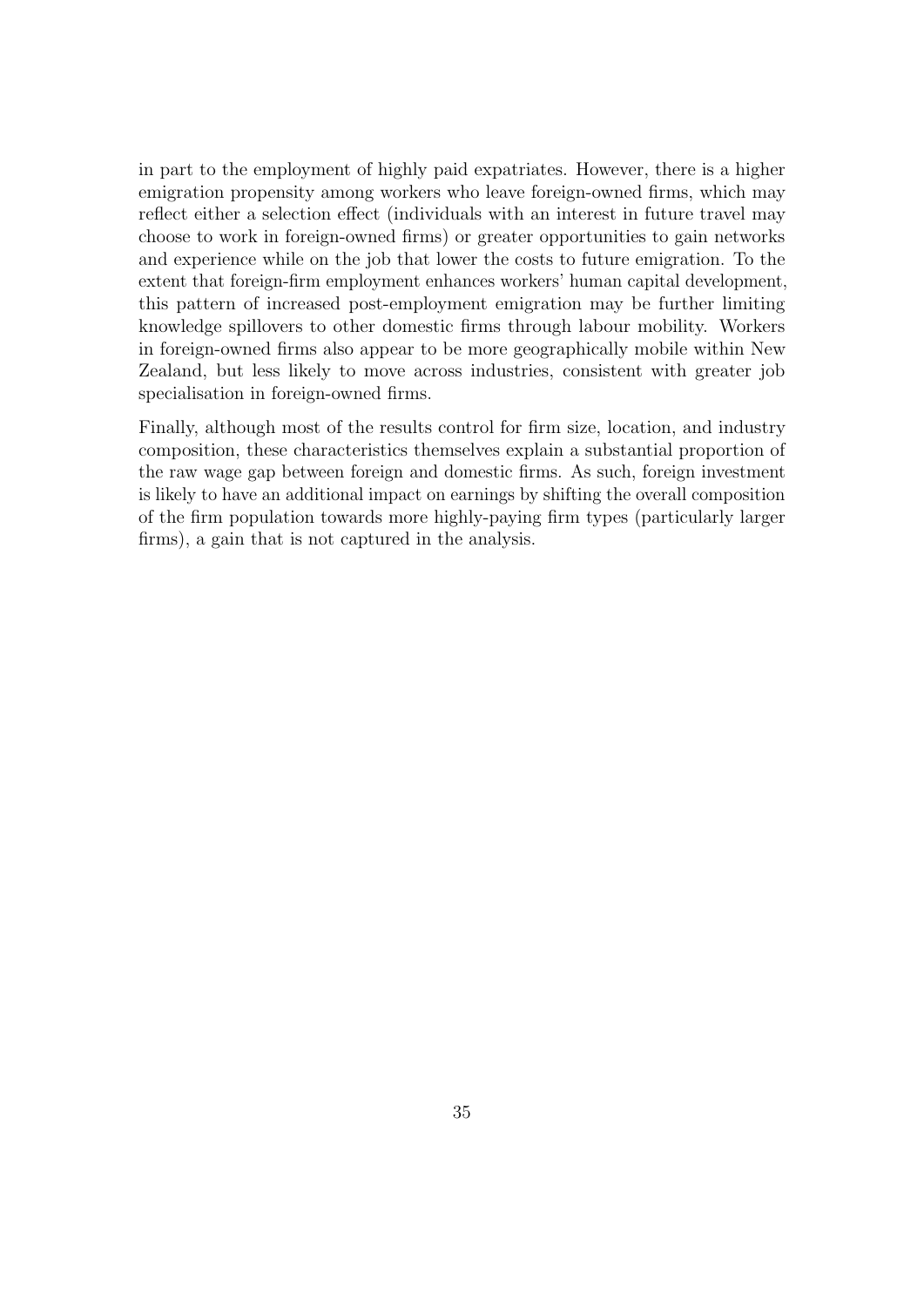in part to the employment of highly paid expatriates. However, there is a higher emigration propensity among workers who leave foreign-owned firms, which may reflect either a selection effect (individuals with an interest in future travel may choose to work in foreign-owned firms) or greater opportunities to gain networks and experience while on the job that lower the costs to future emigration. To the extent that foreign-firm employment enhances workers' human capital development, this pattern of increased post-employment emigration may be further limiting knowledge spillovers to other domestic firms through labour mobility. Workers in foreign-owned firms also appear to be more geographically mobile within New Zealand, but less likely to move across industries, consistent with greater job specialisation in foreign-owned firms.

Finally, although most of the results control for firm size, location, and industry composition, these characteristics themselves explain a substantial proportion of the raw wage gap between foreign and domestic firms. As such, foreign investment is likely to have an additional impact on earnings by shifting the overall composition of the firm population towards more highly-paying firm types (particularly larger firms), a gain that is not captured in the analysis.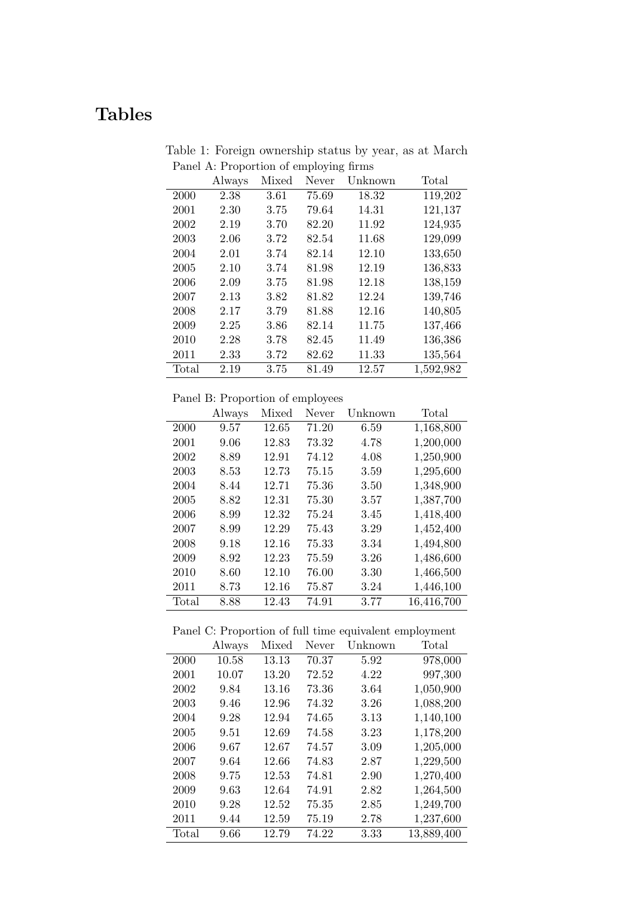# Tables

Table 1: Foreign ownership status by year, as at March

Panel A: Proportion of employing firms

| | Always | Mixed | Never | Unknown | Total |
|---|---|---|---|---|---|
| 2000 | 2.38 | 3.61 | 75.69 | 18.32 | 119,202 |
| 2001 | 2.30 | 3.75 | 79.64 | 14.31 | 121,137 |
| 2002 | 2.19 | 3.70 | 82.20 | 11.92 | 124,935 |
| 2003 | 2.06 | 3.72 | 82.54 | 11.68 | 129,099 |
| 2004 | 2.01 | 3.74 | 82.14 | 12.10 | 133,650 |
| 2005 | 2.10 | 3.74 | 81.98 | 12.19 | 136,833 |
| 2006 | 2.09 | 3.75 | 81.98 | 12.18 | 138,159 |
| 2007 | 2.13 | 3.82 | 81.82 | 12.24 | 139,746 |
| 2008 | 2.17 | 3.79 | 81.88 | 12.16 | 140,805 |
| 2009 | 2.25 | 3.86 | 82.14 | 11.75 | 137,466 |
| 2010 | 2.28 | 3.78 | 82.45 | 11.49 | 136,386 |
| 2011 | 2.33 | 3.72 | 82.62 | 11.33 | 135,564 |
| Total | 2.19 | 3.75 | 81.49 | 12.57 | 1,592,982 |

Panel B: Proportion of employees

| | Always | Mixed | Never | Unknown | Total |
|---|---|---|---|---|---|
| 2000 | 9.57 | 12.65 | 71.20 | 6.59 | 1,168,800 |
| 2001 | 9.06 | 12.83 | 73.32 | 4.78 | 1,200,000 |
| 2002 | 8.89 | 12.91 | 74.12 | 4.08 | 1,250,900 |
| 2003 | 8.53 | 12.73 | 75.15 | 3.59 | 1,295,600 |
| 2004 | 8.44 | 12.71 | 75.36 | 3.50 | 1,348,900 |
| 2005 | 8.82 | 12.31 | 75.30 | 3.57 | 1,387,700 |
| 2006 | 8.99 | 12.32 | 75.24 | 3.45 | 1,418,400 |
| 2007 | 8.99 | 12.29 | 75.43 | 3.29 | 1,452,400 |
| 2008 | 9.18 | 12.16 | 75.33 | 3.34 | 1,494,800 |
| 2009 | 8.92 | 12.23 | 75.59 | 3.26 | 1,486,600 |
| 2010 | 8.60 | 12.10 | 76.00 | 3.30 | 1,466,500 |
| 2011 | 8.73 | 12.16 | 75.87 | 3.24 | 1,446,100 |
| Total | 8.88 | 12.43 | 74.91 | 3.77 | 16,416,700 |

Panel C: Proportion of full time equivalent employment

| | Always | Mixed | Never | Unknown | Total |
|---|---|---|---|---|---|
| 2000 | 10.58 | 13.13 | 70.37 | 5.92 | 978,000 |
| 2001 | 10.07 | 13.20 | 72.52 | 4.22 | 997,300 |
| 2002 | 9.84 | 13.16 | 73.36 | 3.64 | 1,050,900 |
| 2003 | 9.46 | 12.96 | 74.32 | 3.26 | 1,088,200 |
| 2004 | 9.28 | 12.94 | 74.65 | 3.13 | 1,140,100 |
| 2005 | 9.51 | 12.69 | 74.58 | 3.23 | 1,178,200 |
| 2006 | 9.67 | 12.67 | 74.57 | 3.09 | 1,205,000 |
| 2007 | 9.64 | 12.66 | 74.83 | 2.87 | 1,229,500 |
| 2008 | 9.75 | 12.53 | 74.81 | 2.90 | 1,270,400 |
| 2009 | 9.63 | 12.64 | 74.91 | 2.82 | 1,264,500 |
| 2010 | 9.28 | 12.52 | 75.35 | 2.85 | 1,249,700 |
| 2011 | 9.44 | 12.59 | 75.19 | 2.78 | 1,237,600 |
| Total | 9.66 | 12.79 | 74.22 | 3.33 | 13,889,400 |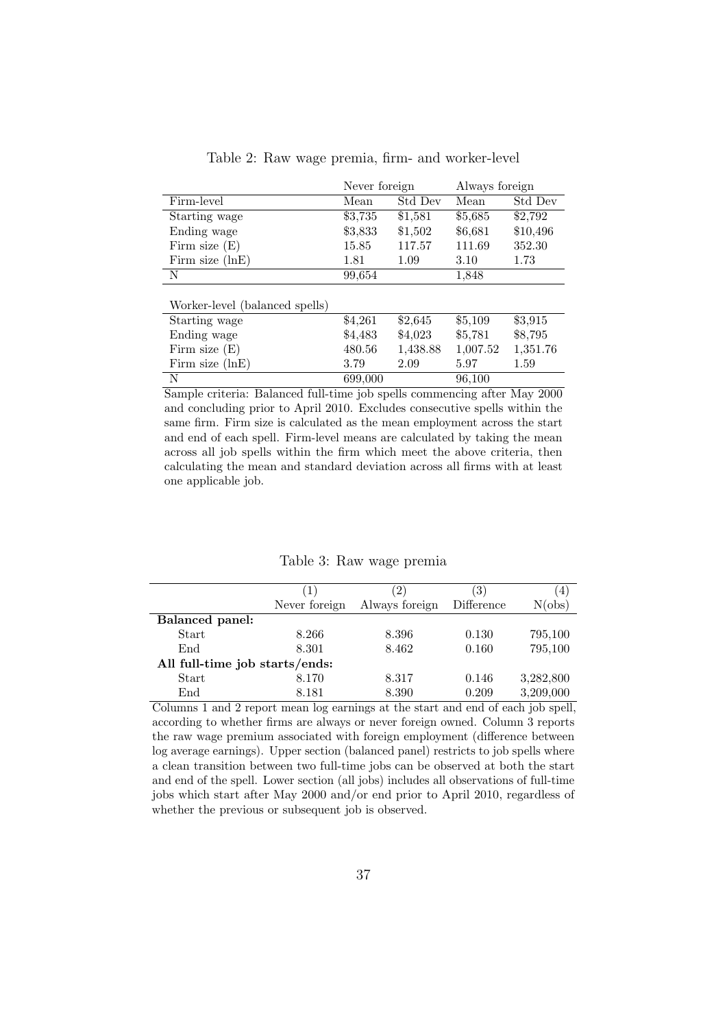Table 2: Raw wage premia, firm- and worker-level

| | Never foreign | | Always foreign | |
|---|---|---|---|---|
| Firm-level | Mean | Std Dev | Mean | Std Dev |
| Starting wage | \$3,735 | \$1,581 | \$5,685 | \$2,792 |
| Ending wage | \$3,833 | \$1,502 | \$6,681 | \$10,496 |
| Firm size (E) | 15.85 | 117.57 | 111.69 | 352.30 |
| Firm size (lnE) | 1.81 | 1.09 | 3.10 | 1.73 |
| N | 99,654 | | 1,848 | |
| | | | | |
| Worker-level (balanced spells) | | | | |
| Starting wage | \$4,261 | \$2,645 | \$5,109 | \$3,915 |
| Ending wage | \$4,483 | \$4,023 | \$5,781 | \$8,795 |
| Firm size (E) | 480.56 | 1,438.88 | 1,007.52 | 1,351.76 |
| Firm size (lnE) | 3.79 | 2.09 | 5.97 | 1.59 |
| N | 699,000 | | 96,100 | |

Sample criteria: Balanced full-time job spells commencing after May 2000 and concluding prior to April 2010. Excludes consecutive spells within the same firm. Firm size is calculated as the mean employment across the start and end of each spell. Firm-level means are calculated by taking the mean across all job spells within the firm which meet the above criteria, then calculating the mean and standard deviation across all firms with at least one applicable job.

Table 3: Raw wage premia

| | (1) | (2) | (3) | (4) |
|---|---|---|---|---|
| | Never foreign | Always foreign | Difference | N(obs) |
| **Balanced panel:** | | | | |
| Start | 8.266 | 8.396 | 0.130 | 795,100 |
| End | 8.301 | 8.462 | 0.160 | 795,100 |
| **All full-time job starts/ends:** | | | | |
| Start | 8.170 | 8.317 | 0.146 | 3,282,800 |
| End | 8.181 | 8.390 | 0.209 | 3,209,000 |

Columns 1 and 2 report mean log earnings at the start and end of each job spell, according to whether firms are always or never foreign owned. Column 3 reports the raw wage premium associated with foreign employment (difference between log average earnings). Upper section (balanced panel) restricts to job spells where a clean transition between two full-time jobs can be observed at both the start and end of the spell. Lower section (all jobs) includes all observations of full-time jobs which start after May 2000 and/or end prior to April 2010, regardless of whether the previous or subsequent job is observed.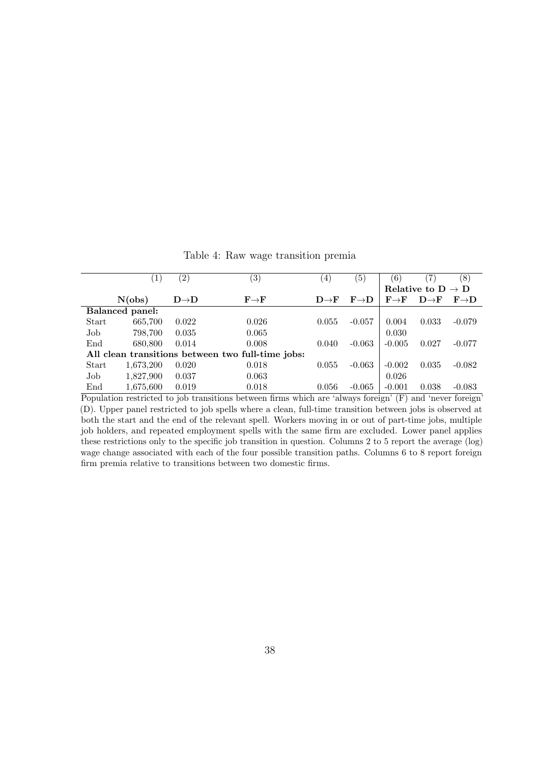Table 4: Raw wage transition premia

| | (1) | (2) | (3) | (4) | (5) | (6) | (7) | (8) |
|---|---|---|---|---|---|---|---|---|
| | | | | | | **Relative to D → D** | | |
| | **N(obs)** | **D→D** | **F→F** | **D→F** | **F→D** | **F→F** | **D→F** | **F→D** |
| **Balanced panel:** | | | | | | | | |
| Start | 665,700 | 0.022 | 0.026 | 0.055 | -0.057 | 0.004 | 0.033 | -0.079 |
| Job | 798,700 | 0.035 | 0.065 | | | 0.030 | | |
| End | 680,800 | 0.014 | 0.008 | 0.040 | -0.063 | -0.005 | 0.027 | -0.077 |
| **All clean transitions between two full-time jobs:** | | | | | | | | |
| Start | 1,673,200 | 0.020 | 0.018 | 0.055 | -0.063 | -0.002 | 0.035 | -0.082 |
| Job | 1,827,900 | 0.037 | 0.063 | | | 0.026 | | |
| End | 1,675,600 | 0.019 | 0.018 | 0.056 | -0.065 | -0.001 | 0.038 | -0.083 |

Population restricted to job transitions between firms which are 'always foreign' (F) and 'never foreign' (D). Upper panel restricted to job spells where a clean, full-time transition between jobs is observed at both the start and the end of the relevant spell. Workers moving in or out of part-time jobs, multiple job holders, and repeated employment spells with the same firm are excluded. Lower panel applies these restrictions only to the specific job transition in question. Columns 2 to 5 report the average (log) wage change associated with each of the four possible transition paths. Columns 6 to 8 report foreign firm premia relative to transitions between two domestic firms.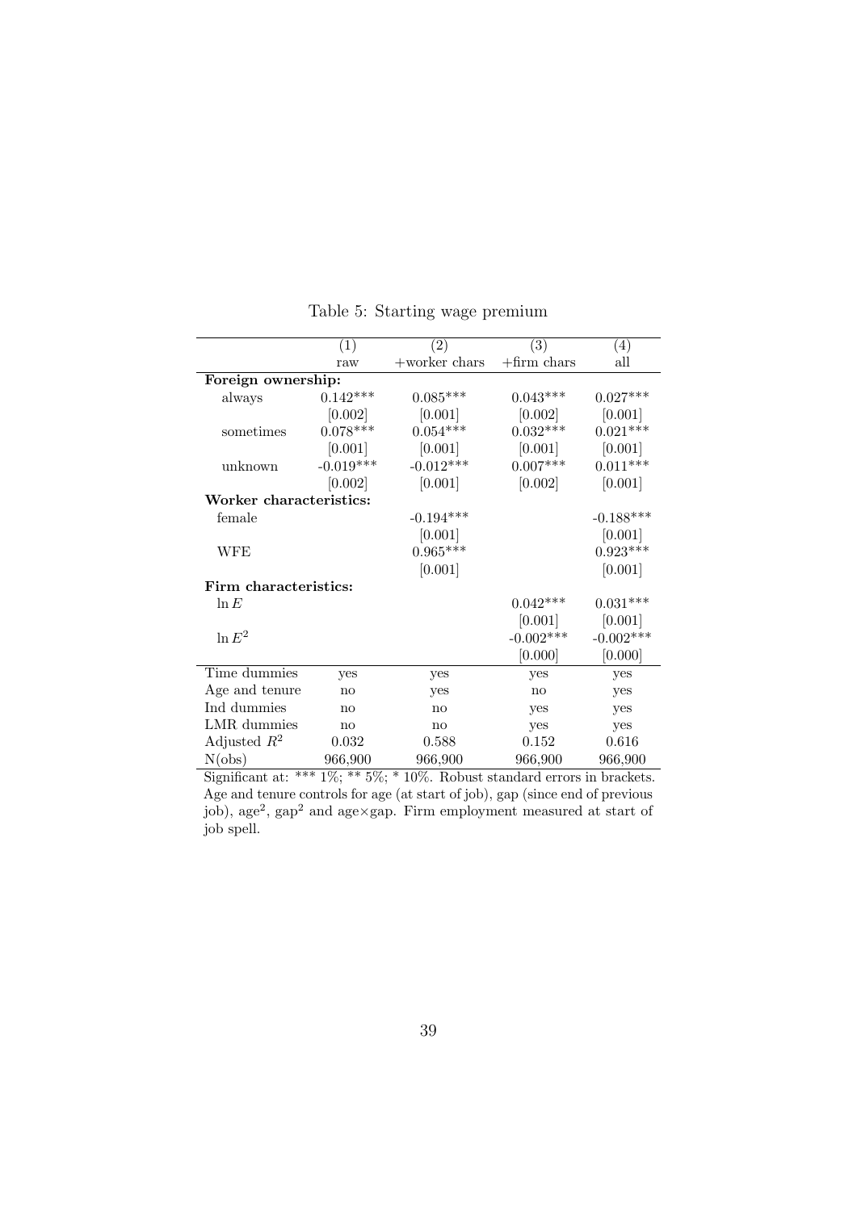Table 5: Starting wage premium

| | (1) | (2) | (3) | (4) |
|---|---|---|---|---|
| | raw | +worker chars | +firm chars | all |
| **Foreign ownership:** | | | | |
| always | 0.142*** | 0.085*** | 0.043*** | 0.027*** |
| | [0.002] | [0.001] | [0.002] | [0.001] |
| sometimes | 0.078*** | 0.054*** | 0.032*** | 0.021*** |
| | [0.001] | [0.001] | [0.001] | [0.001] |
| unknown | -0.019*** | -0.012*** | 0.007*** | 0.011*** |
| | [0.002] | [0.001] | [0.002] | [0.001] |
| **Worker characteristics:** | | | | |
| female | | -0.194*** | | -0.188*** |
| | | [0.001] | | [0.001] |
| WFE | | 0.965*** | | 0.923*** |
| | | [0.001] | | [0.001] |
| **Firm characteristics:** | | | | |
| $\ln E$ | | | 0.042*** | 0.031*** |
| | | | [0.001] | [0.001] |
| $\ln E^2$ | | | -0.002*** | -0.002*** |
| | | | [0.000] | [0.000] |
| Time dummies | yes | yes | yes | yes |
| Age and tenure | no | yes | no | yes |
| Ind dummies | no | no | yes | yes |
| LMR dummies | no | no | yes | yes |
| Adjusted $R^2$ | 0.032 | 0.588 | 0.152 | 0.616 |
| N(obs) | 966,900 | 966,900 | 966,900 | 966,900 |

Significant at: *** 1%; ** 5%; * 10%. Robust standard errors in brackets. Age and tenure controls for age (at start of job), gap (since end of previous job), age$^2$, gap$^2$ and age×gap. Firm employment measured at start of job spell.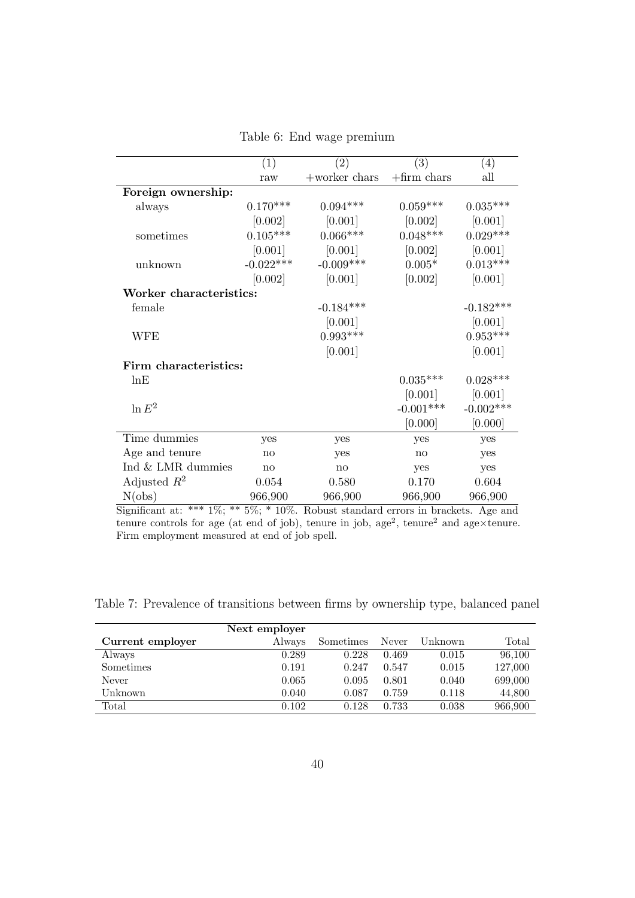Table 6: End wage premium

| | (1) | (2) | (3) | (4) |
|---|---|---|---|---|
| | raw | +worker chars | +firm chars | all |
| **Foreign ownership:** | | | | |
| always | 0.170*** | 0.094*** | 0.059*** | 0.035*** |
| | [0.002] | [0.001] | [0.002] | [0.001] |
| sometimes | 0.105*** | 0.066*** | 0.048*** | 0.029*** |
| | [0.001] | [0.001] | [0.002] | [0.001] |
| unknown | -0.022*** | -0.009*** | 0.005* | 0.013*** |
| | [0.002] | [0.001] | [0.002] | [0.001] |
| **Worker characteristics:** | | | | |
| female | | -0.184*** | | -0.182*** |
| | | [0.001] | | [0.001] |
| WFE | | 0.993*** | | 0.953*** |
| | | [0.001] | | [0.001] |
| **Firm characteristics:** | | | | |
| lnE | | | 0.035*** | 0.028*** |
| | | | [0.001] | [0.001] |
| $\ln E^2$ | | | -0.001*** | -0.002*** |
| | | | [0.000] | [0.000] |
| Time dummies | yes | yes | yes | yes |
| Age and tenure | no | yes | no | yes |
| Ind & LMR dummies | no | no | yes | yes |
| Adjusted $R^2$ | 0.054 | 0.580 | 0.170 | 0.604 |
| N(obs) | 966,900 | 966,900 | 966,900 | 966,900 |

Significant at: *** 1%; ** 5%; * 10%. Robust standard errors in brackets. Age and tenure controls for age (at end of job), tenure in job, age$^2$, tenure$^2$ and age×tenure. Firm employment measured at end of job spell.

Table 7: Prevalence of transitions between firms by ownership type, balanced panel

| | Next employer | | | | |
|---|---|---|---|---|---|
| **Current employer** | Always | Sometimes | Never | Unknown | Total |
| Always | 0.289 | 0.228 | 0.469 | 0.015 | 96,100 |
| Sometimes | 0.191 | 0.247 | 0.547 | 0.015 | 127,000 |
| Never | 0.065 | 0.095 | 0.801 | 0.040 | 699,000 |
| Unknown | 0.040 | 0.087 | 0.759 | 0.118 | 44,800 |
| Total | 0.102 | 0.128 | 0.733 | 0.038 | 966,900 |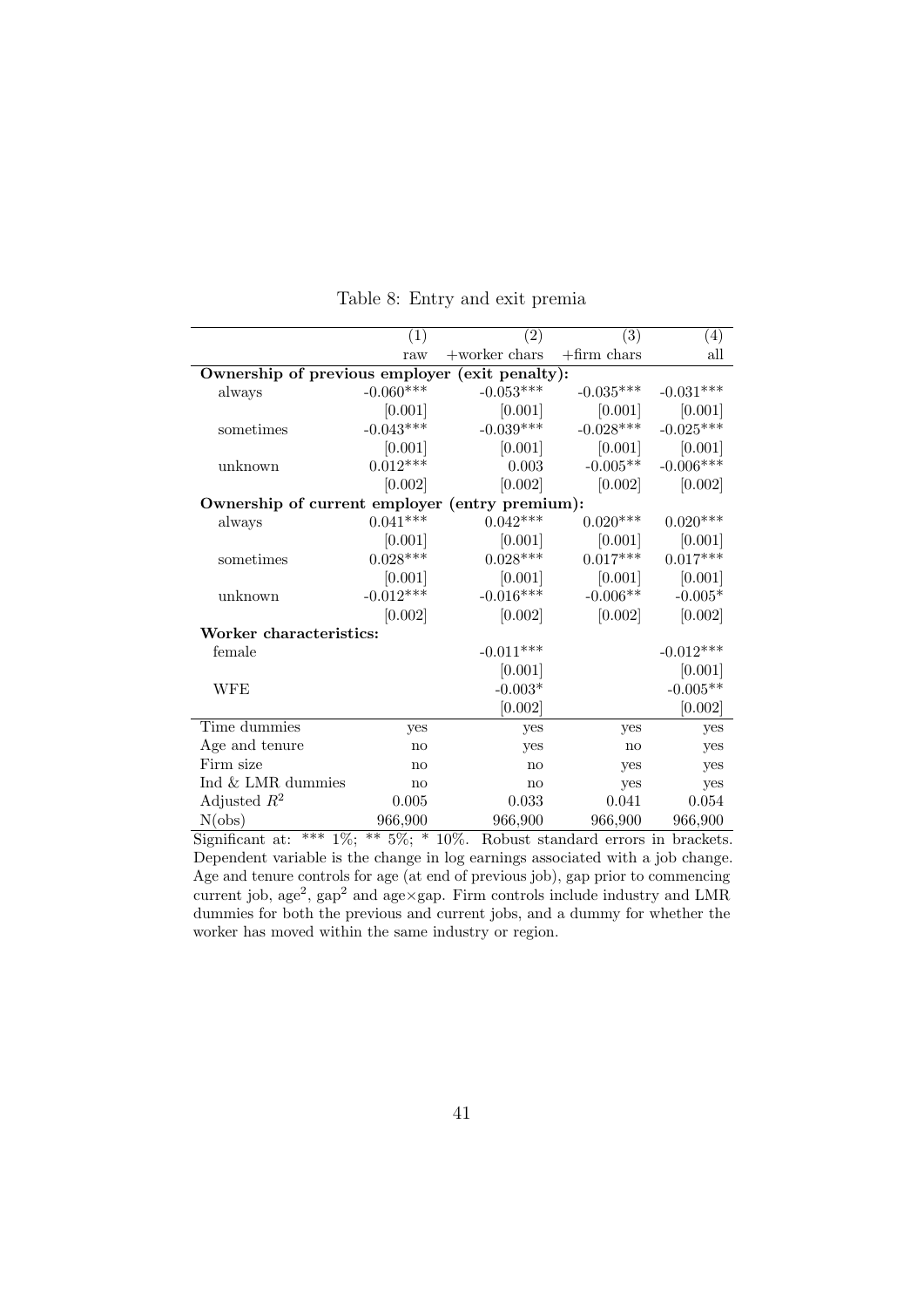Table 8: Entry and exit premia

| | (1) | (2) | (3) | (4) |
|---|---|---|---|---|
| | raw | +worker chars | +firm chars | all |
| **Ownership of previous employer (exit penalty):** | | | | |
| always | -0.060*** | -0.053*** | -0.035*** | -0.031*** |
| | [0.001] | [0.001] | [0.001] | [0.001] |
| sometimes | -0.043*** | -0.039*** | -0.028*** | -0.025*** |
| | [0.001] | [0.001] | [0.001] | [0.001] |
| unknown | 0.012*** | 0.003 | -0.005** | -0.006*** |
| | [0.002] | [0.002] | [0.002] | [0.002] |
| **Ownership of current employer (entry premium):** | | | | |
| always | 0.041*** | 0.042*** | 0.020*** | 0.020*** |
| | [0.001] | [0.001] | [0.001] | [0.001] |
| sometimes | 0.028*** | 0.028*** | 0.017*** | 0.017*** |
| | [0.001] | [0.001] | [0.001] | [0.001] |
| unknown | -0.012*** | -0.016*** | -0.006** | -0.005* |
| | [0.002] | [0.002] | [0.002] | [0.002] |
| **Worker characteristics:** | | | | |
| female | | -0.011*** | | -0.012*** |
| | | [0.001] | | [0.001] |
| WFE | | -0.003* | | -0.005** |
| | | [0.002] | | [0.002] |
| Time dummies | yes | yes | yes | yes |
| Age and tenure | no | yes | no | yes |
| Firm size | no | no | yes | yes |
| Ind & LMR dummies | no | no | yes | yes |
| Adjusted $R^2$ | 0.005 | 0.033 | 0.041 | 0.054 |
| N(obs) | 966,900 | 966,900 | 966,900 | 966,900 |

Significant at: *** 1%; ** 5%; * 10%. Robust standard errors in brackets. Dependent variable is the change in log earnings associated with a job change. Age and tenure controls for age (at end of previous job), gap prior to commencing current job, age$^2$, gap$^2$ and age$\times$gap. Firm controls include industry and LMR dummies for both the previous and current jobs, and a dummy for whether the worker has moved within the same industry or region.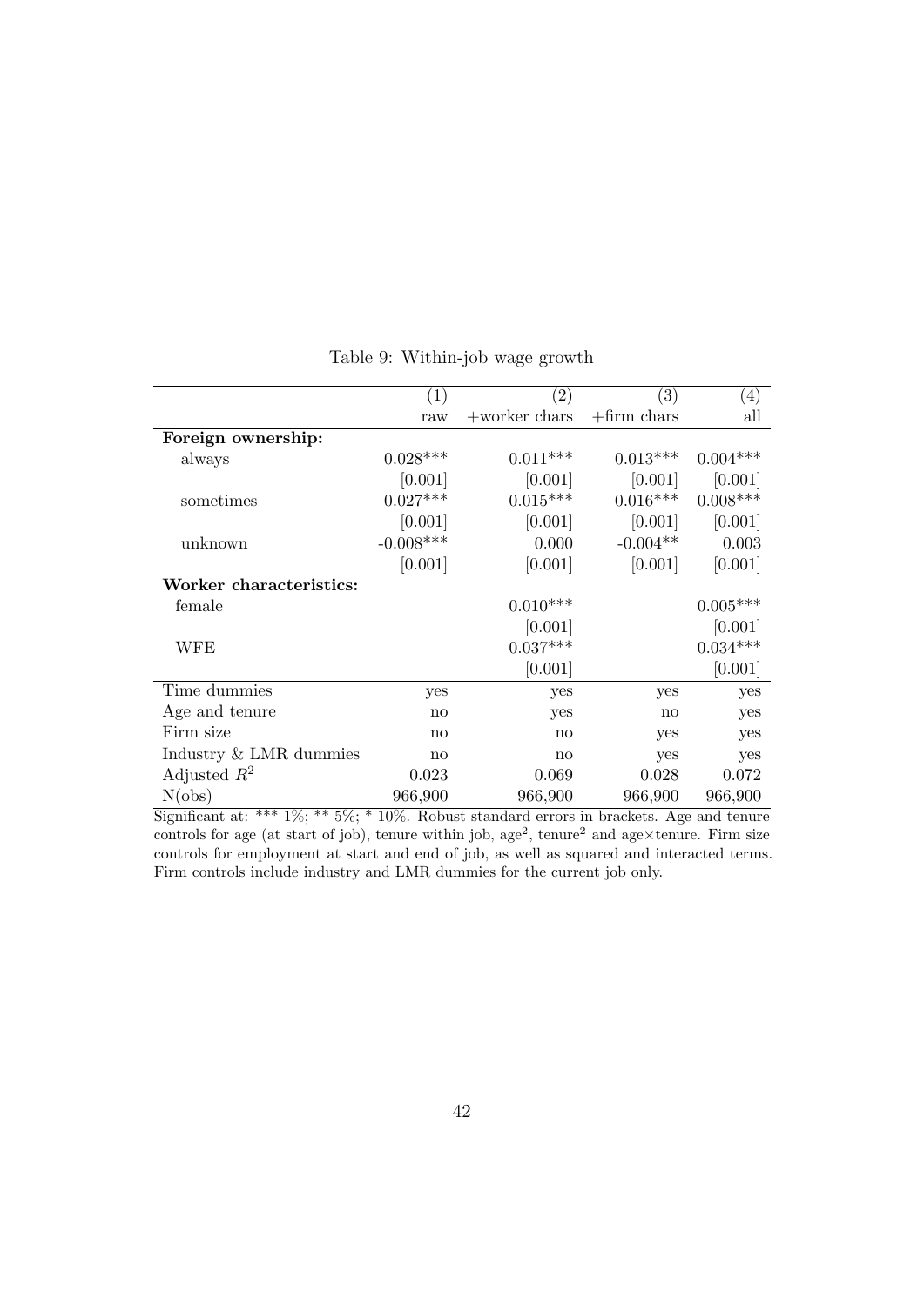Table 9: Within-job wage growth

| | (1) | (2) | (3) | (4) |
|---|---|---|---|---|
| | raw | +worker chars | +firm chars | all |
| **Foreign ownership:** | | | | |
| always | 0.028*** | 0.011*** | 0.013*** | 0.004*** |
| | [0.001] | [0.001] | [0.001] | [0.001] |
| sometimes | 0.027*** | 0.015*** | 0.016*** | 0.008*** |
| | [0.001] | [0.001] | [0.001] | [0.001] |
| unknown | -0.008*** | 0.000 | -0.004** | 0.003 |
| | [0.001] | [0.001] | [0.001] | [0.001] |
| **Worker characteristics:** | | | | |
| female | | 0.010*** | | 0.005*** |
| | | [0.001] | | [0.001] |
| WFE | | 0.037*** | | 0.034*** |
| | | [0.001] | | [0.001] |
| Time dummies | yes | yes | yes | yes |
| Age and tenure | no | yes | no | yes |
| Firm size | no | no | yes | yes |
| Industry & LMR dummies | no | no | yes | yes |
| Adjusted $R^2$ | 0.023 | 0.069 | 0.028 | 0.072 |
| N(obs) | 966,900 | 966,900 | 966,900 | 966,900 |

Significant at: *** 1%; ** 5%; * 10%. Robust standard errors in brackets. Age and tenure controls for age (at start of job), tenure within job, age$^2$, tenure$^2$ and age$\times$tenure. Firm size controls for employment at start and end of job, as well as squared and interacted terms. Firm controls include industry and LMR dummies for the current job only.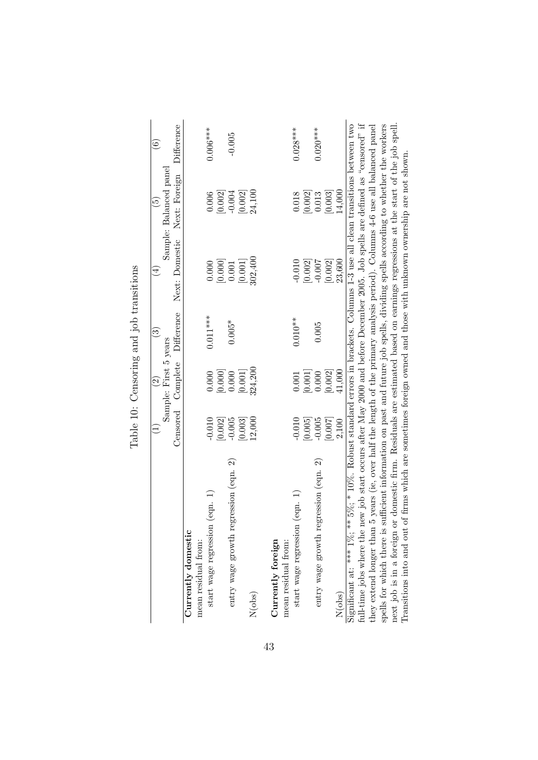Table 10: Censoring and job transitions

| | (1) | (2) | (3) | (4) | (5) | (6) |
|---|---|---|---|---|---|---|
| | Sample: First 5 years | | | Sample: Balanced panel | | |
| | Censored | Complete | Difference | Next: Domestic | Next: Foreign | Difference |
| **Currently domestic** | | | | | | |
| mean residual from: | | | | | | |
| start wage regression (eqn. 1) | -0.010 | 0.000 | 0.011*** | 0.000 | 0.006 | 0.006*** |
| | [0.002] | [0.000] | | [0.000] | [0.002] | |
| entry wage growth regression (eqn. 2) | -0.005 | 0.000 | 0.005* | 0.001 | -0.004 | -0.005 |
| | [0.003] | [0.001] | | [0.001] | [0.002] | |
| N(obs) | 12,000 | 324,200 | | 302,400 | 24,100 | |
| **Currently foreign** | | | | | | |
| mean residual from: | | | | | | |
| start wage regression (eqn. 1) | -0.010 | 0.001 | 0.010** | -0.010 | 0.018 | 0.028*** |
| | [0.005] | [0.001] | | [0.002] | [0.002] | |
| entry wage growth regression (eqn. 2) | -0.005 | 0.000 | 0.005 | -0.007 | 0.013 | 0.020*** |
| | [0.007] | [0.002] | | [0.002] | [0.003] | |
| N(obs) | 2,100 | 41,000 | | 23,600 | 14,000 | |

Significant at: *** 1%; ** 5%; * 10%. Robust standard errors in brackets. Columns 1-3 use all clean transitions between two full-time jobs where the new job start occurs after May 2000 and before December 2005. Job spells are defined as "censored" if they extend longer than 5 years (ie, over half the length of the primary analysis period). Columns 4-6 use all balanced panel spells for which there is sufficient information on past and future job spells, dividing spells according to whether the workers next job is in a foreign or domestic firm. Residuals are estimated based on earnings regressions at the start of the job spell. Transitions into and out of firms which are sometimes foreign owned and those with unknown ownership are not shown.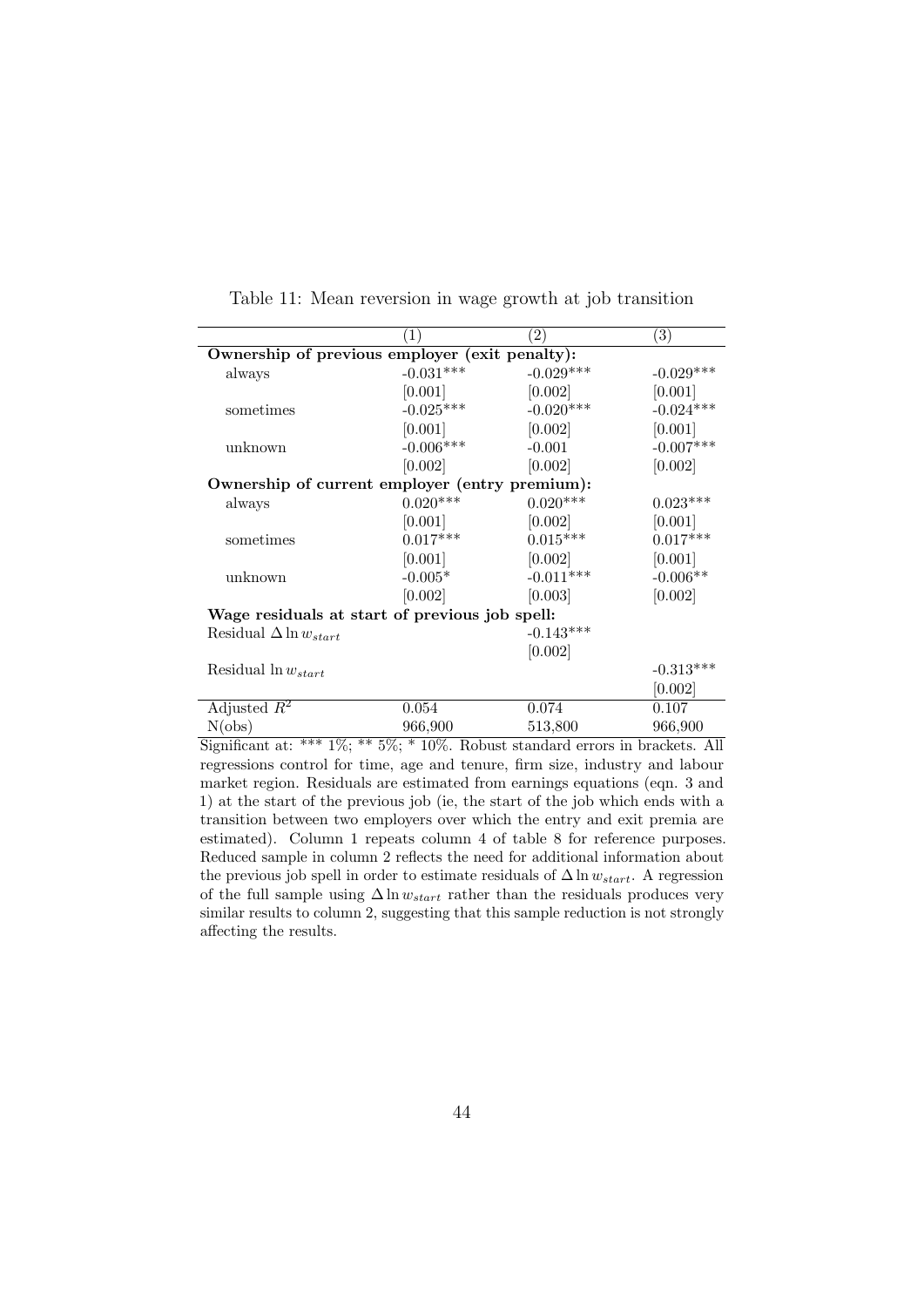Table 11: Mean reversion in wage growth at job transition

| | (1) | (2) | (3) |
|---|---|---|---|
| **Ownership of previous employer (exit penalty):** | | | |
| always | -0.031*** | -0.029*** | -0.029*** |
| | [0.001] | [0.002] | [0.001] |
| sometimes | -0.025*** | -0.020*** | -0.024*** |
| | [0.001] | [0.002] | [0.001] |
| unknown | -0.006*** | -0.001 | -0.007*** |
| | [0.002] | [0.002] | [0.002] |
| **Ownership of current employer (entry premium):** | | | |
| always | 0.020*** | 0.020*** | 0.023*** |
| | [0.001] | [0.002] | [0.001] |
| sometimes | 0.017*** | 0.015*** | 0.017*** |
| | [0.001] | [0.002] | [0.001] |
| unknown | -0.005* | -0.011*** | -0.006** |
| | [0.002] | [0.003] | [0.002] |
| **Wage residuals at start of previous job spell:** | | | |
| Residual $\Delta \ln w_{start}$ | | -0.143*** | |
| | | [0.002] | |
| Residual $\ln w_{start}$ | | | -0.313*** |
| | | | [0.002] |
| Adjusted $R^2$ | 0.054 | 0.074 | 0.107 |
| N(obs) | 966,900 | 513,800 | 966,900 |

Significant at: *** 1%; ** 5%; * 10%. Robust standard errors in brackets. All regressions control for time, age and tenure, firm size, industry and labour market region. Residuals are estimated from earnings equations (eqn. 3 and 1) at the start of the previous job (ie, the start of the job which ends with a transition between two employers over which the entry and exit premia are estimated). Column 1 repeats column 4 of table 8 for reference purposes. Reduced sample in column 2 reflects the need for additional information about the previous job spell in order to estimate residuals of $\Delta \ln w_{start}$. A regression of the full sample using $\Delta \ln w_{start}$ rather than the residuals produces very similar results to column 2, suggesting that this sample reduction is not strongly affecting the results.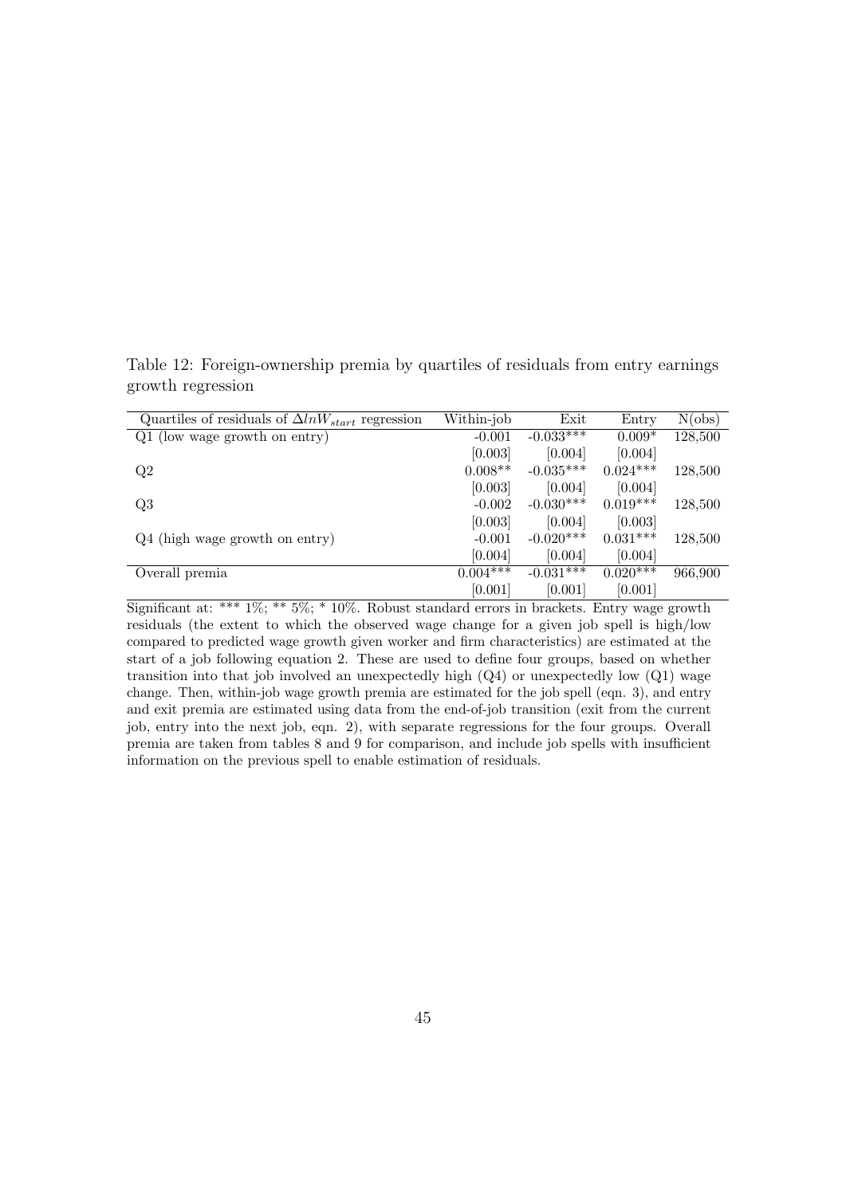Table 12: Foreign-ownership premia by quartiles of residuals from entry earnings growth regression

| Quartiles of residuals of $\Delta lnW_{start}$ regression | Within-job | Exit | Entry | N(obs) |
|---|---|---|---|---|
| Q1 (low wage growth on entry) | -0.001 | -0.033*** | 0.009* | 128,500 |
| | [0.003] | [0.004] | [0.004] | |
| Q2 | 0.008** | -0.035*** | 0.024*** | 128,500 |
| | [0.003] | [0.004] | [0.004] | |
| Q3 | -0.002 | -0.030*** | 0.019*** | 128,500 |
| | [0.003] | [0.004] | [0.003] | |
| Q4 (high wage growth on entry) | -0.001 | -0.020*** | 0.031*** | 128,500 |
| | [0.004] | [0.004] | [0.004] | |
| Overall premia | 0.004*** | -0.031*** | 0.020*** | 966,900 |
| | [0.001] | [0.001] | [0.001] | |

Significant at: *** 1%; ** 5%; * 10%. Robust standard errors in brackets. Entry wage growth residuals (the extent to which the observed wage change for a given job spell is high/low compared to predicted wage growth given worker and firm characteristics) are estimated at the start of a job following equation 2. These are used to define four groups, based on whether transition into that job involved an unexpectedly high (Q4) or unexpectedly low (Q1) wage change. Then, within-job wage growth premia are estimated for the job spell (eqn. 3), and entry and exit premia are estimated using data from the end-of-job transition (exit from the current job, entry into the next job, eqn. 2), with separate regressions for the four groups. Overall premia are taken from tables 8 and 9 for comparison, and include job spells with insufficient information on the previous spell to enable estimation of residuals.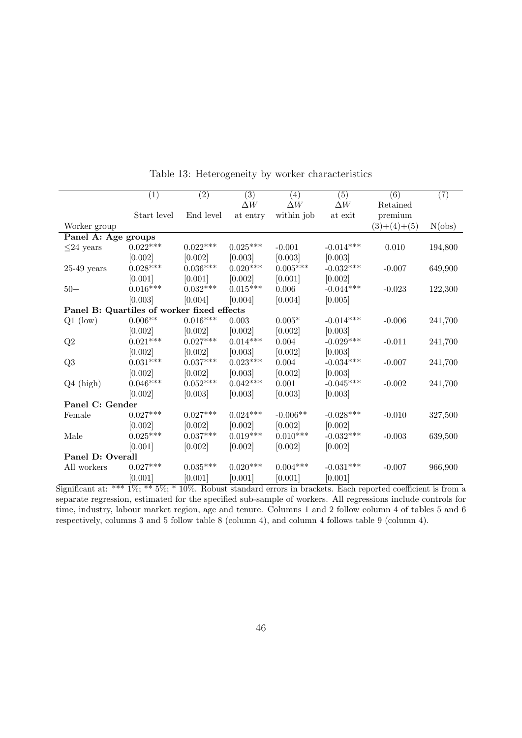Table 13: Heterogeneity by worker characteristics

| | (1) | (2) | (3) | (4) | (5) | (6) | (7) |
|---|---|---|---|---|---|---|---|
| | | | $\Delta W$ | $\Delta W$ | $\Delta W$ | Retained | |
| | Start level | End level | at entry | within job | at exit | premium | |
| Worker group | | | | | | (3)+(4)+(5) | N(obs) |
| **Panel A: Age groups** | | | | | | | |
| $\leq$24 years | 0.022*** | 0.022*** | 0.025*** | -0.001 | -0.014*** | 0.010 | 194,800 |
| | [0.002] | [0.002] | [0.003] | [0.003] | [0.003] | | |
| 25-49 years | 0.028*** | 0.036*** | 0.020*** | 0.005*** | -0.032*** | -0.007 | 649,900 |
| | [0.001] | [0.001] | [0.002] | [0.001] | [0.002] | | |
| 50+ | 0.016*** | 0.032*** | 0.015*** | 0.006 | -0.044*** | -0.023 | 122,300 |
| | [0.003] | [0.004] | [0.004] | [0.004] | [0.005] | | |
| **Panel B: Quartiles of worker fixed effects** | | | | | | | |
| Q1 (low) | 0.006** | 0.016*** | 0.003 | 0.005* | -0.014*** | -0.006 | 241,700 |
| | [0.002] | [0.002] | [0.002] | [0.002] | [0.003] | | |
| Q2 | 0.021*** | 0.027*** | 0.014*** | 0.004 | -0.029*** | -0.011 | 241,700 |
| | [0.002] | [0.002] | [0.003] | [0.002] | [0.003] | | |
| Q3 | 0.031*** | 0.037*** | 0.023*** | 0.004 | -0.034*** | -0.007 | 241,700 |
| | [0.002] | [0.002] | [0.003] | [0.002] | [0.003] | | |
| Q4 (high) | 0.046*** | 0.052*** | 0.042*** | 0.001 | -0.045*** | -0.002 | 241,700 |
| | [0.002] | [0.003] | [0.003] | [0.003] | [0.003] | | |
| **Panel C: Gender** | | | | | | | |
| Female | 0.027*** | 0.027*** | 0.024*** | -0.006** | -0.028*** | -0.010 | 327,500 |
| | [0.002] | [0.002] | [0.002] | [0.002] | [0.002] | | |
| Male | 0.025*** | 0.037*** | 0.019*** | 0.010*** | -0.032*** | -0.003 | 639,500 |
| | [0.001] | [0.002] | [0.002] | [0.002] | [0.002] | | |
| **Panel D: Overall** | | | | | | | |
| All workers | 0.027*** | 0.035*** | 0.020*** | 0.004*** | -0.031*** | -0.007 | 966,900 |
| | [0.001] | [0.001] | [0.001] | [0.001] | [0.001] | | |

Significant at: *** 1%; ** 5%; * 10%. Robust standard errors in brackets. Each reported coefficient is from a separate regression, estimated for the specified sub-sample of workers. All regressions include controls for time, industry, labour market region, age and tenure. Columns 1 and 2 follow column 4 of tables 5 and 6 respectively, columns 3 and 5 follow table 8 (column 4), and column 4 follows table 9 (column 4).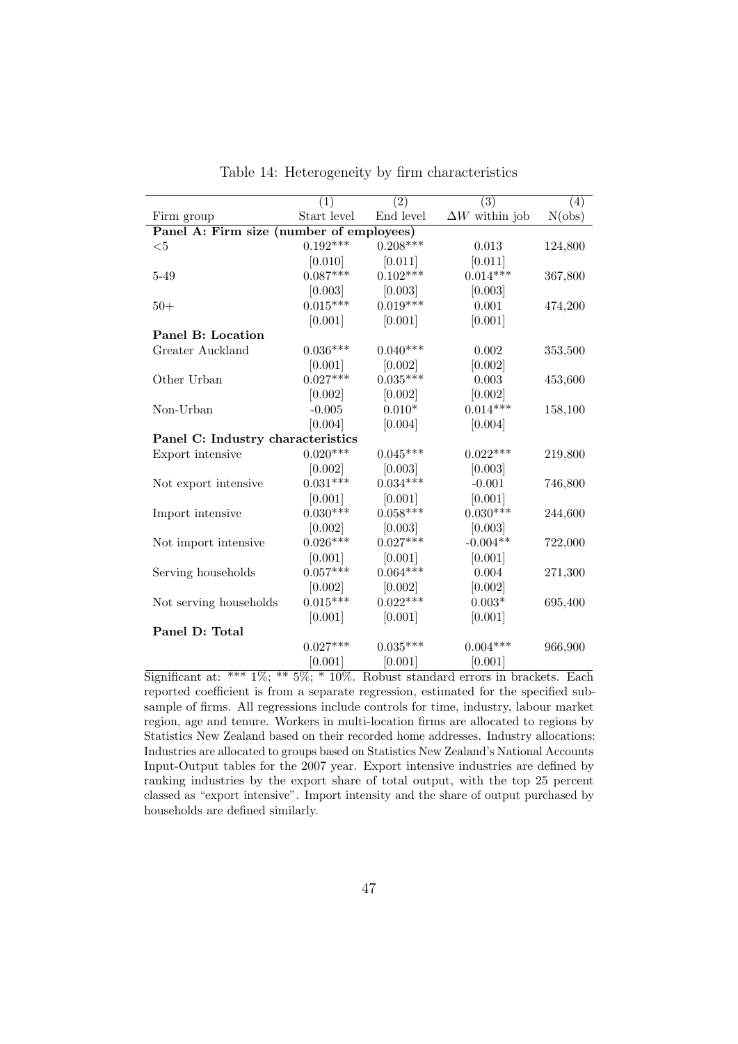Table 14: Heterogeneity by firm characteristics

| | (1) | (2) | (3) | (4) |
|---|---|---|---|---|
| Firm group | Start level | End level | $\Delta W$ within job | N(obs) |
| **Panel A: Firm size (number of employees)** | | | | |
| <5 | 0.192*** | 0.208*** | 0.013 | 124,800 |
| | [0.010] | [0.011] | [0.011] | |
| 5-49 | 0.087*** | 0.102*** | 0.014*** | 367,800 |
| | [0.003] | [0.003] | [0.003] | |
| 50+ | 0.015*** | 0.019*** | 0.001 | 474,200 |
| | [0.001] | [0.001] | [0.001] | |
| **Panel B: Location** | | | | |
| Greater Auckland | 0.036*** | 0.040*** | 0.002 | 353,500 |
| | [0.001] | [0.002] | [0.002] | |
| Other Urban | 0.027*** | 0.035*** | 0.003 | 453,600 |
| | [0.002] | [0.002] | [0.002] | |
| Non-Urban | -0.005 | 0.010* | 0.014*** | 158,100 |
| | [0.004] | [0.004] | [0.004] | |
| **Panel C: Industry characteristics** | | | | |
| Export intensive | 0.020*** | 0.045*** | 0.022*** | 219,800 |
| | [0.002] | [0.003] | [0.003] | |
| Not export intensive | 0.031*** | 0.034*** | -0.001 | 746,800 |
| | [0.001] | [0.001] | [0.001] | |
| Import intensive | 0.030*** | 0.058*** | 0.030*** | 244,600 |
| | [0.002] | [0.003] | [0.003] | |
| Not import intensive | 0.026*** | 0.027*** | -0.004** | 722,000 |
| | [0.001] | [0.001] | [0.001] | |
| Serving households | 0.057*** | 0.064*** | 0.004 | 271,300 |
| | [0.002] | [0.002] | [0.002] | |
| Not serving households | 0.015*** | 0.022*** | 0.003* | 695,400 |
| | [0.001] | [0.001] | [0.001] | |
| **Panel D: Total** | | | | |
| | 0.027*** | 0.035*** | 0.004*** | 966,900 |
| | [0.001] | [0.001] | [0.001] | |

Significant at: *** 1%; ** 5%; * 10%. Robust standard errors in brackets. Each reported coefficient is from a separate regression, estimated for the specified subsample of firms. All regressions include controls for time, industry, labour market region, age and tenure. Workers in multi-location firms are allocated to regions by Statistics New Zealand based on their recorded home addresses. Industry allocations: Industries are allocated to groups based on Statistics New Zealand's National Accounts Input-Output tables for the 2007 year. Export intensive industries are defined by ranking industries by the export share of total output, with the top 25 percent classed as "export intensive". Import intensity and the share of output purchased by households are defined similarly.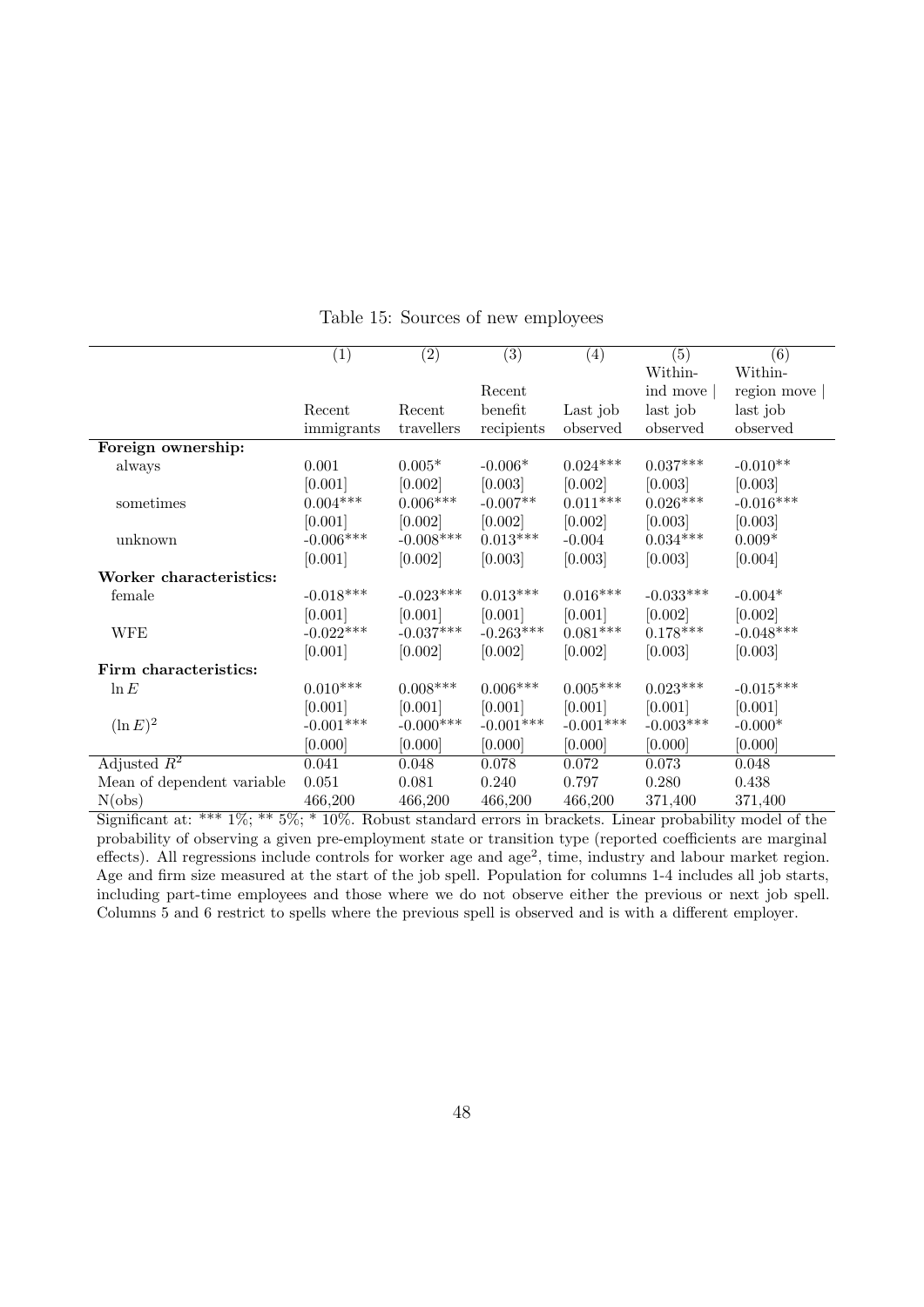Table 15: Sources of new employees

| | (1) | (2) | (3) | (4) | (5) | (6) |
|---|---|---|---|---|---|---|
| | Recent immigrants | Recent travellers | Recent benefit recipients | Last job observed | Within-ind move \| last job observed | Within-region move \| last job observed |
| **Foreign ownership:** | | | | | | |
| always | 0.001 | 0.005* | -0.006* | 0.024*** | 0.037*** | -0.010** |
| | [0.001] | [0.002] | [0.003] | [0.002] | [0.003] | [0.003] |
| sometimes | 0.004*** | 0.006*** | -0.007** | 0.011*** | 0.026*** | -0.016*** |
| | [0.001] | [0.002] | [0.002] | [0.002] | [0.003] | [0.003] |
| unknown | -0.006*** | -0.008*** | 0.013*** | -0.004 | 0.034*** | 0.009* |
| | [0.001] | [0.002] | [0.003] | [0.003] | [0.003] | [0.004] |
| **Worker characteristics:** | | | | | | |
| female | -0.018*** | -0.023*** | 0.013*** | 0.016*** | -0.033*** | -0.004* |
| | [0.001] | [0.001] | [0.001] | [0.001] | [0.002] | [0.002] |
| WFE | -0.022*** | -0.037*** | -0.263*** | 0.081*** | 0.178*** | -0.048*** |
| | [0.001] | [0.002] | [0.002] | [0.002] | [0.003] | [0.003] |
| **Firm characteristics:** | | | | | | |
| $\ln E$ | 0.010*** | 0.008*** | 0.006*** | 0.005*** | 0.023*** | -0.015*** |
| | [0.001] | [0.001] | [0.001] | [0.001] | [0.001] | [0.001] |
| $(\ln E)^2$ | -0.001*** | -0.000*** | -0.001*** | -0.001*** | -0.003*** | -0.000* |
| | [0.000] | [0.000] | [0.000] | [0.000] | [0.000] | [0.000] |
| Adjusted $R^2$ | 0.041 | 0.048 | 0.078 | 0.072 | 0.073 | 0.048 |
| Mean of dependent variable | 0.051 | 0.081 | 0.240 | 0.797 | 0.280 | 0.438 |
| N(obs) | 466,200 | 466,200 | 466,200 | 466,200 | 371,400 | 371,400 |

Significant at: *** 1%; ** 5%; * 10%. Robust standard errors in brackets. Linear probability model of the probability of observing a given pre-employment state or transition type (reported coefficients are marginal effects). All regressions include controls for worker age and age$^2$, time, industry and labour market region. Age and firm size measured at the start of the job spell. Population for columns 1-4 includes all job starts, including part-time employees and those where we do not observe either the previous or next job spell. Columns 5 and 6 restrict to spells where the previous spell is observed and is with a different employer.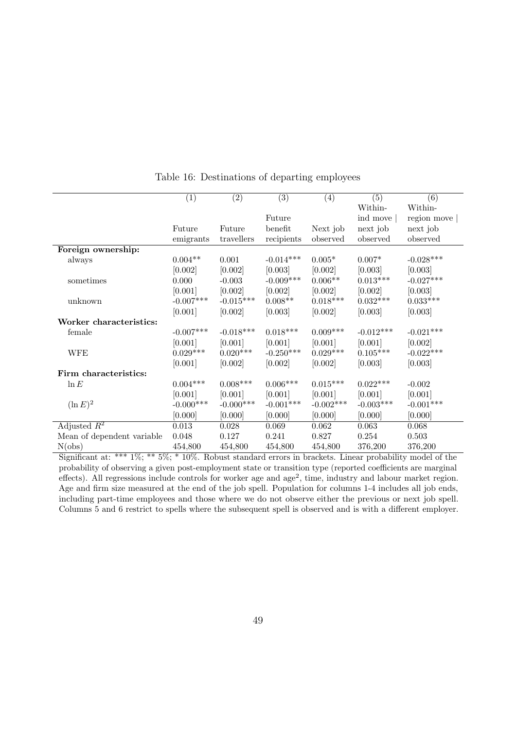Table 16: Destinations of departing employees

| | (1) | (2) | (3) | (4) | (5) | (6) |
|---|---|---|---|---|---|---|
| | Future emigrants | Future travellers | Future benefit recipients | Next job observed | Within-ind move \| next job observed | Within-region move \| next job observed |
| **Foreign ownership:** | | | | | | |
| always | 0.004** | 0.001 | -0.014*** | 0.005* | 0.007* | -0.028*** |
| | [0.002] | [0.002] | [0.003] | [0.002] | [0.003] | [0.003] |
| sometimes | 0.000 | -0.003 | -0.009*** | 0.006** | 0.013*** | -0.027*** |
| | [0.001] | [0.002] | [0.002] | [0.002] | [0.002] | [0.003] |
| unknown | -0.007*** | -0.015*** | 0.008** | 0.018*** | 0.032*** | 0.033*** |
| | [0.001] | [0.002] | [0.003] | [0.002] | [0.003] | [0.003] |
| **Worker characteristics:** | | | | | | |
| female | -0.007*** | -0.018*** | 0.018*** | 0.009*** | -0.012*** | -0.021*** |
| | [0.001] | [0.001] | [0.001] | [0.001] | [0.001] | [0.002] |
| WFE | 0.029*** | 0.020*** | -0.250*** | 0.029*** | 0.105*** | -0.022*** |
| | [0.001] | [0.002] | [0.002] | [0.002] | [0.003] | [0.003] |
| **Firm characteristics:** | | | | | | |
| $\ln E$ | 0.004*** | 0.008*** | 0.006*** | 0.015*** | 0.022*** | -0.002 |
| | [0.001] | [0.001] | [0.001] | [0.001] | [0.001] | [0.001] |
| $(\ln E)^2$ | -0.000*** | -0.000*** | -0.001*** | -0.002*** | -0.003*** | -0.001*** |
| | [0.000] | [0.000] | [0.000] | [0.000] | [0.000] | [0.000] |
| Adjusted $R^2$ | 0.013 | 0.028 | 0.069 | 0.062 | 0.063 | 0.068 |
| Mean of dependent variable | 0.048 | 0.127 | 0.241 | 0.827 | 0.254 | 0.503 |
| N(obs) | 454,800 | 454,800 | 454,800 | 454,800 | 376,200 | 376,200 |

Significant at: *** 1%; ** 5%; * 10%. Robust standard errors in brackets. Linear probability model of the probability of observing a given post-employment state or transition type (reported coefficients are marginal effects). All regressions include controls for worker age and age$^2$, time, industry and labour market region. Age and firm size measured at the end of the job spell. Population for columns 1-4 includes all job ends, including part-time employees and those where we do not observe either the previous or next job spell. Columns 5 and 6 restrict to spells where the subsequent spell is observed and is with a different employer.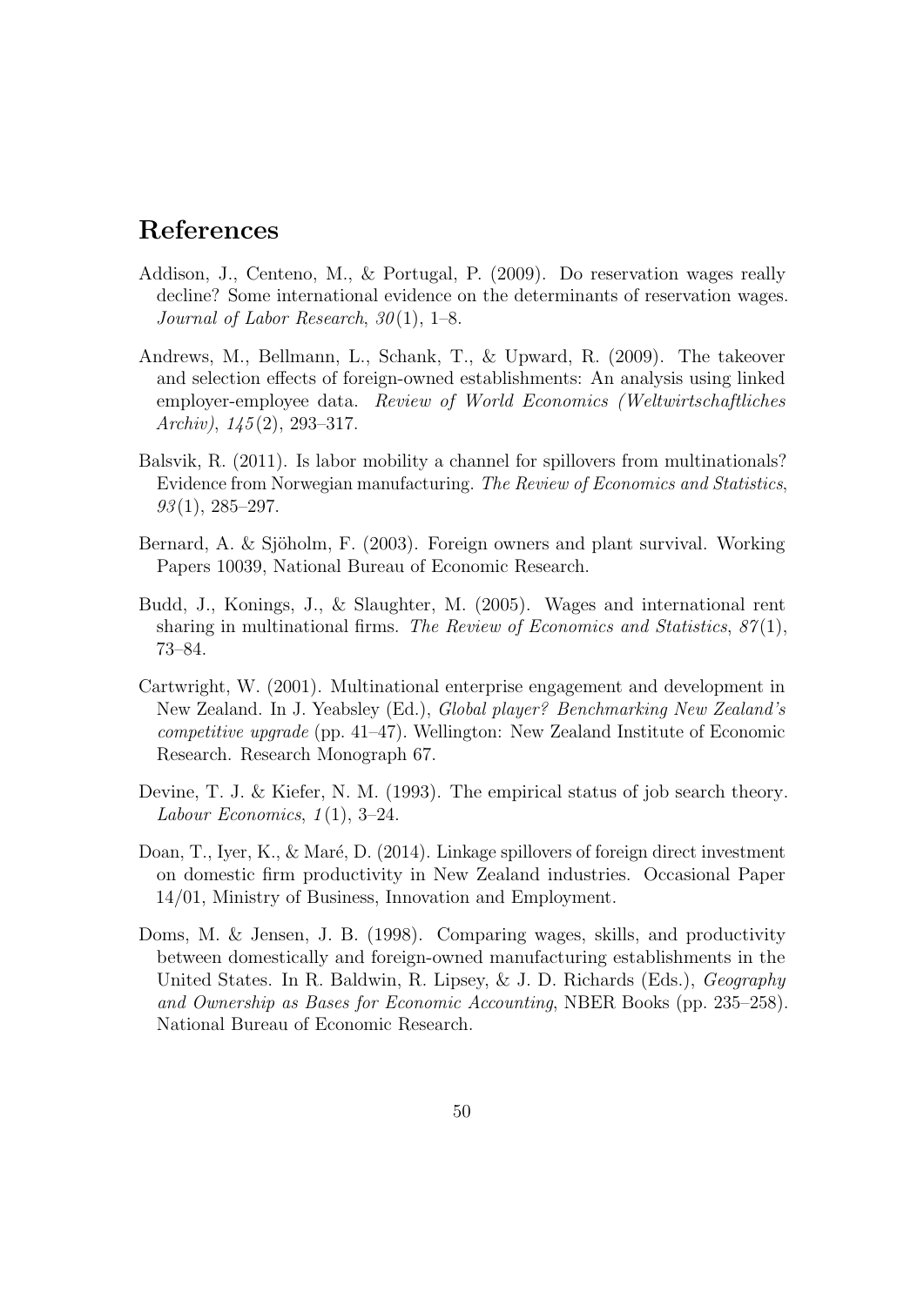# References

Addison, J., Centeno, M., & Portugal, P. (2009). Do reservation wages really decline? Some international evidence on the determinants of reservation wages. *Journal of Labor Research*, *30*(1), 1–8.

Andrews, M., Bellmann, L., Schank, T., & Upward, R. (2009). The takeover and selection effects of foreign-owned establishments: An analysis using linked employer-employee data. *Review of World Economics (Weltwirtschaftliches Archiv)*, *145*(2), 293–317.

Balsvik, R. (2011). Is labor mobility a channel for spillovers from multinationals? Evidence from Norwegian manufacturing. *The Review of Economics and Statistics*, *93*(1), 285–297.

Bernard, A. & Sjöholm, F. (2003). Foreign owners and plant survival. Working Papers 10039, National Bureau of Economic Research.

Budd, J., Konings, J., & Slaughter, M. (2005). Wages and international rent sharing in multinational firms. *The Review of Economics and Statistics*, *87*(1), 73–84.

Cartwright, W. (2001). Multinational enterprise engagement and development in New Zealand. In J. Yeabsley (Ed.), *Global player? Benchmarking New Zealand's competitive upgrade* (pp. 41–47). Wellington: New Zealand Institute of Economic Research. Research Monograph 67.

Devine, T. J. & Kiefer, N. M. (1993). The empirical status of job search theory. *Labour Economics*, *1*(1), 3–24.

Doan, T., Iyer, K., & Maré, D. (2014). Linkage spillovers of foreign direct investment on domestic firm productivity in New Zealand industries. Occasional Paper 14/01, Ministry of Business, Innovation and Employment.

Doms, M. & Jensen, J. B. (1998). Comparing wages, skills, and productivity between domestically and foreign-owned manufacturing establishments in the United States. In R. Baldwin, R. Lipsey, & J. D. Richards (Eds.), *Geography and Ownership as Bases for Economic Accounting*, NBER Books (pp. 235–258). National Bureau of Economic Research.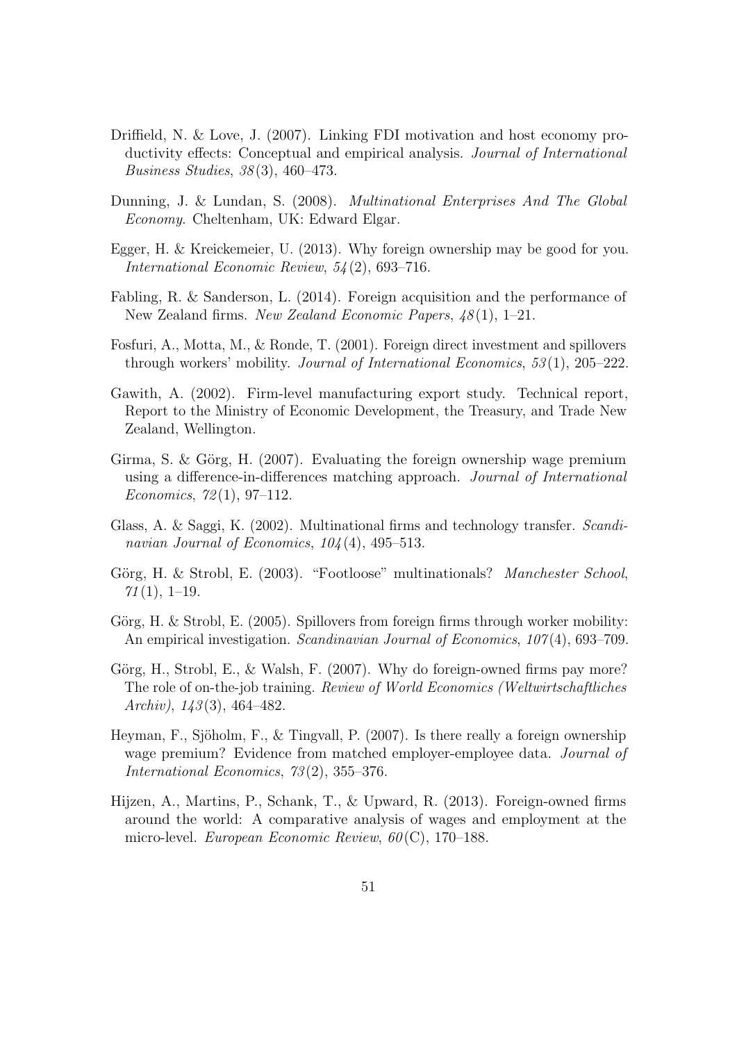Driffield, N. & Love, J. (2007). Linking FDI motivation and host economy productivity effects: Conceptual and empirical analysis. *Journal of International Business Studies*, *38*(3), 460–473.

Dunning, J. & Lundan, S. (2008). *Multinational Enterprises And The Global Economy*. Cheltenham, UK: Edward Elgar.

Egger, H. & Kreickemeier, U. (2013). Why foreign ownership may be good for you. *International Economic Review*, *54*(2), 693–716.

Fabling, R. & Sanderson, L. (2014). Foreign acquisition and the performance of New Zealand firms. *New Zealand Economic Papers*, *48*(1), 1–21.

Fosfuri, A., Motta, M., & Ronde, T. (2001). Foreign direct investment and spillovers through workers' mobility. *Journal of International Economics*, *53*(1), 205–222.

Gawith, A. (2002). Firm-level manufacturing export study. Technical report, Report to the Ministry of Economic Development, the Treasury, and Trade New Zealand, Wellington.

Girma, S. & Görg, H. (2007). Evaluating the foreign ownership wage premium using a difference-in-differences matching approach. *Journal of International Economics*, *72*(1), 97–112.

Glass, A. & Saggi, K. (2002). Multinational firms and technology transfer. *Scandinavian Journal of Economics*, *104*(4), 495–513.

Görg, H. & Strobl, E. (2003). "Footloose" multinationals? *Manchester School*, *71*(1), 1–19.

Görg, H. & Strobl, E. (2005). Spillovers from foreign firms through worker mobility: An empirical investigation. *Scandinavian Journal of Economics*, *107*(4), 693–709.

Görg, H., Strobl, E., & Walsh, F. (2007). Why do foreign-owned firms pay more? The role of on-the-job training. *Review of World Economics (Weltwirtschaftliches Archiv)*, *143*(3), 464–482.

Heyman, F., Sjöholm, F., & Tingvall, P. (2007). Is there really a foreign ownership wage premium? Evidence from matched employer-employee data. *Journal of International Economics*, *73*(2), 355–376.

Hijzen, A., Martins, P., Schank, T., & Upward, R. (2013). Foreign-owned firms around the world: A comparative analysis of wages and employment at the micro-level. *European Economic Review*, *60*(C), 170–188.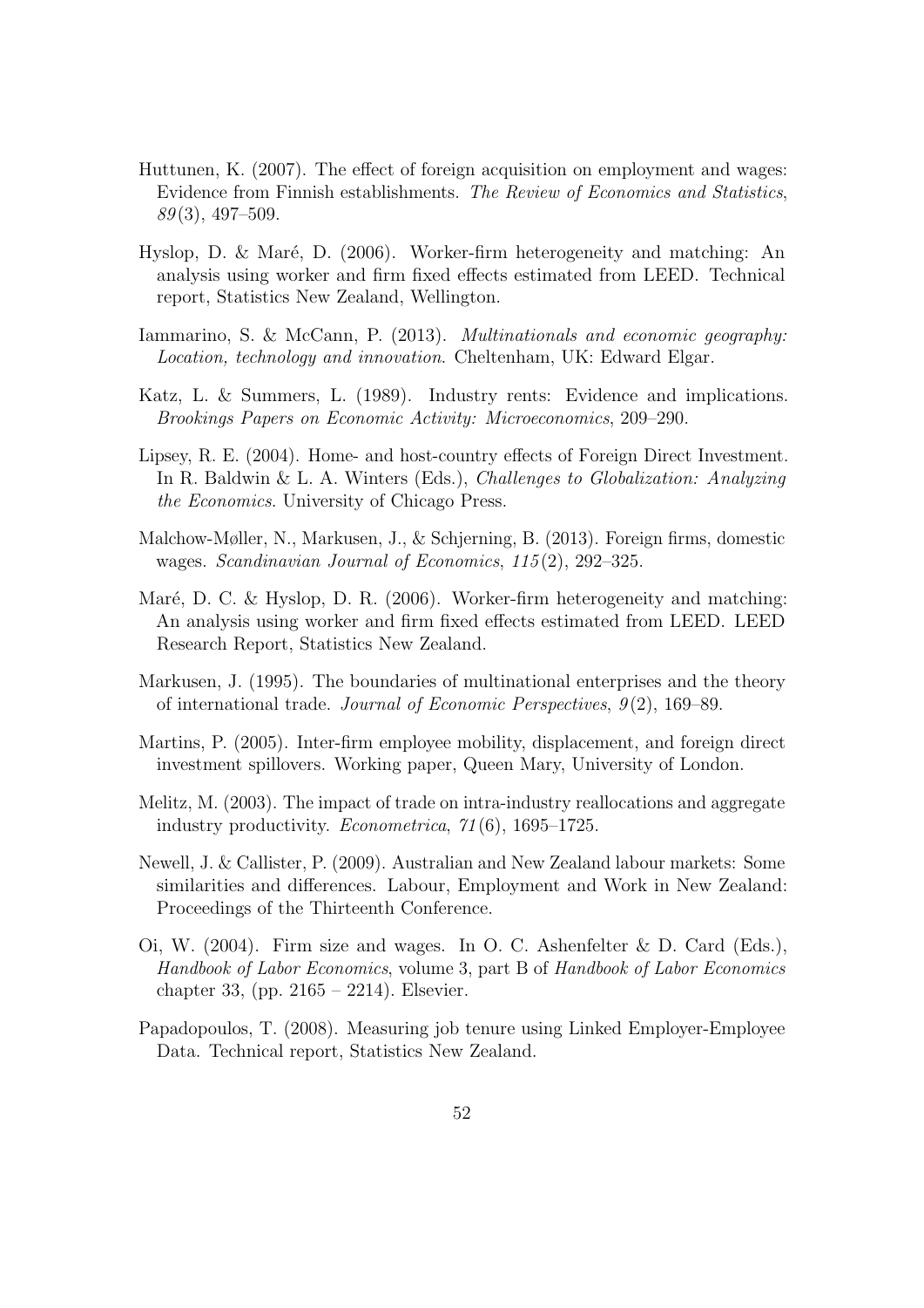Huttunen, K. (2007). The effect of foreign acquisition on employment and wages: Evidence from Finnish establishments. *The Review of Economics and Statistics*, *89*(3), 497–509.

Hyslop, D. & Maré, D. (2006). Worker-firm heterogeneity and matching: An analysis using worker and firm fixed effects estimated from LEED. Technical report, Statistics New Zealand, Wellington.

Iammarino, S. & McCann, P. (2013). *Multinationals and economic geography: Location, technology and innovation*. Cheltenham, UK: Edward Elgar.

Katz, L. & Summers, L. (1989). Industry rents: Evidence and implications. *Brookings Papers on Economic Activity: Microeconomics*, 209–290.

Lipsey, R. E. (2004). Home- and host-country effects of Foreign Direct Investment. In R. Baldwin & L. A. Winters (Eds.), *Challenges to Globalization: Analyzing the Economics*. University of Chicago Press.

Malchow-Møller, N., Markusen, J., & Schjerning, B. (2013). Foreign firms, domestic wages. *Scandinavian Journal of Economics*, *115*(2), 292–325.

Maré, D. C. & Hyslop, D. R. (2006). Worker-firm heterogeneity and matching: An analysis using worker and firm fixed effects estimated from LEED. LEED Research Report, Statistics New Zealand.

Markusen, J. (1995). The boundaries of multinational enterprises and the theory of international trade. *Journal of Economic Perspectives*, *9*(2), 169–89.

Martins, P. (2005). Inter-firm employee mobility, displacement, and foreign direct investment spillovers. Working paper, Queen Mary, University of London.

Melitz, M. (2003). The impact of trade on intra-industry reallocations and aggregate industry productivity. *Econometrica*, *71*(6), 1695–1725.

Newell, J. & Callister, P. (2009). Australian and New Zealand labour markets: Some similarities and differences. Labour, Employment and Work in New Zealand: Proceedings of the Thirteenth Conference.

Oi, W. (2004). Firm size and wages. In O. C. Ashenfelter & D. Card (Eds.), *Handbook of Labor Economics*, volume 3, part B of *Handbook of Labor Economics* chapter 33, (pp. 2165 – 2214). Elsevier.

Papadopoulos, T. (2008). Measuring job tenure using Linked Employer-Employee Data. Technical report, Statistics New Zealand.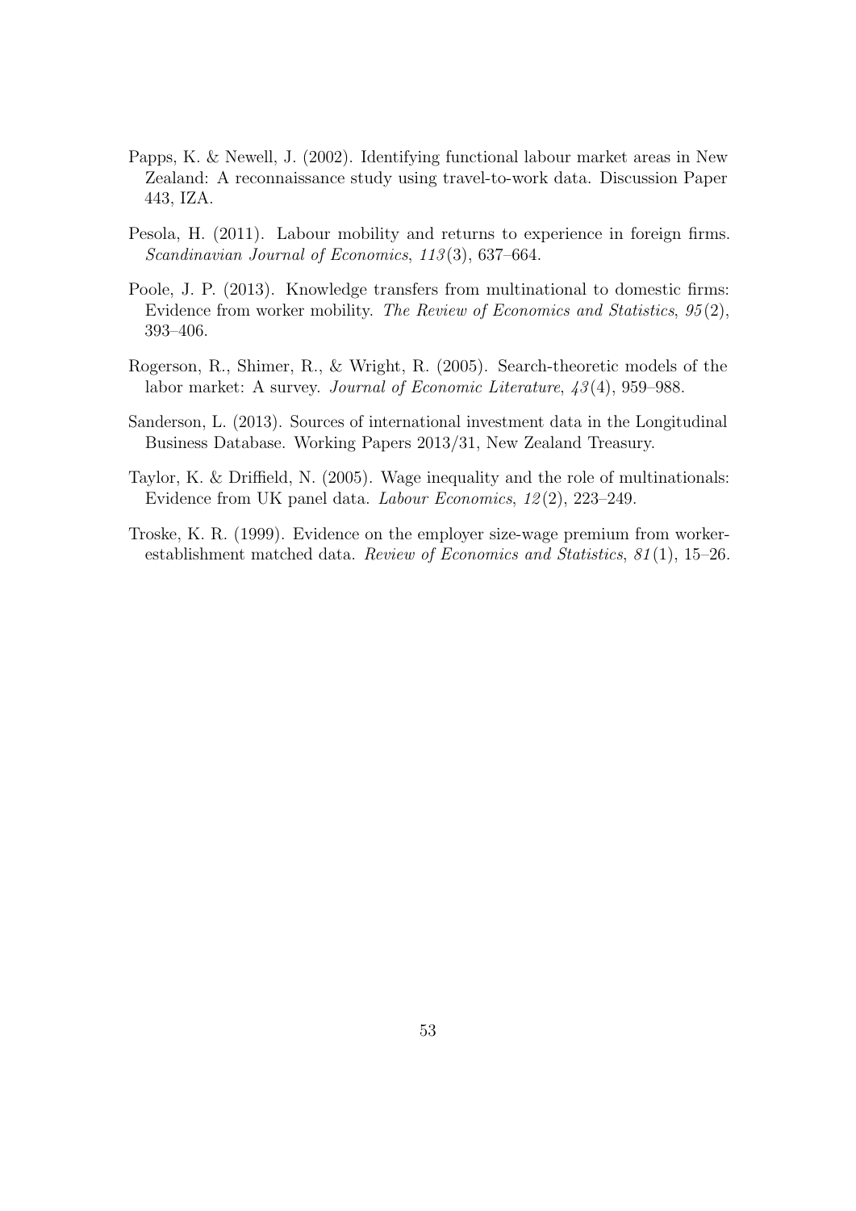Papps, K. & Newell, J. (2002). Identifying functional labour market areas in New Zealand: A reconnaissance study using travel-to-work data. Discussion Paper 443, IZA.

Pesola, H. (2011). Labour mobility and returns to experience in foreign firms. *Scandinavian Journal of Economics*, *113*(3), 637–664.

Poole, J. P. (2013). Knowledge transfers from multinational to domestic firms: Evidence from worker mobility. *The Review of Economics and Statistics*, *95*(2), 393–406.

Rogerson, R., Shimer, R., & Wright, R. (2005). Search-theoretic models of the labor market: A survey. *Journal of Economic Literature*, *43*(4), 959–988.

Sanderson, L. (2013). Sources of international investment data in the Longitudinal Business Database. Working Papers 2013/31, New Zealand Treasury.

Taylor, K. & Driffield, N. (2005). Wage inequality and the role of multinationals: Evidence from UK panel data. *Labour Economics*, *12*(2), 223–249.

Troske, K. R. (1999). Evidence on the employer size-wage premium from worker-establishment matched data. *Review of Economics and Statistics*, *81*(1), 15–26.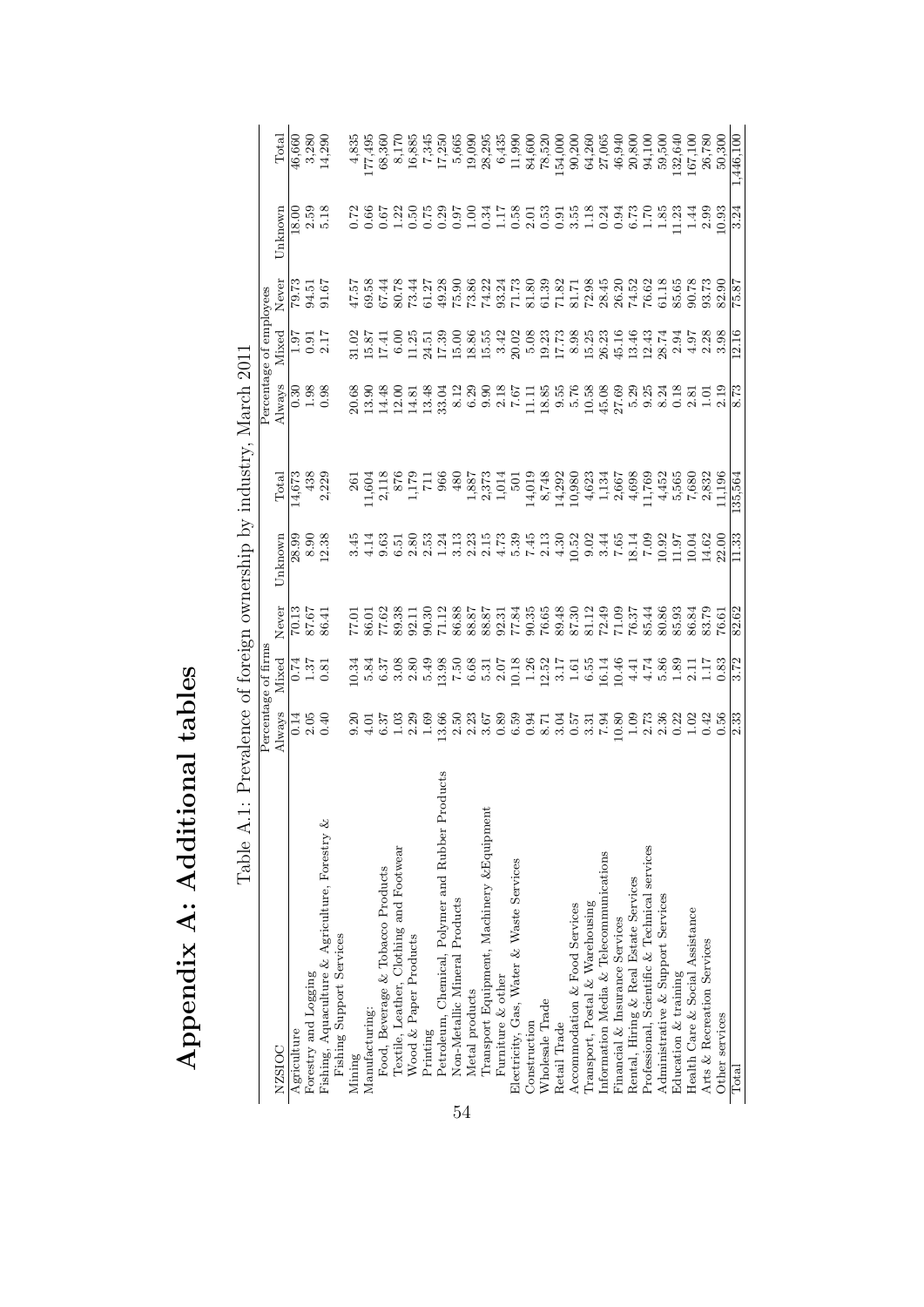# Appendix A: Additional tables

Table A.1: Prevalence of foreign ownership by industry, March 2011

| NZSIOC | Percentage of firms | | | | | Percentage of employees | | | | |
|---|---|---|---|---|---|---|---|---|---|---|
| | Always | Mixed | Never | Unknown | Total | Always | Mixed | Never | Unknown | Total |
| Agriculture | 0.14 | 0.74 | 70.13 | 28.99 | 14,673 | 0.30 | 1.97 | 79.73 | 18.00 | 46,660 |
| Forestry and Logging | 2.05 | 1.37 | 87.67 | 8.90 | 438 | 1.98 | 0.91 | 94.51 | 2.59 | 3,280 |
| Fishing, Aquaculture & Agriculture, Forestry & Fishing Support Services | 0.40 | 0.81 | 86.41 | 12.38 | 2,229 | 0.98 | 2.17 | 91.67 | 5.18 | 14,290 |
| Mining | 9.20 | 10.34 | 77.01 | 3.45 | 261 | 20.68 | 31.02 | 47.57 | 0.72 | 4,835 |
| Manufacturing: | 4.01 | 5.84 | 86.01 | 4.14 | 11,604 | 13.90 | 15.87 | 69.58 | 0.66 | 177,495 |
| Food, Beverage & Tobacco Products | 6.37 | 6.37 | 77.62 | 9.63 | 2,118 | 14.48 | 17.41 | 67.44 | 0.67 | 68,360 |
| Textile, Leather, Clothing and Footwear | 1.03 | 3.08 | 89.38 | 6.51 | 876 | 12.00 | 6.00 | 80.78 | 1.22 | 8,170 |
| Wood & Paper Products | 2.29 | 2.80 | 92.11 | 2.80 | 1,179 | 14.81 | 11.25 | 73.44 | 0.50 | 16,885 |
| Printing | 1.69 | 5.49 | 90.30 | 2.53 | 711 | 13.48 | 24.51 | 61.27 | 0.75 | 7,345 |
| Petroleum, Chemical, Polymer and Rubber Products | 13.66 | 13.98 | 71.12 | 1.24 | 966 | 33.04 | 17.39 | 49.28 | 0.29 | 17,250 |
| Non-Metallic Mineral Products | 2.50 | 7.50 | 86.88 | 3.13 | 480 | 8.12 | 15.00 | 75.90 | 0.97 | 5,665 |
| Metal products | 2.23 | 6.68 | 88.87 | 2.23 | 1,887 | 6.29 | 18.86 | 73.86 | 1.00 | 19,090 |
| Transport Equipment, Machinery &Equipment | 3.67 | 5.31 | 88.87 | 2.15 | 2,373 | 9.90 | 15.55 | 74.22 | 0.34 | 28,295 |
| Furniture & other | 0.89 | 2.07 | 92.31 | 4.73 | 1,014 | 2.18 | 3.42 | 93.24 | 1.17 | 6,435 |
| Electricity, Gas, Water & Waste Services | 6.59 | 10.18 | 77.84 | 5.39 | 501 | 7.67 | 20.02 | 71.73 | 0.58 | 11,990 |
| Construction | 0.94 | 1.26 | 90.35 | 7.45 | 14,019 | 11.11 | 5.08 | 81.80 | 2.01 | 84,600 |
| Wholesale Trade | 8.71 | 12.52 | 76.65 | 2.13 | 8,748 | 18.85 | 19.23 | 61.39 | 0.53 | 78,520 |
| Retail Trade | 3.04 | 3.17 | 89.48 | 4.30 | 14,292 | 9.55 | 17.73 | 71.82 | 0.91 | 154,000 |
| Accommodation & Food Services | 0.57 | 1.61 | 87.30 | 10.52 | 10,980 | 5.76 | 8.98 | 81.71 | 3.55 | 90,200 |
| Transport, Postal & Warehousing | 3.31 | 6.55 | 81.12 | 9.02 | 4,623 | 10.58 | 15.25 | 72.98 | 1.18 | 64,260 |
| Information Media & Telecommunications | 7.94 | 16.14 | 72.49 | 3.44 | 1,134 | 45.08 | 26.23 | 28.45 | 0.24 | 27,065 |
| Financial & Insurance Services | 10.80 | 10.46 | 71.09 | 7.65 | 2,667 | 27.69 | 45.16 | 26.20 | 0.94 | 46,940 |
| Rental, Hiring & Real Estate Services | 1.09 | 4.41 | 76.37 | 18.14 | 4,698 | 5.29 | 13.46 | 74.52 | 6.73 | 20,800 |
| Professional, Scientific & Technical services | 2.73 | 4.74 | 85.44 | 7.09 | 11,769 | 9.25 | 12.43 | 76.62 | 1.70 | 94,100 |
| Administrative & Support Services | 2.36 | 5.86 | 80.86 | 10.92 | 4,452 | 8.24 | 28.74 | 61.18 | 1.85 | 59,500 |
| Education & training | 0.22 | 1.89 | 85.93 | 11.97 | 5,565 | 0.18 | 2.94 | 85.65 | 11.23 | 132,640 |
| Health Care & Social Assistance | 1.02 | 2.11 | 86.84 | 10.04 | 7,680 | 2.81 | 4.97 | 90.78 | 1.44 | 167,100 |
| Arts & Recreation Services | 0.42 | 1.17 | 83.79 | 14.62 | 2,832 | 1.01 | 2.28 | 93.73 | 2.99 | 26,780 |
| Other services | 0.56 | 0.83 | 76.61 | 22.00 | 11,196 | 2.19 | 3.98 | 82.90 | 10.93 | 50,300 |
| Total | 2.33 | 3.72 | 82.62 | 11.33 | 135,564 | 8.73 | 12.16 | 75.87 | 3.24 | 1,446,100 |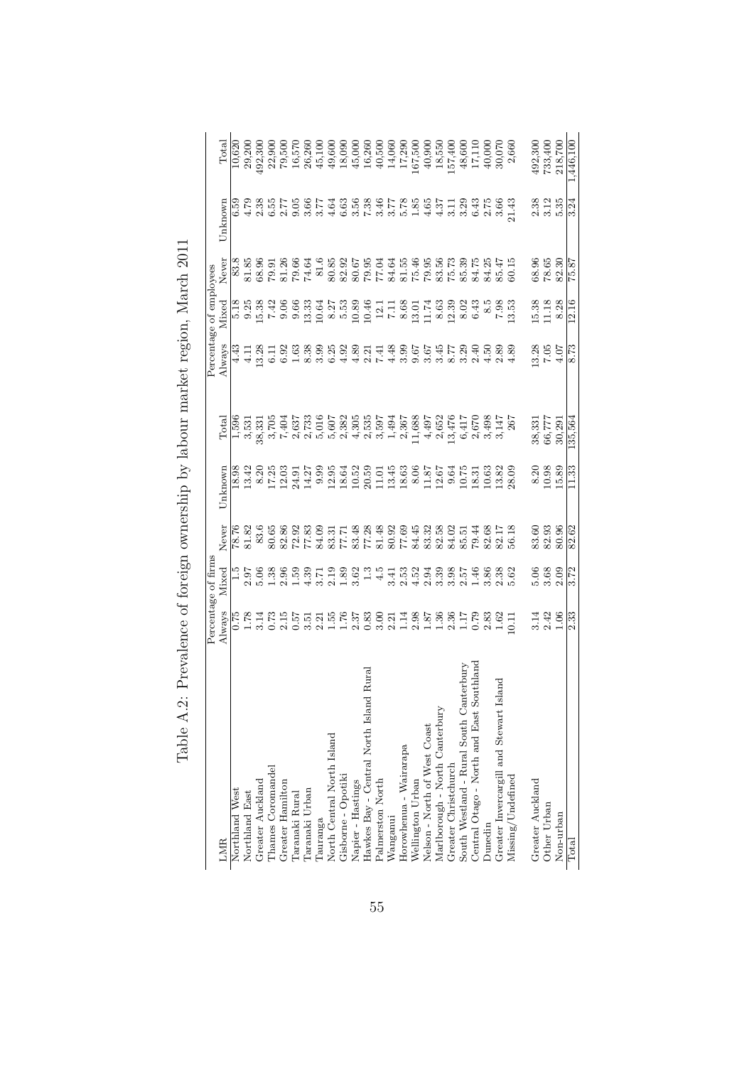# Table A.2: Prevalence of foreign ownership by labour market region, March 2011

| LMR | Percentage of firms | | | | | Percentage of employees | | | | |
|---|---|---|---|---|---|---|---|---|---|---|
| | Always | Mixed | Never | Unknown | Total | Always | Mixed | Never | Unknown | Total |
| Northland West | 0.75 | 1.5 | 78.76 | 18.98 | 1,596 | 4.43 | 5.18 | 83.8 | 6.59 | 10,620 |
| Northland East | 1.78 | 2.97 | 81.82 | 13.42 | 3,531 | 4.11 | 9.25 | 81.85 | 4.79 | 29,200 |
| Greater Auckland | 3.14 | 5.06 | 83.6 | 8.20 | 38,331 | 13.28 | 15.38 | 68.96 | 2.38 | 492,300 |
| Thames Coromandel | 0.73 | 1.38 | 80.65 | 17.25 | 3,705 | 6.11 | 7.42 | 79.91 | 6.55 | 22,900 |
| Greater Hamilton | 2.15 | 2.96 | 82.86 | 12.03 | 7,404 | 6.92 | 9.06 | 81.26 | 2.77 | 79,500 |
| Taranaki Rural | 0.57 | 1.59 | 72.92 | 24.91 | 2,637 | 1.63 | 9.66 | 79.66 | 9.05 | 16,570 |
| Taranaki Urban | 3.51 | 4.39 | 77.83 | 14.27 | 2,733 | 8.38 | 13.33 | 74.64 | 3.66 | 26,260 |
| Tauranga | 2.21 | 3.71 | 84.09 | 9.99 | 5,016 | 3.99 | 10.64 | 81.6 | 3.77 | 45,100 |
| North Central North Island | 1.55 | 2.19 | 83.31 | 12.95 | 5,607 | 6.25 | 8.27 | 80.85 | 4.64 | 49,600 |
| Gisborne - Opotiki | 1.76 | 1.89 | 77.71 | 18.64 | 2,382 | 4.92 | 5.53 | 82.92 | 6.63 | 18,090 |
| Napier - Hastings | 2.37 | 3.62 | 83.48 | 10.52 | 4,305 | 4.89 | 10.89 | 80.67 | 3.56 | 45,000 |
| Hawkes Bay - Central North Island Rural | 0.83 | 1.3 | 77.28 | 20.59 | 2,535 | 2.21 | 10.46 | 79.95 | 7.38 | 16,260 |
| Palmerston North | 3.00 | 4.5 | 81.48 | 11.01 | 3,597 | 7.41 | 12.1 | 77.04 | 3.46 | 40,500 |
| Wanganui | 2.21 | 3.41 | 80.92 | 13.45 | 1,494 | 4.48 | 7.11 | 84.64 | 3.77 | 14,060 |
| Horowhenua - Wairarapa | 1.14 | 2.53 | 77.69 | 18.63 | 2,367 | 3.99 | 8.68 | 81.55 | 5.78 | 17,290 |
| Wellington Urban | 2.98 | 4.52 | 84.45 | 8.06 | 11,688 | 9.67 | 13.01 | 75.46 | 1.85 | 167,500 |
| Nelson - North of West Coast | 1.87 | 2.94 | 83.32 | 11.87 | 4,497 | 3.67 | 11.74 | 79.95 | 4.65 | 40,900 |
| Marlborough - North Canterbury | 1.36 | 3.39 | 82.58 | 12.67 | 2,652 | 3.45 | 8.63 | 83.56 | 4.37 | 18,550 |
| Greater Christchurch | 2.36 | 3.98 | 84.02 | 9.64 | 13,476 | 8.77 | 12.39 | 75.73 | 3.11 | 157,400 |
| South Westland - Rural South Canterbury | 1.17 | 2.57 | 85.51 | 10.75 | 6,417 | 3.29 | 8.02 | 85.39 | 3.29 | 48,600 |
| Central Otago - North and East Southland | 0.79 | 1.46 | 79.44 | 18.31 | 2,670 | 2.40 | 6.43 | 84.75 | 6.43 | 17,110 |
| Dunedin | 2.83 | 3.86 | 82.68 | 10.63 | 3,498 | 4.50 | 8.5 | 84.25 | 2.75 | 40,000 |
| Greater Invercargill and Stewart Island | 1.62 | 2.38 | 82.17 | 13.82 | 3,147 | 2.89 | 7.98 | 85.47 | 3.66 | 30,070 |
| Missing/Undefined | 10.11 | 5.62 | 56.18 | 28.09 | 267 | 4.89 | 13.53 | 60.15 | 21.43 | 2,660 |
| | | | | | | | | | | |
| Greater Auckland | 3.14 | 5.06 | 83.60 | 8.20 | 38,331 | 13.28 | 15.38 | 68.96 | 2.38 | 492,300 |
| Other Urban | 2.42 | 3.68 | 82.93 | 10.98 | 66,777 | 7.05 | 11.18 | 78.65 | 3.12 | 733,400 |
| Non-urban | 1.06 | 2.09 | 80.96 | 15.89 | 30,291 | 4.07 | 8.28 | 82.30 | 5.35 | 218,700 |
| Total | 2.33 | 3.72 | 82.62 | 11.33 | 135,564 | 8.73 | 12.16 | 75.87 | 3.24 | 1,446,100 |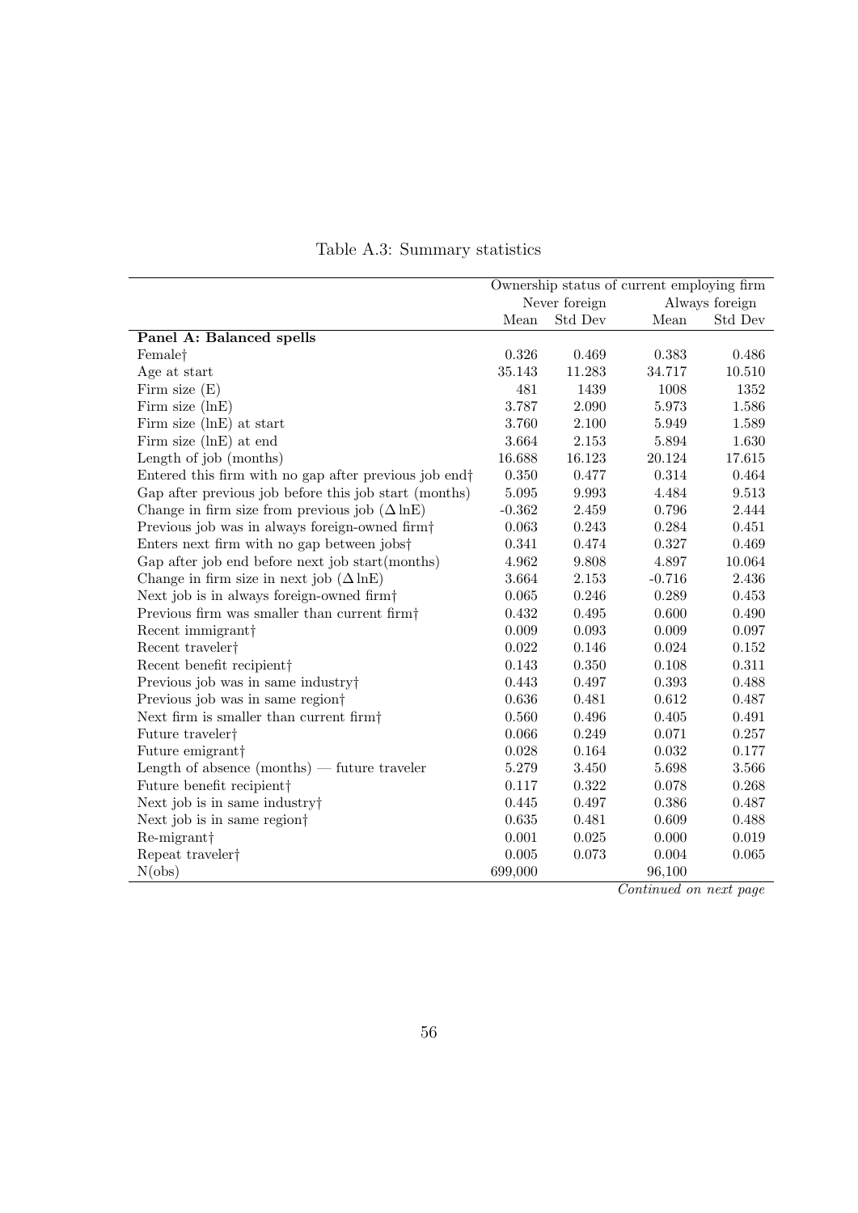Table A.3: Summary statistics

| | Ownership status of current employing firm | | | |
|---|---|---|---|---|
| | Never foreign | | Always foreign | |
| | Mean | Std Dev | Mean | Std Dev |
| **Panel A: Balanced spells** | | | | |
| Female† | 0.326 | 0.469 | 0.383 | 0.486 |
| Age at start | 35.143 | 11.283 | 34.717 | 10.510 |
| Firm size (E) | 481 | 1439 | 1008 | 1352 |
| Firm size (lnE) | 3.787 | 2.090 | 5.973 | 1.586 |
| Firm size (lnE) at start | 3.760 | 2.100 | 5.949 | 1.589 |
| Firm size (lnE) at end | 3.664 | 2.153 | 5.894 | 1.630 |
| Length of job (months) | 16.688 | 16.123 | 20.124 | 17.615 |
| Entered this firm with no gap after previous job end† | 0.350 | 0.477 | 0.314 | 0.464 |
| Gap after previous job before this job start (months) | 5.095 | 9.993 | 4.484 | 9.513 |
| Change in firm size from previous job ($\Delta$ lnE) | -0.362 | 2.459 | 0.796 | 2.444 |
| Previous job was in always foreign-owned firm† | 0.063 | 0.243 | 0.284 | 0.451 |
| Enters next firm with no gap between jobs† | 0.341 | 0.474 | 0.327 | 0.469 |
| Gap after job end before next job start(months) | 4.962 | 9.808 | 4.897 | 10.064 |
| Change in firm size in next job ($\Delta$ lnE) | 3.664 | 2.153 | -0.716 | 2.436 |
| Next job is in always foreign-owned firm† | 0.065 | 0.246 | 0.289 | 0.453 |
| Previous firm was smaller than current firm† | 0.432 | 0.495 | 0.600 | 0.490 |
| Recent immigrant† | 0.009 | 0.093 | 0.009 | 0.097 |
| Recent traveler† | 0.022 | 0.146 | 0.024 | 0.152 |
| Recent benefit recipient† | 0.143 | 0.350 | 0.108 | 0.311 |
| Previous job was in same industry† | 0.443 | 0.497 | 0.393 | 0.488 |
| Previous job was in same region† | 0.636 | 0.481 | 0.612 | 0.487 |
| Next firm is smaller than current firm† | 0.560 | 0.496 | 0.405 | 0.491 |
| Future traveler† | 0.066 | 0.249 | 0.071 | 0.257 |
| Future emigrant† | 0.028 | 0.164 | 0.032 | 0.177 |
| Length of absence (months) — future traveler | 5.279 | 3.450 | 5.698 | 3.566 |
| Future benefit recipient† | 0.117 | 0.322 | 0.078 | 0.268 |
| Next job is in same industry† | 0.445 | 0.497 | 0.386 | 0.487 |
| Next job is in same region† | 0.635 | 0.481 | 0.609 | 0.488 |
| Re-migrant† | 0.001 | 0.025 | 0.000 | 0.019 |
| Repeat traveler† | 0.005 | 0.073 | 0.004 | 0.065 |
| N(obs) | 699,000 | | 96,100 | |

*Continued on next page*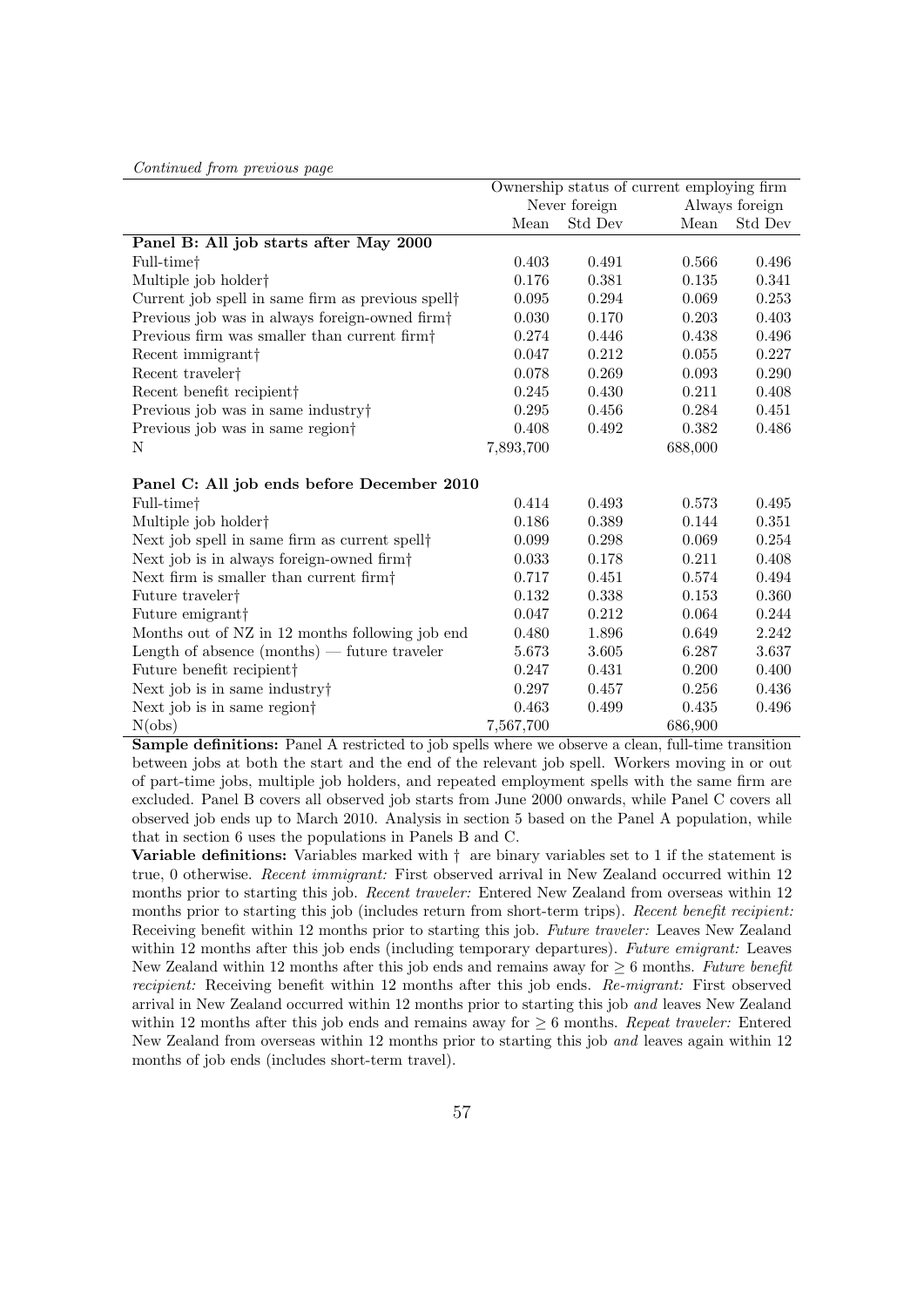*Continued from previous page*

| | Ownership status of current employing firm | | | |
|---|---|---|---|---|
| | Never foreign | | Always foreign | |
| | Mean | Std Dev | Mean | Std Dev |
| **Panel B: All job starts after May 2000** | | | | |
| Full-time† | 0.403 | 0.491 | 0.566 | 0.496 |
| Multiple job holder† | 0.176 | 0.381 | 0.135 | 0.341 |
| Current job spell in same firm as previous spell† | 0.095 | 0.294 | 0.069 | 0.253 |
| Previous job was in always foreign-owned firm† | 0.030 | 0.170 | 0.203 | 0.403 |
| Previous firm was smaller than current firm† | 0.274 | 0.446 | 0.438 | 0.496 |
| Recent immigrant† | 0.047 | 0.212 | 0.055 | 0.227 |
| Recent traveler† | 0.078 | 0.269 | 0.093 | 0.290 |
| Recent benefit recipient† | 0.245 | 0.430 | 0.211 | 0.408 |
| Previous job was in same industry† | 0.295 | 0.456 | 0.284 | 0.451 |
| Previous job was in same region† | 0.408 | 0.492 | 0.382 | 0.486 |
| N | 7,893,700 | | 688,000 | |
| **Panel C: All job ends before December 2010** | | | | |
| Full-time† | 0.414 | 0.493 | 0.573 | 0.495 |
| Multiple job holder† | 0.186 | 0.389 | 0.144 | 0.351 |
| Next job spell in same firm as current spell† | 0.099 | 0.298 | 0.069 | 0.254 |
| Next job is in always foreign-owned firm† | 0.033 | 0.178 | 0.211 | 0.408 |
| Next firm is smaller than current firm† | 0.717 | 0.451 | 0.574 | 0.494 |
| Future traveler† | 0.132 | 0.338 | 0.153 | 0.360 |
| Future emigrant† | 0.047 | 0.212 | 0.064 | 0.244 |
| Months out of NZ in 12 months following job end | 0.480 | 1.896 | 0.649 | 2.242 |
| Length of absence (months) — future traveler | 5.673 | 3.605 | 6.287 | 3.637 |
| Future benefit recipient† | 0.247 | 0.431 | 0.200 | 0.400 |
| Next job is in same industry† | 0.297 | 0.457 | 0.256 | 0.436 |
| Next job is in same region† | 0.463 | 0.499 | 0.435 | 0.496 |
| N(obs) | 7,567,700 | | 686,900 | |

**Sample definitions:** Panel A restricted to job spells where we observe a clean, full-time transition between jobs at both the start and the end of the relevant job spell. Workers moving in or out of part-time jobs, multiple job holders, and repeated employment spells with the same firm are excluded. Panel B covers all observed job starts from June 2000 onwards, while Panel C covers all observed job ends up to March 2010. Analysis in section 5 based on the Panel A population, while that in section 6 uses the populations in Panels B and C.

**Variable definitions:** Variables marked with † are binary variables set to 1 if the statement is true, 0 otherwise. *Recent immigrant:* First observed arrival in New Zealand occurred within 12 months prior to starting this job. *Recent traveler:* Entered New Zealand from overseas within 12 months prior to starting this job (includes return from short-term trips). *Recent benefit recipient:* Receiving benefit within 12 months prior to starting this job. *Future traveler:* Leaves New Zealand within 12 months after this job ends (including temporary departures). *Future emigrant:* Leaves New Zealand within 12 months after this job ends and remains away for $\geq 6$ months. *Future benefit recipient:* Receiving benefit within 12 months after this job ends. *Re-migrant:* First observed arrival in New Zealand occurred within 12 months prior to starting this job *and* leaves New Zealand within 12 months after this job ends and remains away for $\geq 6$ months. *Repeat traveler:* Entered New Zealand from overseas within 12 months prior to starting this job *and* leaves again within 12 months of job ends (includes short-term travel).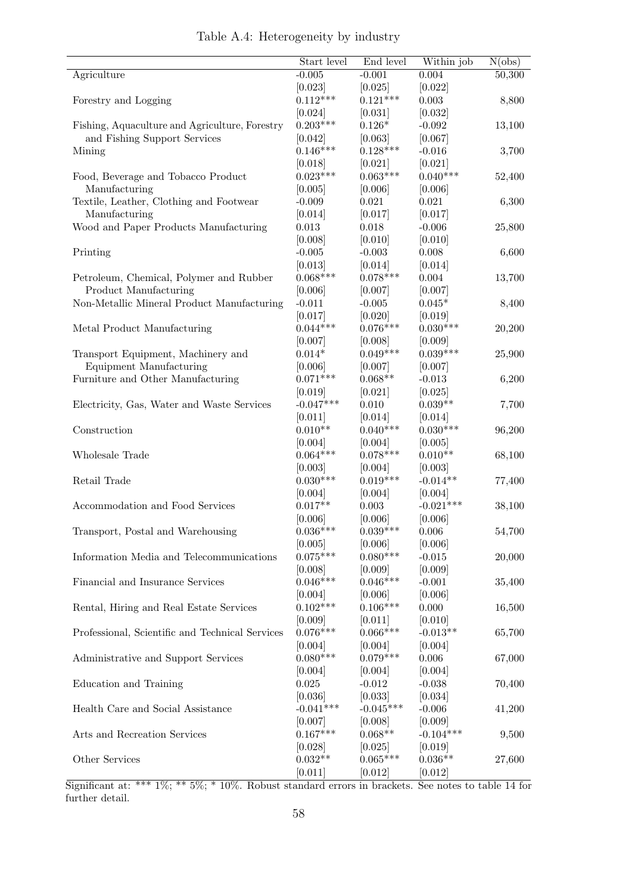Table A.4: Heterogeneity by industry

| | Start level | End level | Within job | N(obs) |
|---|---|---|---|---|
| Agriculture | -0.005 | -0.001 | 0.004 | 50,300 |
| | [0.023] | [0.025] | [0.022] | |
| Forestry and Logging | 0.112*** | 0.121*** | 0.003 | 8,800 |
| | [0.024] | [0.031] | [0.032] | |
| Fishing, Aquaculture and Agriculture, Forestry and Fishing Support Services | 0.203*** | 0.126* | -0.092 | 13,100 |
| | [0.042] | [0.063] | [0.067] | |
| Mining | 0.146*** | 0.128*** | -0.016 | 3,700 |
| | [0.018] | [0.021] | [0.021] | |
| Food, Beverage and Tobacco Product Manufacturing | 0.023*** | 0.063*** | 0.040*** | 52,400 |
| | [0.005] | [0.006] | [0.006] | |
| Textile, Leather, Clothing and Footwear Manufacturing | -0.009 | 0.021 | 0.021 | 6,300 |
| | [0.014] | [0.017] | [0.017] | |
| Wood and Paper Products Manufacturing | 0.013 | 0.018 | -0.006 | 25,800 |
| | [0.008] | [0.010] | [0.010] | |
| Printing | -0.005 | -0.003 | 0.008 | 6,600 |
| | [0.013] | [0.014] | [0.014] | |
| Petroleum, Chemical, Polymer and Rubber Product Manufacturing | 0.068*** | 0.078*** | 0.004 | 13,700 |
| | [0.006] | [0.007] | [0.007] | |
| Non-Metallic Mineral Product Manufacturing | -0.011 | -0.005 | 0.045* | 8,400 |
| | [0.017] | [0.020] | [0.019] | |
| Metal Product Manufacturing | 0.044*** | 0.076*** | 0.030*** | 20,200 |
| | [0.007] | [0.008] | [0.009] | |
| Transport Equipment, Machinery and Equipment Manufacturing | 0.014* | 0.049*** | 0.039*** | 25,900 |
| | [0.006] | [0.007] | [0.007] | |
| Furniture and Other Manufacturing | 0.071*** | 0.068** | -0.013 | 6,200 |
| | [0.019] | [0.021] | [0.025] | |
| Electricity, Gas, Water and Waste Services | -0.047*** | 0.010 | 0.039** | 7,700 |
| | [0.011] | [0.014] | [0.014] | |
| Construction | 0.010** | 0.040*** | 0.030*** | 96,200 |
| | [0.004] | [0.004] | [0.005] | |
| Wholesale Trade | 0.064*** | 0.078*** | 0.010** | 68,100 |
| | [0.003] | [0.004] | [0.003] | |
| Retail Trade | 0.030*** | 0.019*** | -0.014** | 77,400 |
| | [0.004] | [0.004] | [0.004] | |
| Accommodation and Food Services | 0.017** | 0.003 | -0.021*** | 38,100 |
| | [0.006] | [0.006] | [0.006] | |
| Transport, Postal and Warehousing | 0.036*** | 0.039*** | 0.006 | 54,700 |
| | [0.005] | [0.006] | [0.006] | |
| Information Media and Telecommunications | 0.075*** | 0.080*** | -0.015 | 20,000 |
| | [0.008] | [0.009] | [0.009] | |
| Financial and Insurance Services | 0.046*** | 0.046*** | -0.001 | 35,400 |
| | [0.004] | [0.006] | [0.006] | |
| Rental, Hiring and Real Estate Services | 0.102*** | 0.106*** | 0.000 | 16,500 |
| | [0.009] | [0.011] | [0.010] | |
| Professional, Scientific and Technical Services | 0.076*** | 0.066*** | -0.013** | 65,700 |
| | [0.004] | [0.004] | [0.004] | |
| Administrative and Support Services | 0.080*** | 0.079*** | 0.006 | 67,000 |
| | [0.004] | [0.004] | [0.004] | |
| Education and Training | 0.025 | -0.012 | -0.038 | 70,400 |
| | [0.036] | [0.033] | [0.034] | |
| Health Care and Social Assistance | -0.041*** | -0.045*** | -0.006 | 41,200 |
| | [0.007] | [0.008] | [0.009] | |
| Arts and Recreation Services | 0.167*** | 0.068** | -0.104*** | 9,500 |
| | [0.028] | [0.025] | [0.019] | |
| Other Services | 0.032** | 0.065*** | 0.036** | 27,600 |
| | [0.011] | [0.012] | [0.012] | |

Significant at: *** 1%; ** 5%; * 10%. Robust standard errors in brackets. See notes to table 14 for further detail.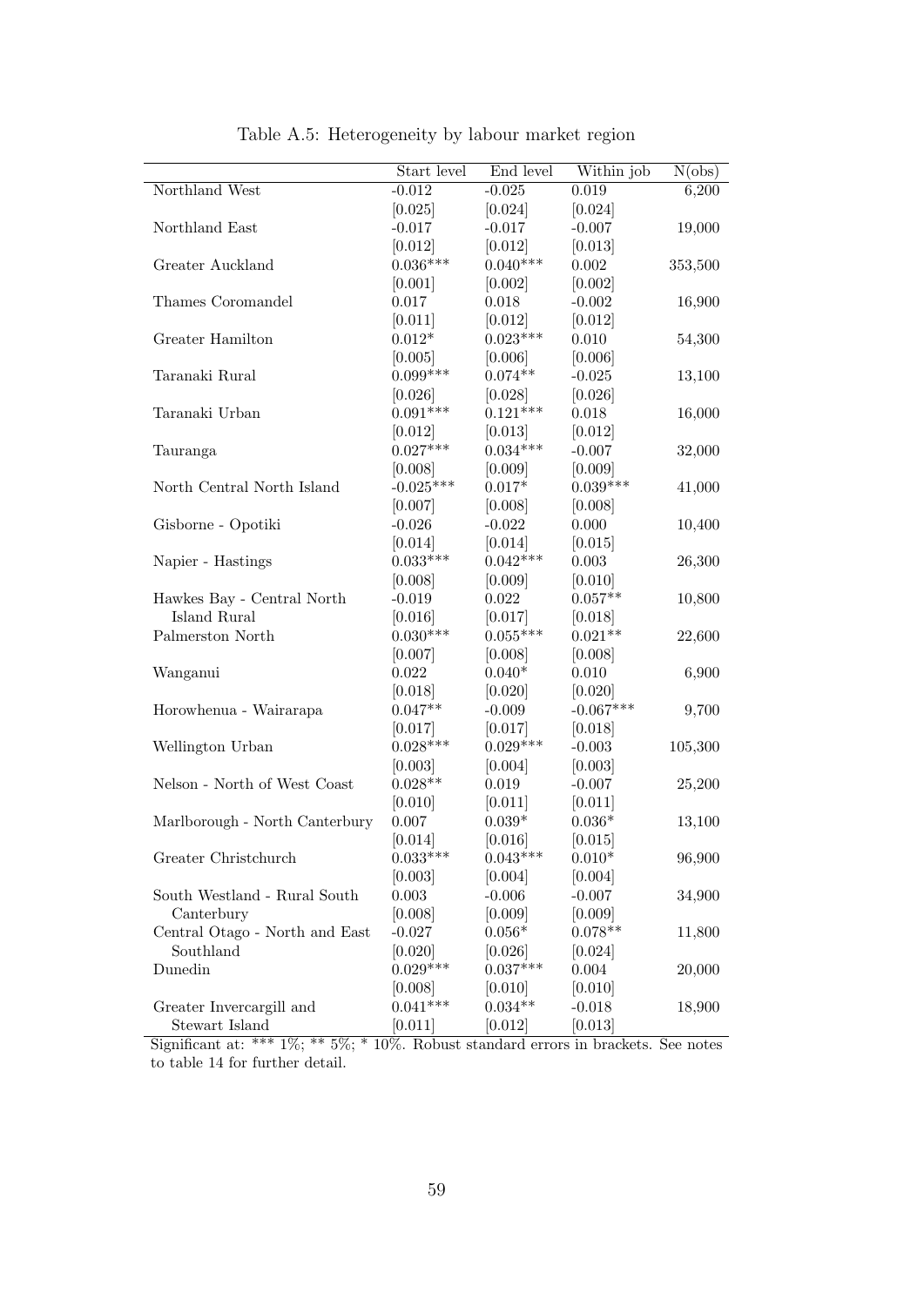Table A.5: Heterogeneity by labour market region

| | Start level | End level | Within job | N(obs) |
|---|---|---|---|---|
| Northland West | -0.012 | -0.025 | 0.019 | 6,200 |
| | [0.025] | [0.024] | [0.024] | |
| Northland East | -0.017 | -0.017 | -0.007 | 19,000 |
| | [0.012] | [0.012] | [0.013] | |
| Greater Auckland | 0.036*** | 0.040*** | 0.002 | 353,500 |
| | [0.001] | [0.002] | [0.002] | |
| Thames Coromandel | 0.017 | 0.018 | -0.002 | 16,900 |
| | [0.011] | [0.012] | [0.012] | |
| Greater Hamilton | 0.012* | 0.023*** | 0.010 | 54,300 |
| | [0.005] | [0.006] | [0.006] | |
| Taranaki Rural | 0.099*** | 0.074** | -0.025 | 13,100 |
| | [0.026] | [0.028] | [0.026] | |
| Taranaki Urban | 0.091*** | 0.121*** | 0.018 | 16,000 |
| | [0.012] | [0.013] | [0.012] | |
| Tauranga | 0.027*** | 0.034*** | -0.007 | 32,000 |
| | [0.008] | [0.009] | [0.009] | |
| North Central North Island | -0.025*** | 0.017* | 0.039*** | 41,000 |
| | [0.007] | [0.008] | [0.008] | |
| Gisborne - Opotiki | -0.026 | -0.022 | 0.000 | 10,400 |
| | [0.014] | [0.014] | [0.015] | |
| Napier - Hastings | 0.033*** | 0.042*** | 0.003 | 26,300 |
| | [0.008] | [0.009] | [0.010] | |
| Hawkes Bay - Central North Island Rural | -0.019 | 0.022 | 0.057** | 10,800 |
| | [0.016] | [0.017] | [0.018] | |
| Palmerston North | 0.030*** | 0.055*** | 0.021** | 22,600 |
| | [0.007] | [0.008] | [0.008] | |
| Wanganui | 0.022 | 0.040* | 0.010 | 6,900 |
| | [0.018] | [0.020] | [0.020] | |
| Horowhenua - Wairarapa | 0.047** | -0.009 | -0.067*** | 9,700 |
| | [0.017] | [0.017] | [0.018] | |
| Wellington Urban | 0.028*** | 0.029*** | -0.003 | 105,300 |
| | [0.003] | [0.004] | [0.003] | |
| Nelson - North of West Coast | 0.028** | 0.019 | -0.007 | 25,200 |
| | [0.010] | [0.011] | [0.011] | |
| Marlborough - North Canterbury | 0.007 | 0.039* | 0.036* | 13,100 |
| | [0.014] | [0.016] | [0.015] | |
| Greater Christchurch | 0.033*** | 0.043*** | 0.010* | 96,900 |
| | [0.003] | [0.004] | [0.004] | |
| South Westland - Rural South Canterbury | 0.003 | -0.006 | -0.007 | 34,900 |
| | [0.008] | [0.009] | [0.009] | |
| Central Otago - North and East Southland | -0.027 | 0.056* | 0.078** | 11,800 |
| | [0.020] | [0.026] | [0.024] | |
| Dunedin | 0.029*** | 0.037*** | 0.004 | 20,000 |
| | [0.008] | [0.010] | [0.010] | |
| Greater Invercargill and Stewart Island | 0.041*** | 0.034** | -0.018 | 18,900 |
| | [0.011] | [0.012] | [0.013] | |

Significant at: *** 1%; ** 5%; * 10%. Robust standard errors in brackets. See notes to table 14 for further detail.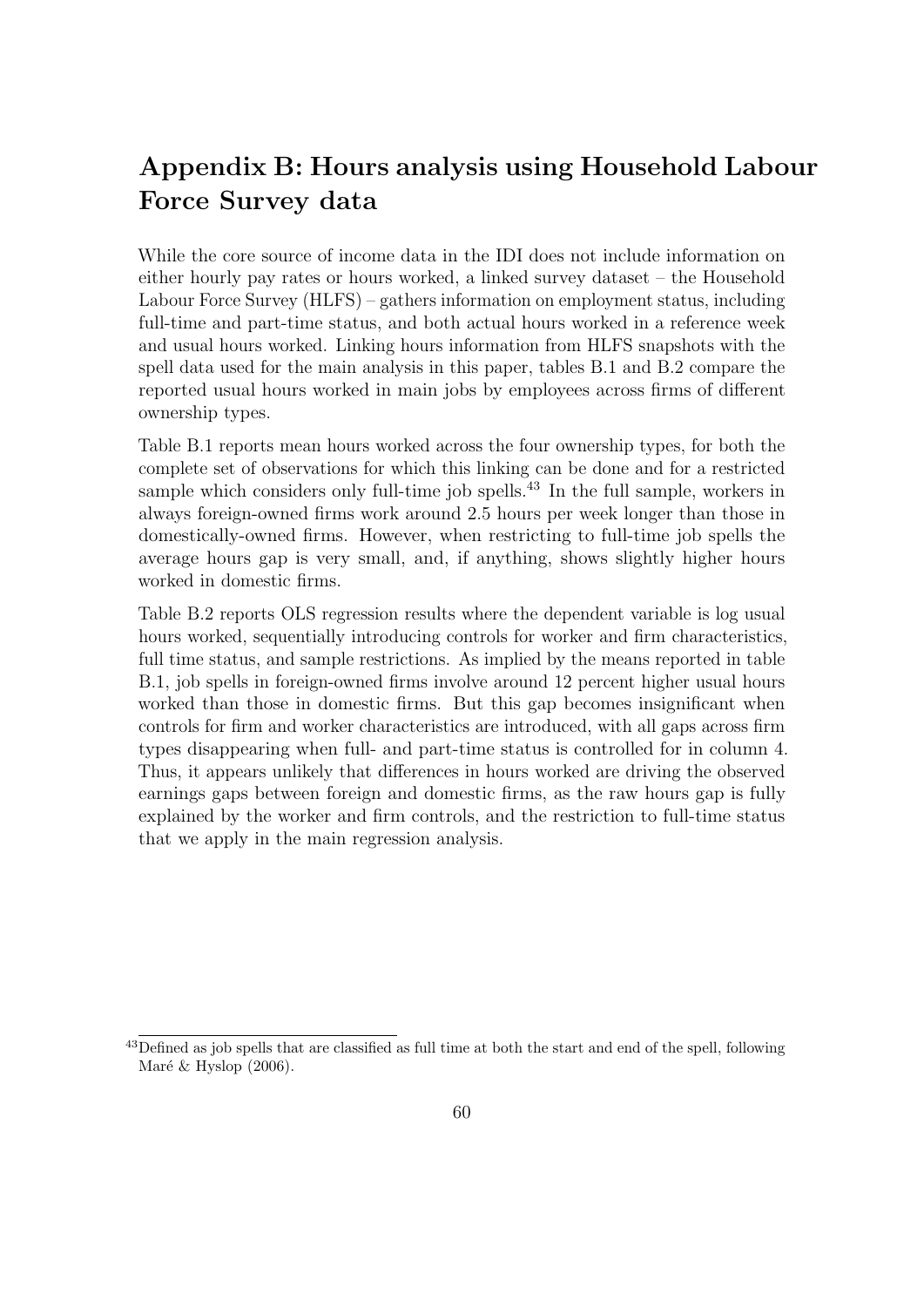# Appendix B: Hours analysis using Household Labour Force Survey data

While the core source of income data in the IDI does not include information on either hourly pay rates or hours worked, a linked survey dataset – the Household Labour Force Survey (HLFS) – gathers information on employment status, including full-time and part-time status, and both actual hours worked in a reference week and usual hours worked. Linking hours information from HLFS snapshots with the spell data used for the main analysis in this paper, tables B.1 and B.2 compare the reported usual hours worked in main jobs by employees across firms of different ownership types.

Table B.1 reports mean hours worked across the four ownership types, for both the complete set of observations for which this linking can be done and for a restricted sample which considers only full-time job spells.[43] In the full sample, workers in always foreign-owned firms work around 2.5 hours per week longer than those in domestically-owned firms. However, when restricting to full-time job spells the average hours gap is very small, and, if anything, shows slightly higher hours worked in domestic firms.

Table B.2 reports OLS regression results where the dependent variable is log usual hours worked, sequentially introducing controls for worker and firm characteristics, full time status, and sample restrictions. As implied by the means reported in table B.1, job spells in foreign-owned firms involve around 12 percent higher usual hours worked than those in domestic firms. But this gap becomes insignificant when controls for firm and worker characteristics are introduced, with all gaps across firm types disappearing when full- and part-time status is controlled for in column 4. Thus, it appears unlikely that differences in hours worked are driving the observed earnings gaps between foreign and domestic firms, as the raw hours gap is fully explained by the worker and firm controls, and the restriction to full-time status that we apply in the main regression analysis.

[43] Defined as job spells that are classified as full time at both the start and end of the spell, following Maré & Hyslop (2006).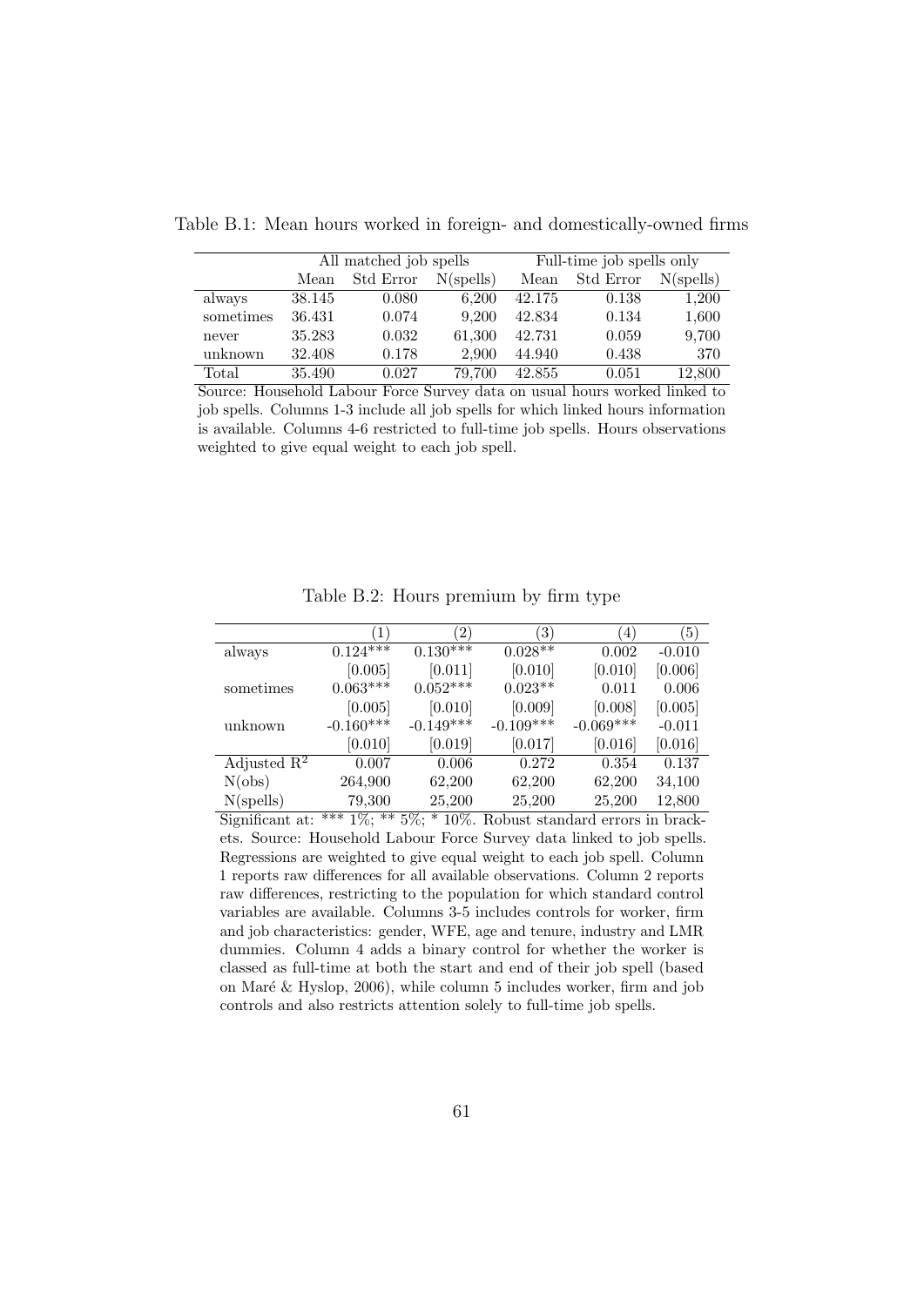Table B.1: Mean hours worked in foreign- and domestically-owned firms

| | All matched job spells | | | Full-time job spells only | | |
|---|---|---|---|---|---|---|
| | Mean | Std Error | N(spells) | Mean | Std Error | N(spells) |
| always | 38.145 | 0.080 | 6,200 | 42.175 | 0.138 | 1,200 |
| sometimes | 36.431 | 0.074 | 9,200 | 42.834 | 0.134 | 1,600 |
| never | 35.283 | 0.032 | 61,300 | 42.731 | 0.059 | 9,700 |
| unknown | 32.408 | 0.178 | 2,900 | 44.940 | 0.438 | 370 |
| Total | 35.490 | 0.027 | 79,700 | 42.855 | 0.051 | 12,800 |

Source: Household Labour Force Survey data on usual hours worked linked to job spells. Columns 1-3 include all job spells for which linked hours information is available. Columns 4-6 restricted to full-time job spells. Hours observations weighted to give equal weight to each job spell.

Table B.2: Hours premium by firm type

| | (1) | (2) | (3) | (4) | (5) |
|---|---|---|---|---|---|
| always | 0.124*** | 0.130*** | 0.028** | 0.002 | -0.010 |
| | [0.005] | [0.011] | [0.010] | [0.010] | [0.006] |
| sometimes | 0.063*** | 0.052*** | 0.023** | 0.011 | 0.006 |
| | [0.005] | [0.010] | [0.009] | [0.008] | [0.005] |
| unknown | -0.160*** | -0.149*** | -0.109*** | -0.069*** | -0.011 |
| | [0.010] | [0.019] | [0.017] | [0.016] | [0.016] |
| Adjusted $R^2$ | 0.007 | 0.006 | 0.272 | 0.354 | 0.137 |
| N(obs) | 264,900 | 62,200 | 62,200 | 62,200 | 34,100 |
| N(spells) | 79,300 | 25,200 | 25,200 | 25,200 | 12,800 |

Significant at: *** 1%; ** 5%; * 10%. Robust standard errors in brackets. Source: Household Labour Force Survey data linked to job spells. Regressions are weighted to give equal weight to each job spell. Column 1 reports raw differences for all available observations. Column 2 reports raw differences, restricting to the population for which standard control variables are available. Columns 3-5 includes controls for worker, firm and job characteristics: gender, WFE, age and tenure, industry and LMR dummies. Column 4 adds a binary control for whether the worker is classed as full-time at both the start and end of their job spell (based on Maré & Hyslop, 2006), while column 5 includes worker, firm and job controls and also restricts attention solely to full-time job spells.